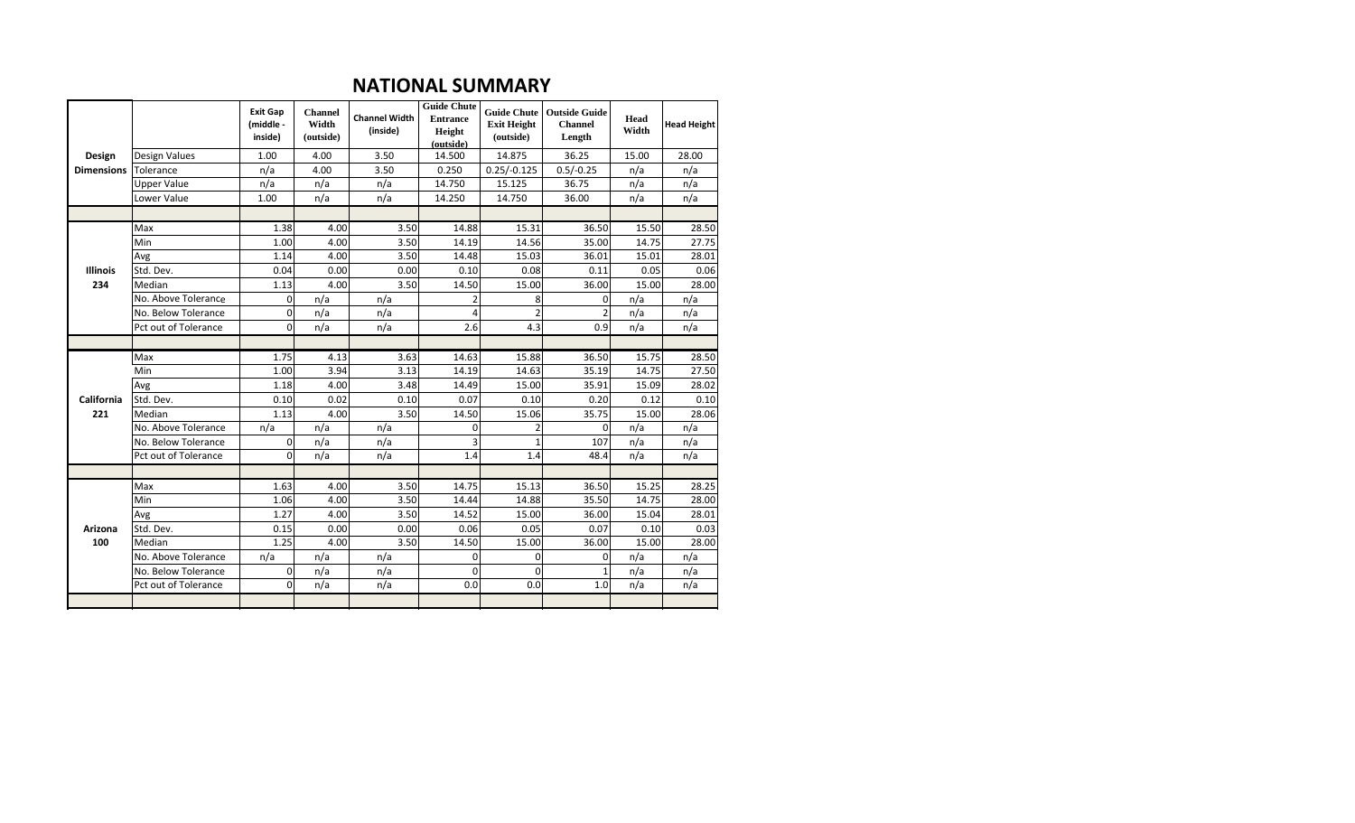# NATIONAL SUMMARY

| | | Exit Gap (middle - inside) | Channel Width (outside) | Channel Width (inside) | Guide Chute Entrance Height (outside) | Guide Chute Exit Height (outside) | Outside Guide Channel Length | Head Width | Head Height |
|---|---|---|---|---|---|---|---|---|---|
| **Design Dimensions** | Design Values | 1.00 | 4.00 | 3.50 | 14.500 | 14.875 | 36.25 | 15.00 | 28.00 |
| | Tolerance | n/a | 4.00 | 3.50 | 0.250 | 0.25/-0.125 | 0.5/-0.25 | n/a | n/a |
| | Upper Value | n/a | n/a | n/a | 14.750 | 15.125 | 36.75 | n/a | n/a |
| | Lower Value | 1.00 | n/a | n/a | 14.250 | 14.750 | 36.00 | n/a | n/a |
| | | | | | | | | | |
| **Illinois 234** | Max | 1.38 | 4.00 | 3.50 | 14.88 | 15.31 | 36.50 | 15.50 | 28.50 |
| | Min | 1.00 | 4.00 | 3.50 | 14.19 | 14.56 | 35.00 | 14.75 | 27.75 |
| | Avg | 1.14 | 4.00 | 3.50 | 14.48 | 15.03 | 36.01 | 15.01 | 28.01 |
| | Std. Dev. | 0.04 | 0.00 | 0.00 | 0.10 | 0.08 | 0.11 | 0.05 | 0.06 |
| | Median | 1.13 | 4.00 | 3.50 | 14.50 | 15.00 | 36.00 | 15.00 | 28.00 |
| | No. Above Tolerance | 0 | n/a | n/a | 2 | 8 | 0 | n/a | n/a |
| | No. Below Tolerance | 0 | n/a | n/a | 4 | 2 | 2 | n/a | n/a |
| | Pct out of Tolerance | 0 | n/a | n/a | 2.6 | 4.3 | 0.9 | n/a | n/a |
| | | | | | | | | | |
| **California 221** | Max | 1.75 | 4.13 | 3.63 | 14.63 | 15.88 | 36.50 | 15.75 | 28.50 |
| | Min | 1.00 | 3.94 | 3.13 | 14.19 | 14.63 | 35.19 | 14.75 | 27.50 |
| | Avg | 1.18 | 4.00 | 3.48 | 14.49 | 15.00 | 35.91 | 15.09 | 28.02 |
| | Std. Dev. | 0.10 | 0.02 | 0.10 | 0.07 | 0.10 | 0.20 | 0.12 | 0.10 |
| | Median | 1.13 | 4.00 | 3.50 | 14.50 | 15.06 | 35.75 | 15.00 | 28.06 |
| | No. Above Tolerance | n/a | n/a | n/a | 0 | 2 | 0 | n/a | n/a |
| | No. Below Tolerance | 0 | n/a | n/a | 3 | 1 | 107 | n/a | n/a |
| | Pct out of Tolerance | 0 | n/a | n/a | 1.4 | 1.4 | 48.4 | n/a | n/a |
| | | | | | | | | | |
| **Arizona 100** | Max | 1.63 | 4.00 | 3.50 | 14.75 | 15.13 | 36.50 | 15.25 | 28.25 |
| | Min | 1.06 | 4.00 | 3.50 | 14.44 | 14.88 | 35.50 | 14.75 | 28.00 |
| | Avg | 1.27 | 4.00 | 3.50 | 14.52 | 15.00 | 36.00 | 15.04 | 28.01 |
| | Std. Dev. | 0.15 | 0.00 | 0.00 | 0.06 | 0.05 | 0.07 | 0.10 | 0.03 |
| | Median | 1.25 | 4.00 | 3.50 | 14.50 | 15.00 | 36.00 | 15.00 | 28.00 |
| | No. Above Tolerance | n/a | n/a | n/a | 0 | 0 | 0 | n/a | n/a |
| | No. Below Tolerance | 0 | n/a | n/a | 0 | 0 | 1 | n/a | n/a |
| | Pct out of Tolerance | 0 | n/a | n/a | 0.0 | 0.0 | 1.0 | n/a | n/a |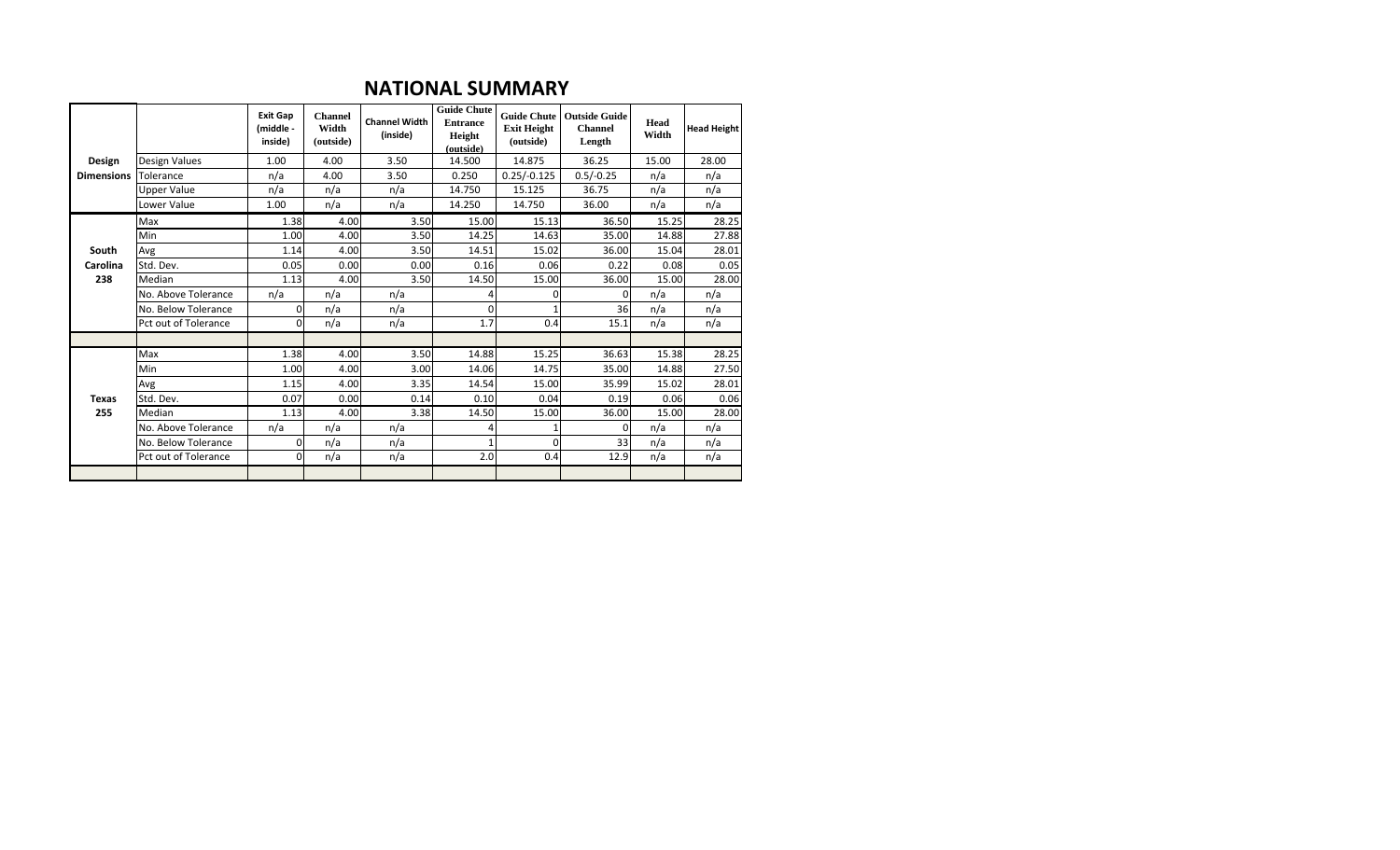# NATIONAL SUMMARY

| | | Exit Gap (middle - inside) | Channel Width (outside) | Channel Width (inside) | Guide Chute Entrance Height (outside) | Guide Chute Exit Height (outside) | Outside Guide Channel Length | Head Width | Head Height |
|---|---|---|---|---|---|---|---|---|---|
| Design Dimensions | Design Values | 1.00 | 4.00 | 3.50 | 14.500 | 14.875 | 36.25 | 15.00 | 28.00 |
| | Tolerance | n/a | 4.00 | 3.50 | 0.250 | 0.25/-0.125 | 0.5/-0.25 | n/a | n/a |
| | Upper Value | n/a | n/a | n/a | 14.750 | 15.125 | 36.75 | n/a | n/a |
| | Lower Value | 1.00 | n/a | n/a | 14.250 | 14.750 | 36.00 | n/a | n/a |
| South Carolina 238 | Max | 1.38 | 4.00 | 3.50 | 15.00 | 15.13 | 36.50 | 15.25 | 28.25 |
| | Min | 1.00 | 4.00 | 3.50 | 14.25 | 14.63 | 35.00 | 14.88 | 27.88 |
| | Avg | 1.14 | 4.00 | 3.50 | 14.51 | 15.02 | 36.00 | 15.04 | 28.01 |
| | Std. Dev. | 0.05 | 0.00 | 0.00 | 0.16 | 0.06 | 0.22 | 0.08 | 0.05 |
| | Median | 1.13 | 4.00 | 3.50 | 14.50 | 15.00 | 36.00 | 15.00 | 28.00 |
| | No. Above Tolerance | n/a | n/a | n/a | 4 | 0 | 0 | n/a | n/a |
| | No. Below Tolerance | 0 | n/a | n/a | 0 | 1 | 36 | n/a | n/a |
| | Pct out of Tolerance | 0 | n/a | n/a | 1.7 | 0.4 | 15.1 | n/a | n/a |
| | | | | | | | | | |
| Texas 255 | Max | 1.38 | 4.00 | 3.50 | 14.88 | 15.25 | 36.63 | 15.38 | 28.25 |
| | Min | 1.00 | 4.00 | 3.00 | 14.06 | 14.75 | 35.00 | 14.88 | 27.50 |
| | Avg | 1.15 | 4.00 | 3.35 | 14.54 | 15.00 | 35.99 | 15.02 | 28.01 |
| | Std. Dev. | 0.07 | 0.00 | 0.14 | 0.10 | 0.04 | 0.19 | 0.06 | 0.06 |
| | Median | 1.13 | 4.00 | 3.38 | 14.50 | 15.00 | 36.00 | 15.00 | 28.00 |
| | No. Above Tolerance | n/a | n/a | n/a | 4 | 1 | 0 | n/a | n/a |
| | No. Below Tolerance | 0 | n/a | n/a | 1 | 0 | 33 | n/a | n/a |
| | Pct out of Tolerance | 0 | n/a | n/a | 2.0 | 0.4 | 12.9 | n/a | n/a |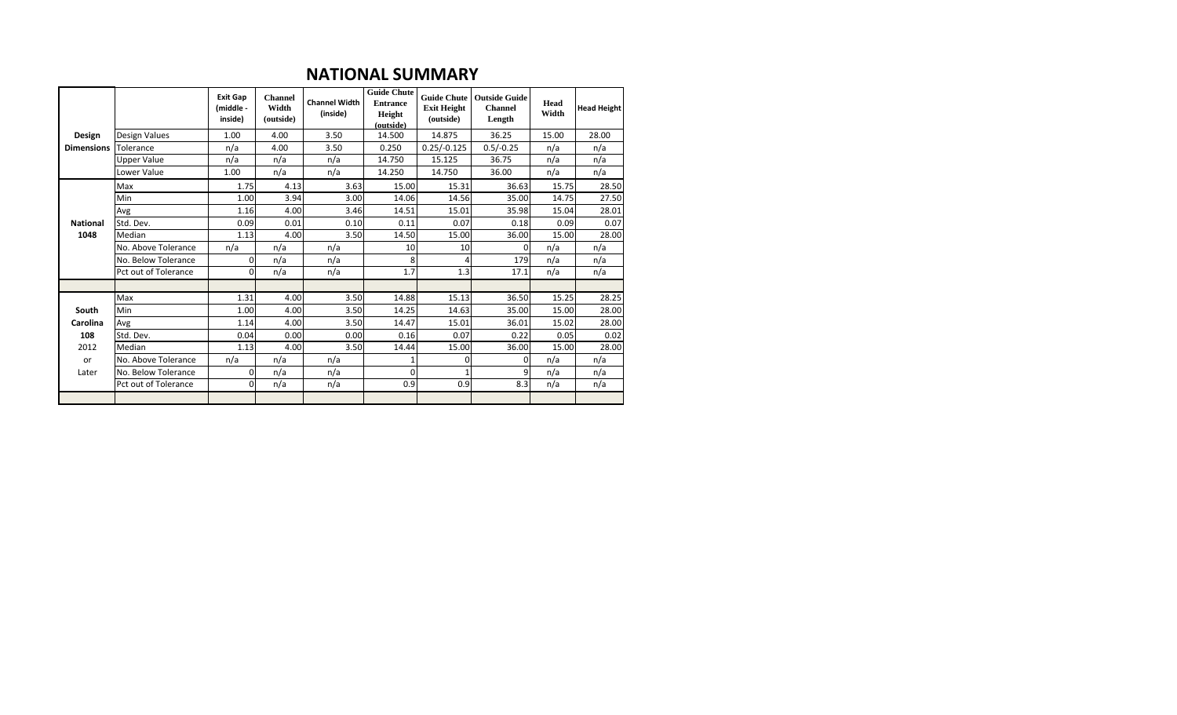# NATIONAL SUMMARY

| | | Exit Gap (middle - inside) | Channel Width (outside) | Channel Width (inside) | Guide Chute Entrance Height (outside) | Guide Chute Exit Height (outside) | Outside Guide Channel Length | Head Width | Head Height |
|---|---|---|---|---|---|---|---|---|---|
| **Design Dimensions** | Design Values | 1.00 | 4.00 | 3.50 | 14.500 | 14.875 | 36.25 | 15.00 | 28.00 |
| | Tolerance | n/a | 4.00 | 3.50 | 0.250 | 0.25/-0.125 | 0.5/-0.25 | n/a | n/a |
| | Upper Value | n/a | n/a | n/a | 14.750 | 15.125 | 36.75 | n/a | n/a |
| | Lower Value | 1.00 | n/a | n/a | 14.250 | 14.750 | 36.00 | n/a | n/a |
| **National 1048** | Max | 1.75 | 4.13 | 3.63 | 15.00 | 15.31 | 36.63 | 15.75 | 28.50 |
| | Min | 1.00 | 3.94 | 3.00 | 14.06 | 14.56 | 35.00 | 14.75 | 27.50 |
| | Avg | 1.16 | 4.00 | 3.46 | 14.51 | 15.01 | 35.98 | 15.04 | 28.01 |
| | Std. Dev. | 0.09 | 0.01 | 0.10 | 0.11 | 0.07 | 0.18 | 0.09 | 0.07 |
| | Median | 1.13 | 4.00 | 3.50 | 14.50 | 15.00 | 36.00 | 15.00 | 28.00 |
| | No. Above Tolerance | n/a | n/a | n/a | 10 | 10 | 0 | n/a | n/a |
| | No. Below Tolerance | 0 | n/a | n/a | 8 | 4 | 179 | n/a | n/a |
| | Pct out of Tolerance | 0 | n/a | n/a | 1.7 | 1.3 | 17.1 | n/a | n/a |
| | | | | | | | | | |
| **South Carolina 108** 2012 or Later | Max | 1.31 | 4.00 | 3.50 | 14.88 | 15.13 | 36.50 | 15.25 | 28.25 |
| | Min | 1.00 | 4.00 | 3.50 | 14.25 | 14.63 | 35.00 | 15.00 | 28.00 |
| | Avg | 1.14 | 4.00 | 3.50 | 14.47 | 15.01 | 36.01 | 15.02 | 28.00 |
| | Std. Dev. | 0.04 | 0.00 | 0.00 | 0.16 | 0.07 | 0.22 | 0.05 | 0.02 |
| | Median | 1.13 | 4.00 | 3.50 | 14.44 | 15.00 | 36.00 | 15.00 | 28.00 |
| | No. Above Tolerance | n/a | n/a | n/a | 1 | 0 | 0 | n/a | n/a |
| | No. Below Tolerance | 0 | n/a | n/a | 0 | 1 | 9 | n/a | n/a |
| | Pct out of Tolerance | 0 | n/a | n/a | 0.9 | 0.9 | 8.3 | n/a | n/a |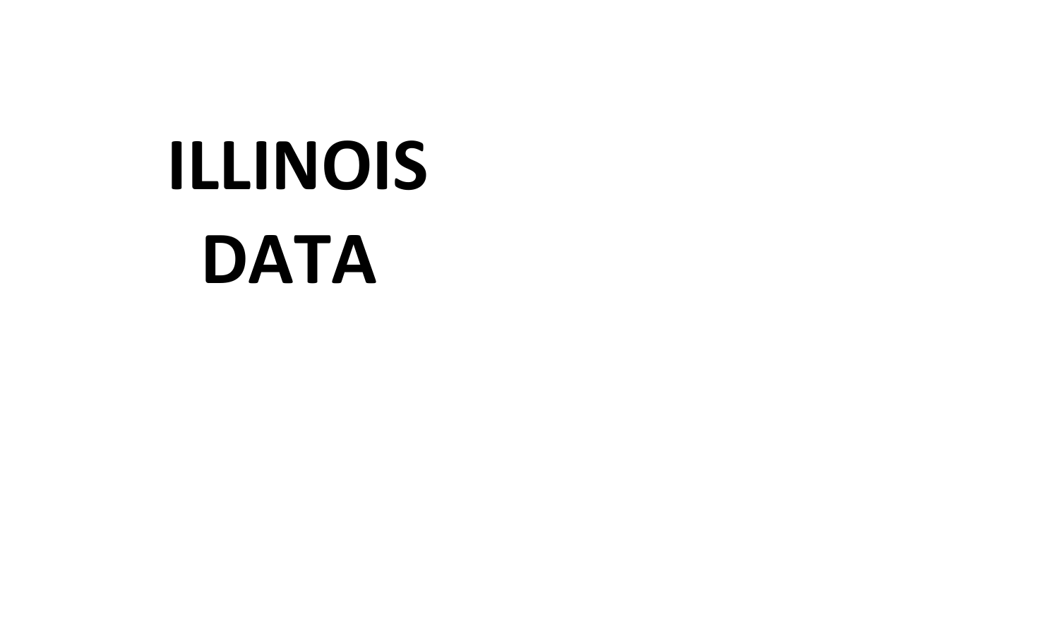# ILLINOIS DATA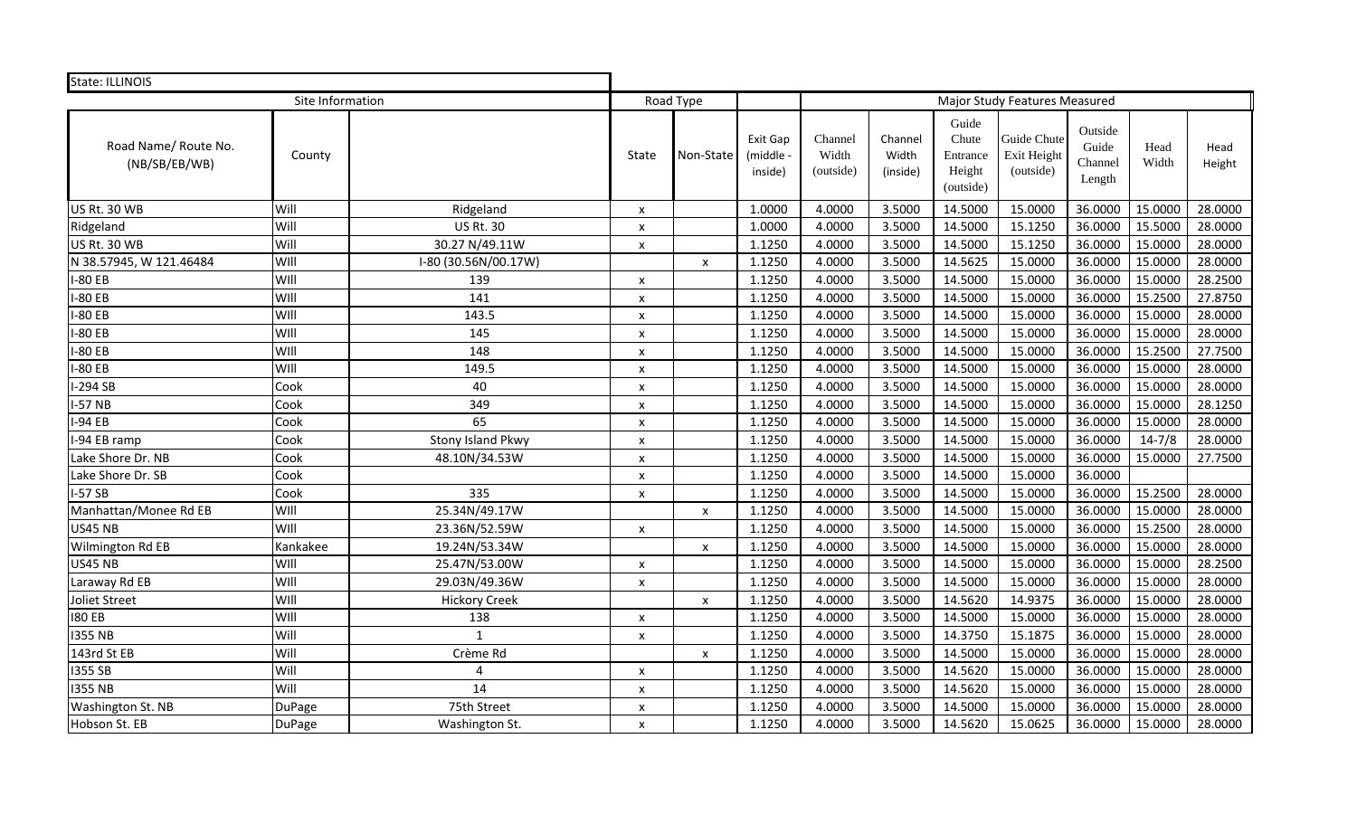| State: ILLINOIS | | | | | | | | | | | | |
|---|---|---|---|---|---|---|---|---|---|---|---|---|
| Site Information | | | Road Type | | | Major Study Features Measured | | | | | | |
| Road Name/ Route No. (NB/SB/EB/WB) | County | | State | Non-State | Exit Gap (middle - inside) | Channel Width (outside) | Channel Width (inside) | Guide Chute Entrance Height (outside) | Guide Chute Exit Height (outside) | Outside Guide Channel Length | Head Width | Head Height |
| US Rt. 30 WB | Will | Ridgeland | x | | 1.0000 | 4.0000 | 3.5000 | 14.5000 | 15.0000 | 36.0000 | 15.0000 | 28.0000 |
| Ridgeland | Will | US Rt. 30 | x | | 1.0000 | 4.0000 | 3.5000 | 14.5000 | 15.1250 | 36.0000 | 15.5000 | 28.0000 |
| US Rt. 30 WB | Will | 30.27 N/49.11W | x | | 1.1250 | 4.0000 | 3.5000 | 14.5000 | 15.1250 | 36.0000 | 15.0000 | 28.0000 |
| N 38.57945, W 121.46484 | WIll | I-80 (30.56N/00.17W) | | x | 1.1250 | 4.0000 | 3.5000 | 14.5625 | 15.0000 | 36.0000 | 15.0000 | 28.0000 |
| I-80 EB | WIll | 139 | x | | 1.1250 | 4.0000 | 3.5000 | 14.5000 | 15.0000 | 36.0000 | 15.0000 | 28.2500 |
| I-80 EB | WIll | 141 | x | | 1.1250 | 4.0000 | 3.5000 | 14.5000 | 15.0000 | 36.0000 | 15.2500 | 27.8750 |
| I-80 EB | WIll | 143.5 | x | | 1.1250 | 4.0000 | 3.5000 | 14.5000 | 15.0000 | 36.0000 | 15.0000 | 28.0000 |
| I-80 EB | WIll | 145 | x | | 1.1250 | 4.0000 | 3.5000 | 14.5000 | 15.0000 | 36.0000 | 15.0000 | 28.0000 |
| I-80 EB | WIll | 148 | x | | 1.1250 | 4.0000 | 3.5000 | 14.5000 | 15.0000 | 36.0000 | 15.2500 | 27.7500 |
| I-80 EB | WIll | 149.5 | x | | 1.1250 | 4.0000 | 3.5000 | 14.5000 | 15.0000 | 36.0000 | 15.0000 | 28.0000 |
| I-294 SB | Cook | 40 | x | | 1.1250 | 4.0000 | 3.5000 | 14.5000 | 15.0000 | 36.0000 | 15.0000 | 28.0000 |
| I-57 NB | Cook | 349 | x | | 1.1250 | 4.0000 | 3.5000 | 14.5000 | 15.0000 | 36.0000 | 15.0000 | 28.1250 |
| I-94 EB | Cook | 65 | x | | 1.1250 | 4.0000 | 3.5000 | 14.5000 | 15.0000 | 36.0000 | 15.0000 | 28.0000 |
| I-94 EB ramp | Cook | Stony Island Pkwy | x | | 1.1250 | 4.0000 | 3.5000 | 14.5000 | 15.0000 | 36.0000 | 14-7/8 | 28.0000 |
| Lake Shore Dr. NB | Cook | 48.10N/34.53W | x | | 1.1250 | 4.0000 | 3.5000 | 14.5000 | 15.0000 | 36.0000 | 15.0000 | 27.7500 |
| Lake Shore Dr. SB | Cook | | x | | 1.1250 | 4.0000 | 3.5000 | 14.5000 | 15.0000 | 36.0000 | | |
| I-57 SB | Cook | 335 | x | | 1.1250 | 4.0000 | 3.5000 | 14.5000 | 15.0000 | 36.0000 | 15.2500 | 28.0000 |
| Manhattan/Monee Rd EB | WIll | 25.34N/49.17W | | x | 1.1250 | 4.0000 | 3.5000 | 14.5000 | 15.0000 | 36.0000 | 15.0000 | 28.0000 |
| US45 NB | WIll | 23.36N/52.59W | x | | 1.1250 | 4.0000 | 3.5000 | 14.5000 | 15.0000 | 36.0000 | 15.2500 | 28.0000 |
| Wilmington Rd EB | Kankakee | 19.24N/53.34W | | x | 1.1250 | 4.0000 | 3.5000 | 14.5000 | 15.0000 | 36.0000 | 15.0000 | 28.0000 |
| US45 NB | WIll | 25.47N/53.00W | x | | 1.1250 | 4.0000 | 3.5000 | 14.5000 | 15.0000 | 36.0000 | 15.0000 | 28.2500 |
| Laraway Rd EB | WIll | 29.03N/49.36W | x | | 1.1250 | 4.0000 | 3.5000 | 14.5000 | 15.0000 | 36.0000 | 15.0000 | 28.0000 |
| Joliet Street | WIll | Hickory Creek | | x | 1.1250 | 4.0000 | 3.5000 | 14.5620 | 14.9375 | 36.0000 | 15.0000 | 28.0000 |
| I80 EB | WIll | 138 | x | | 1.1250 | 4.0000 | 3.5000 | 14.5000 | 15.0000 | 36.0000 | 15.0000 | 28.0000 |
| I355 NB | Will | 1 | x | | 1.1250 | 4.0000 | 3.5000 | 14.3750 | 15.1875 | 36.0000 | 15.0000 | 28.0000 |
| 143rd St EB | Will | Crème Rd | | x | 1.1250 | 4.0000 | 3.5000 | 14.5000 | 15.0000 | 36.0000 | 15.0000 | 28.0000 |
| I355 SB | Will | 4 | x | | 1.1250 | 4.0000 | 3.5000 | 14.5620 | 15.0000 | 36.0000 | 15.0000 | 28.0000 |
| I355 NB | Will | 14 | x | | 1.1250 | 4.0000 | 3.5000 | 14.5620 | 15.0000 | 36.0000 | 15.0000 | 28.0000 |
| Washington St. NB | DuPage | 75th Street | x | | 1.1250 | 4.0000 | 3.5000 | 14.5000 | 15.0000 | 36.0000 | 15.0000 | 28.0000 |
| Hobson St. EB | DuPage | Washington St. | x | | 1.1250 | 4.0000 | 3.5000 | 14.5620 | 15.0625 | 36.0000 | 15.0000 | 28.0000 |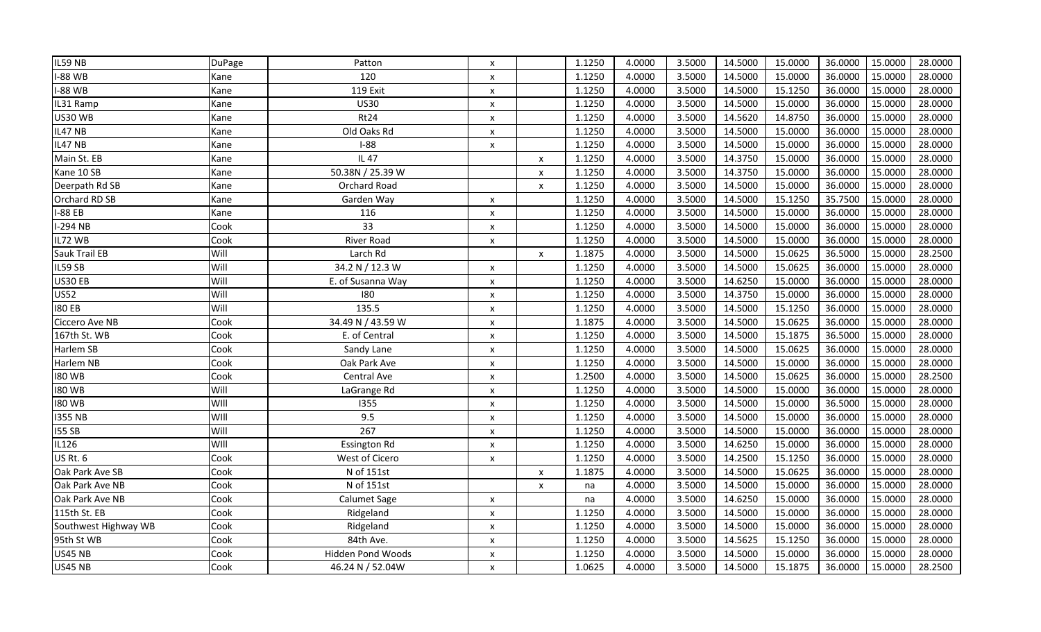| | | | | | | | | | | | | | |
|---|---|---|---|---|---|---|---|---|---|---|---|---|---|
| IL59 NB | DuPage | Patton | x | | 1.1250 | 4.0000 | 3.5000 | 14.5000 | 15.0000 | 36.0000 | 15.0000 | 28.0000 |
| I-88 WB | Kane | 120 | x | | 1.1250 | 4.0000 | 3.5000 | 14.5000 | 15.0000 | 36.0000 | 15.0000 | 28.0000 |
| I-88 WB | Kane | 119 Exit | x | | 1.1250 | 4.0000 | 3.5000 | 14.5000 | 15.1250 | 36.0000 | 15.0000 | 28.0000 |
| IL31 Ramp | Kane | US30 | x | | 1.1250 | 4.0000 | 3.5000 | 14.5000 | 15.0000 | 36.0000 | 15.0000 | 28.0000 |
| US30 WB | Kane | Rt24 | x | | 1.1250 | 4.0000 | 3.5000 | 14.5620 | 14.8750 | 36.0000 | 15.0000 | 28.0000 |
| IL47 NB | Kane | Old Oaks Rd | x | | 1.1250 | 4.0000 | 3.5000 | 14.5000 | 15.0000 | 36.0000 | 15.0000 | 28.0000 |
| IL47 NB | Kane | I-88 | x | | 1.1250 | 4.0000 | 3.5000 | 14.5000 | 15.0000 | 36.0000 | 15.0000 | 28.0000 |
| Main St. EB | Kane | IL 47 | | x | 1.1250 | 4.0000 | 3.5000 | 14.3750 | 15.0000 | 36.0000 | 15.0000 | 28.0000 |
| Kane 10 SB | Kane | 50.38N / 25.39 W | | x | 1.1250 | 4.0000 | 3.5000 | 14.3750 | 15.0000 | 36.0000 | 15.0000 | 28.0000 |
| Deerpath Rd SB | Kane | Orchard Road | | x | 1.1250 | 4.0000 | 3.5000 | 14.5000 | 15.0000 | 36.0000 | 15.0000 | 28.0000 |
| Orchard RD SB | Kane | Garden Way | x | | 1.1250 | 4.0000 | 3.5000 | 14.5000 | 15.1250 | 35.7500 | 15.0000 | 28.0000 |
| I-88 EB | Kane | 116 | x | | 1.1250 | 4.0000 | 3.5000 | 14.5000 | 15.0000 | 36.0000 | 15.0000 | 28.0000 |
| I-294 NB | Cook | 33 | x | | 1.1250 | 4.0000 | 3.5000 | 14.5000 | 15.0000 | 36.0000 | 15.0000 | 28.0000 |
| IL72 WB | Cook | River Road | x | | 1.1250 | 4.0000 | 3.5000 | 14.5000 | 15.0000 | 36.0000 | 15.0000 | 28.0000 |
| Sauk Trail EB | Will | Larch Rd | | x | 1.1875 | 4.0000 | 3.5000 | 14.5000 | 15.0625 | 36.5000 | 15.0000 | 28.2500 |
| IL59 SB | Will | 34.2 N / 12.3 W | x | | 1.1250 | 4.0000 | 3.5000 | 14.5000 | 15.0625 | 36.0000 | 15.0000 | 28.0000 |
| US30 EB | Will | E. of Susanna Way | x | | 1.1250 | 4.0000 | 3.5000 | 14.6250 | 15.0000 | 36.0000 | 15.0000 | 28.0000 |
| US52 | Will | I80 | x | | 1.1250 | 4.0000 | 3.5000 | 14.3750 | 15.0000 | 36.0000 | 15.0000 | 28.0000 |
| I80 EB | Will | 135.5 | x | | 1.1250 | 4.0000 | 3.5000 | 14.5000 | 15.1250 | 36.0000 | 15.0000 | 28.0000 |
| Ciccero Ave NB | Cook | 34.49 N / 43.59 W | x | | 1.1875 | 4.0000 | 3.5000 | 14.5000 | 15.0625 | 36.0000 | 15.0000 | 28.0000 |
| 167th St. WB | Cook | E. of Central | x | | 1.1250 | 4.0000 | 3.5000 | 14.5000 | 15.1875 | 36.5000 | 15.0000 | 28.0000 |
| Harlem SB | Cook | Sandy Lane | x | | 1.1250 | 4.0000 | 3.5000 | 14.5000 | 15.0625 | 36.0000 | 15.0000 | 28.0000 |
| Harlem NB | Cook | Oak Park Ave | x | | 1.1250 | 4.0000 | 3.5000 | 14.5000 | 15.0000 | 36.0000 | 15.0000 | 28.0000 |
| I80 WB | Cook | Central Ave | x | | 1.2500 | 4.0000 | 3.5000 | 14.5000 | 15.0625 | 36.0000 | 15.0000 | 28.2500 |
| I80 WB | Will | LaGrange Rd | x | | 1.1250 | 4.0000 | 3.5000 | 14.5000 | 15.0000 | 36.0000 | 15.0000 | 28.0000 |
| I80 WB | WIll | I355 | x | | 1.1250 | 4.0000 | 3.5000 | 14.5000 | 15.0000 | 36.5000 | 15.0000 | 28.0000 |
| I355 NB | WIll | 9.5 | x | | 1.1250 | 4.0000 | 3.5000 | 14.5000 | 15.0000 | 36.0000 | 15.0000 | 28.0000 |
| I55 SB | Will | 267 | x | | 1.1250 | 4.0000 | 3.5000 | 14.5000 | 15.0000 | 36.0000 | 15.0000 | 28.0000 |
| IL126 | WIll | Essington Rd | x | | 1.1250 | 4.0000 | 3.5000 | 14.6250 | 15.0000 | 36.0000 | 15.0000 | 28.0000 |
| US Rt. 6 | Cook | West of Cicero | x | | 1.1250 | 4.0000 | 3.5000 | 14.2500 | 15.1250 | 36.0000 | 15.0000 | 28.0000 |
| Oak Park Ave SB | Cook | N of 151st | | x | 1.1875 | 4.0000 | 3.5000 | 14.5000 | 15.0625 | 36.0000 | 15.0000 | 28.0000 |
| Oak Park Ave NB | Cook | N of 151st | | x | na | 4.0000 | 3.5000 | 14.5000 | 15.0000 | 36.0000 | 15.0000 | 28.0000 |
| Oak Park Ave NB | Cook | Calumet Sage | x | | na | 4.0000 | 3.5000 | 14.6250 | 15.0000 | 36.0000 | 15.0000 | 28.0000 |
| 115th St. EB | Cook | Ridgeland | x | | 1.1250 | 4.0000 | 3.5000 | 14.5000 | 15.0000 | 36.0000 | 15.0000 | 28.0000 |
| Southwest Highway WB | Cook | Ridgeland | x | | 1.1250 | 4.0000 | 3.5000 | 14.5000 | 15.0000 | 36.0000 | 15.0000 | 28.0000 |
| 95th St WB | Cook | 84th Ave. | x | | 1.1250 | 4.0000 | 3.5000 | 14.5625 | 15.1250 | 36.0000 | 15.0000 | 28.0000 |
| US45 NB | Cook | Hidden Pond Woods | x | | 1.1250 | 4.0000 | 3.5000 | 14.5000 | 15.0000 | 36.0000 | 15.0000 | 28.0000 |
| US45 NB | Cook | 46.24 N / 52.04W | x | | 1.0625 | 4.0000 | 3.5000 | 14.5000 | 15.1875 | 36.0000 | 15.0000 | 28.2500 |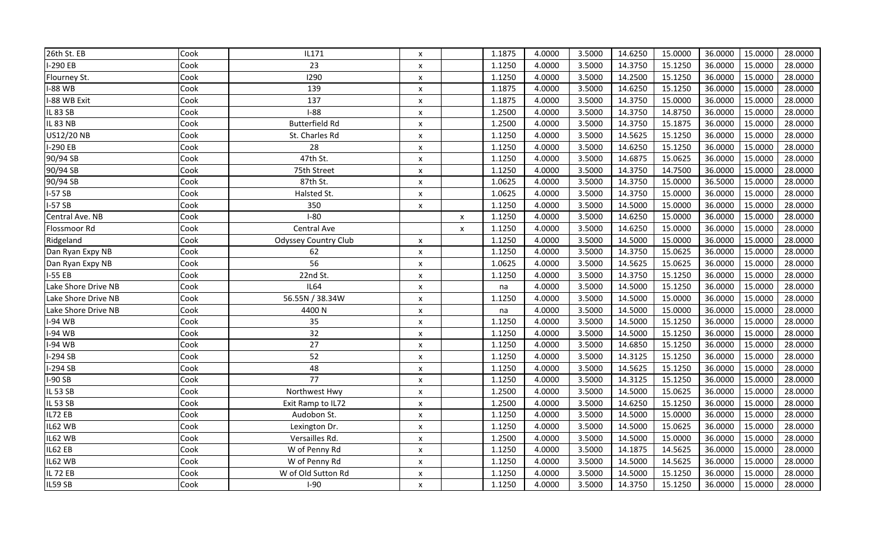| | | | | | | | | | | | | |
|---|---|---|---|---|---|---|---|---|---|---|---|---|
| 26th St. EB | Cook | IL171 | x | | 1.1875 | 4.0000 | 3.5000 | 14.6250 | 15.0000 | 36.0000 | 15.0000 | 28.0000 |
| I-290 EB | Cook | 23 | x | | 1.1250 | 4.0000 | 3.5000 | 14.3750 | 15.1250 | 36.0000 | 15.0000 | 28.0000 |
| Flourney St. | Cook | I290 | x | | 1.1250 | 4.0000 | 3.5000 | 14.2500 | 15.1250 | 36.0000 | 15.0000 | 28.0000 |
| I-88 WB | Cook | 139 | x | | 1.1875 | 4.0000 | 3.5000 | 14.6250 | 15.1250 | 36.0000 | 15.0000 | 28.0000 |
| I-88 WB Exit | Cook | 137 | x | | 1.1875 | 4.0000 | 3.5000 | 14.3750 | 15.0000 | 36.0000 | 15.0000 | 28.0000 |
| IL 83 SB | Cook | I-88 | x | | 1.2500 | 4.0000 | 3.5000 | 14.3750 | 14.8750 | 36.0000 | 15.0000 | 28.0000 |
| IL 83 NB | Cook | Butterfield Rd | x | | 1.2500 | 4.0000 | 3.5000 | 14.3750 | 15.1875 | 36.0000 | 15.0000 | 28.0000 |
| US12/20 NB | Cook | St. Charles Rd | x | | 1.1250 | 4.0000 | 3.5000 | 14.5625 | 15.1250 | 36.0000 | 15.0000 | 28.0000 |
| I-290 EB | Cook | 28 | x | | 1.1250 | 4.0000 | 3.5000 | 14.6250 | 15.1250 | 36.0000 | 15.0000 | 28.0000 |
| 90/94 SB | Cook | 47th St. | x | | 1.1250 | 4.0000 | 3.5000 | 14.6875 | 15.0625 | 36.0000 | 15.0000 | 28.0000 |
| 90/94 SB | Cook | 75th Street | x | | 1.1250 | 4.0000 | 3.5000 | 14.3750 | 14.7500 | 36.0000 | 15.0000 | 28.0000 |
| 90/94 SB | Cook | 87th St. | x | | 1.0625 | 4.0000 | 3.5000 | 14.3750 | 15.0000 | 36.5000 | 15.0000 | 28.0000 |
| I-57 SB | Cook | Halsted St. | x | | 1.0625 | 4.0000 | 3.5000 | 14.3750 | 15.0000 | 36.0000 | 15.0000 | 28.0000 |
| I-57 SB | Cook | 350 | x | | 1.1250 | 4.0000 | 3.5000 | 14.5000 | 15.0000 | 36.0000 | 15.0000 | 28.0000 |
| Central Ave. NB | Cook | I-80 | | x | 1.1250 | 4.0000 | 3.5000 | 14.6250 | 15.0000 | 36.0000 | 15.0000 | 28.0000 |
| Flossmoor Rd | Cook | Central Ave | | x | 1.1250 | 4.0000 | 3.5000 | 14.6250 | 15.0000 | 36.0000 | 15.0000 | 28.0000 |
| Ridgeland | Cook | Odyssey Country Club | x | | 1.1250 | 4.0000 | 3.5000 | 14.5000 | 15.0000 | 36.0000 | 15.0000 | 28.0000 |
| Dan Ryan Expy NB | Cook | 62 | x | | 1.1250 | 4.0000 | 3.5000 | 14.3750 | 15.0625 | 36.0000 | 15.0000 | 28.0000 |
| Dan Ryan Expy NB | Cook | 56 | x | | 1.0625 | 4.0000 | 3.5000 | 14.5625 | 15.0625 | 36.0000 | 15.0000 | 28.0000 |
| I-55 EB | Cook | 22nd St. | x | | 1.1250 | 4.0000 | 3.5000 | 14.3750 | 15.1250 | 36.0000 | 15.0000 | 28.0000 |
| Lake Shore Drive NB | Cook | IL64 | x | | na | 4.0000 | 3.5000 | 14.5000 | 15.1250 | 36.0000 | 15.0000 | 28.0000 |
| Lake Shore Drive NB | Cook | 56.55N / 38.34W | x | | 1.1250 | 4.0000 | 3.5000 | 14.5000 | 15.0000 | 36.0000 | 15.0000 | 28.0000 |
| Lake Shore Drive NB | Cook | 4400 N | x | | na | 4.0000 | 3.5000 | 14.5000 | 15.0000 | 36.0000 | 15.0000 | 28.0000 |
| I-94 WB | Cook | 35 | x | | 1.1250 | 4.0000 | 3.5000 | 14.5000 | 15.1250 | 36.0000 | 15.0000 | 28.0000 |
| I-94 WB | Cook | 32 | x | | 1.1250 | 4.0000 | 3.5000 | 14.5000 | 15.1250 | 36.0000 | 15.0000 | 28.0000 |
| I-94 WB | Cook | 27 | x | | 1.1250 | 4.0000 | 3.5000 | 14.6850 | 15.1250 | 36.0000 | 15.0000 | 28.0000 |
| I-294 SB | Cook | 52 | x | | 1.1250 | 4.0000 | 3.5000 | 14.3125 | 15.1250 | 36.0000 | 15.0000 | 28.0000 |
| I-294 SB | Cook | 48 | x | | 1.1250 | 4.0000 | 3.5000 | 14.5625 | 15.1250 | 36.0000 | 15.0000 | 28.0000 |
| I-90 SB | Cook | 77 | x | | 1.1250 | 4.0000 | 3.5000 | 14.3125 | 15.1250 | 36.0000 | 15.0000 | 28.0000 |
| IL 53 SB | Cook | Northwest Hwy | x | | 1.2500 | 4.0000 | 3.5000 | 14.5000 | 15.0625 | 36.0000 | 15.0000 | 28.0000 |
| IL 53 SB | Cook | Exit Ramp to IL72 | x | | 1.2500 | 4.0000 | 3.5000 | 14.6250 | 15.1250 | 36.0000 | 15.0000 | 28.0000 |
| IL72 EB | Cook | Audobon St. | x | | 1.1250 | 4.0000 | 3.5000 | 14.5000 | 15.0000 | 36.0000 | 15.0000 | 28.0000 |
| IL62 WB | Cook | Lexington Dr. | x | | 1.1250 | 4.0000 | 3.5000 | 14.5000 | 15.0625 | 36.0000 | 15.0000 | 28.0000 |
| IL62 WB | Cook | Versailles Rd. | x | | 1.2500 | 4.0000 | 3.5000 | 14.5000 | 15.0000 | 36.0000 | 15.0000 | 28.0000 |
| IL62 EB | Cook | W of Penny Rd | x | | 1.1250 | 4.0000 | 3.5000 | 14.1875 | 14.5625 | 36.0000 | 15.0000 | 28.0000 |
| IL62 WB | Cook | W of Penny Rd | x | | 1.1250 | 4.0000 | 3.5000 | 14.5000 | 14.5625 | 36.0000 | 15.0000 | 28.0000 |
| IL 72 EB | Cook | W of Old Sutton Rd | x | | 1.1250 | 4.0000 | 3.5000 | 14.5000 | 15.1250 | 36.0000 | 15.0000 | 28.0000 |
| IL59 SB | Cook | I-90 | x | | 1.1250 | 4.0000 | 3.5000 | 14.3750 | 15.1250 | 36.0000 | 15.0000 | 28.0000 |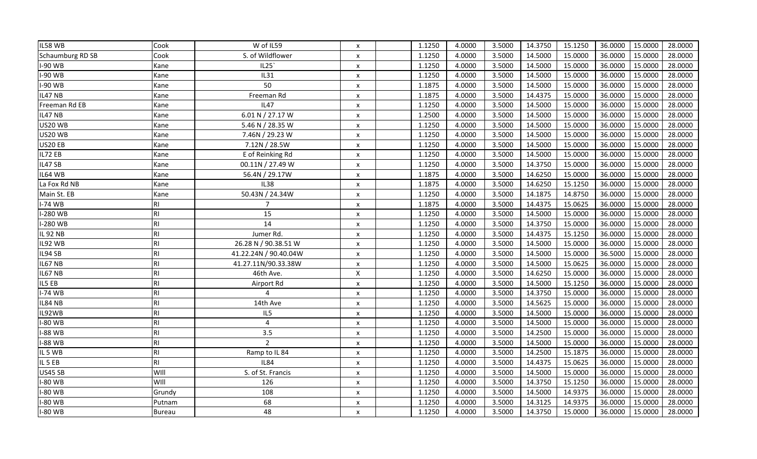| | | | | | | | | | | | | |
|---|---|---|---|---|---|---|---|---|---|---|---|---|
| IL58 WB | Cook | W of IL59 | x | | 1.1250 | 4.0000 | 3.5000 | 14.3750 | 15.1250 | 36.0000 | 15.0000 | 28.0000 |
| Schaumburg RD SB | Cook | S. of Wildflower | x | | 1.1250 | 4.0000 | 3.5000 | 14.5000 | 15.0000 | 36.0000 | 15.0000 | 28.0000 |
| I-90 WB | Kane | IL25` | x | | 1.1250 | 4.0000 | 3.5000 | 14.5000 | 15.0000 | 36.0000 | 15.0000 | 28.0000 |
| I-90 WB | Kane | IL31 | x | | 1.1250 | 4.0000 | 3.5000 | 14.5000 | 15.0000 | 36.0000 | 15.0000 | 28.0000 |
| I-90 WB | Kane | 50 | x | | 1.1875 | 4.0000 | 3.5000 | 14.5000 | 15.0000 | 36.0000 | 15.0000 | 28.0000 |
| IL47 NB | Kane | Freeman Rd | x | | 1.1875 | 4.0000 | 3.5000 | 14.4375 | 15.0000 | 36.0000 | 15.0000 | 28.0000 |
| Freeman Rd EB | Kane | IL47 | x | | 1.1250 | 4.0000 | 3.5000 | 14.5000 | 15.0000 | 36.0000 | 15.0000 | 28.0000 |
| IL47 NB | Kane | 6.01 N / 27.17 W | x | | 1.2500 | 4.0000 | 3.5000 | 14.5000 | 15.0000 | 36.0000 | 15.0000 | 28.0000 |
| US20 WB | Kane | 5.46 N / 28.35 W | x | | 1.1250 | 4.0000 | 3.5000 | 14.5000 | 15.0000 | 36.0000 | 15.0000 | 28.0000 |
| US20 WB | Kane | 7.46N / 29.23 W | x | | 1.1250 | 4.0000 | 3.5000 | 14.5000 | 15.0000 | 36.0000 | 15.0000 | 28.0000 |
| US20 EB | Kane | 7.12N / 28.5W | x | | 1.1250 | 4.0000 | 3.5000 | 14.5000 | 15.0000 | 36.0000 | 15.0000 | 28.0000 |
| IL72 EB | Kane | E of Reinking Rd | x | | 1.1250 | 4.0000 | 3.5000 | 14.5000 | 15.0000 | 36.0000 | 15.0000 | 28.0000 |
| IL47 SB | Kane | 00.11N / 27.49 W | x | | 1.1250 | 4.0000 | 3.5000 | 14.3750 | 15.0000 | 36.0000 | 15.0000 | 28.0000 |
| IL64 WB | Kane | 56.4N / 29.17W | x | | 1.1875 | 4.0000 | 3.5000 | 14.6250 | 15.0000 | 36.0000 | 15.0000 | 28.0000 |
| La Fox Rd NB | Kane | IL38 | x | | 1.1875 | 4.0000 | 3.5000 | 14.6250 | 15.1250 | 36.0000 | 15.0000 | 28.0000 |
| Main St. EB | Kane | 50.43N / 24.34W | x | | 1.1250 | 4.0000 | 3.5000 | 14.1875 | 14.8750 | 36.0000 | 15.0000 | 28.0000 |
| I-74 WB | RI | 7 | x | | 1.1875 | 4.0000 | 3.5000 | 14.4375 | 15.0625 | 36.0000 | 15.0000 | 28.0000 |
| I-280 WB | RI | 15 | x | | 1.1250 | 4.0000 | 3.5000 | 14.5000 | 15.0000 | 36.0000 | 15.0000 | 28.0000 |
| I-280 WB | RI | 14 | x | | 1.1250 | 4.0000 | 3.5000 | 14.3750 | 15.0000 | 36.0000 | 15.0000 | 28.0000 |
| IL 92 NB | RI | Jumer Rd. | x | | 1.1250 | 4.0000 | 3.5000 | 14.4375 | 15.1250 | 36.0000 | 15.0000 | 28.0000 |
| IL92 WB | RI | 26.28 N / 90.38.51 W | x | | 1.1250 | 4.0000 | 3.5000 | 14.5000 | 15.0000 | 36.0000 | 15.0000 | 28.0000 |
| IL94 SB | RI | 41.22.24N / 90.40.04W | x | | 1.1250 | 4.0000 | 3.5000 | 14.5000 | 15.0000 | 36.5000 | 15.0000 | 28.0000 |
| IL67 NB | RI | 41.27.11N/90.33.38W | x | | 1.1250 | 4.0000 | 3.5000 | 14.5000 | 15.0625 | 36.0000 | 15.0000 | 28.0000 |
| IL67 NB | RI | 46th Ave. | X | | 1.1250 | 4.0000 | 3.5000 | 14.6250 | 15.0000 | 36.0000 | 15.0000 | 28.0000 |
| IL5 EB | RI | Airport Rd | x | | 1.1250 | 4.0000 | 3.5000 | 14.5000 | 15.1250 | 36.0000 | 15.0000 | 28.0000 |
| I-74 WB | RI | 4 | x | | 1.1250 | 4.0000 | 3.5000 | 14.3750 | 15.0000 | 36.0000 | 15.0000 | 28.0000 |
| IL84 NB | RI | 14th Ave | x | | 1.1250 | 4.0000 | 3.5000 | 14.5625 | 15.0000 | 36.0000 | 15.0000 | 28.0000 |
| IL92WB | RI | IL5 | x | | 1.1250 | 4.0000 | 3.5000 | 14.5000 | 15.0000 | 36.0000 | 15.0000 | 28.0000 |
| I-80 WB | RI | 4 | x | | 1.1250 | 4.0000 | 3.5000 | 14.5000 | 15.0000 | 36.0000 | 15.0000 | 28.0000 |
| I-88 WB | RI | 3.5 | x | | 1.1250 | 4.0000 | 3.5000 | 14.2500 | 15.0000 | 36.0000 | 15.0000 | 28.0000 |
| I-88 WB | RI | 2 | x | | 1.1250 | 4.0000 | 3.5000 | 14.5000 | 15.0000 | 36.0000 | 15.0000 | 28.0000 |
| IL 5 WB | RI | Ramp to IL 84 | x | | 1.1250 | 4.0000 | 3.5000 | 14.2500 | 15.1875 | 36.0000 | 15.0000 | 28.0000 |
| IL 5 EB | RI | IL84 | x | | 1.1250 | 4.0000 | 3.5000 | 14.4375 | 15.0625 | 36.0000 | 15.0000 | 28.0000 |
| US45 SB | WIll | S. of St. Francis | x | | 1.1250 | 4.0000 | 3.5000 | 14.5000 | 15.0000 | 36.0000 | 15.0000 | 28.0000 |
| I-80 WB | WIll | 126 | x | | 1.1250 | 4.0000 | 3.5000 | 14.3750 | 15.1250 | 36.0000 | 15.0000 | 28.0000 |
| I-80 WB | Grundy | 108 | x | | 1.1250 | 4.0000 | 3.5000 | 14.5000 | 14.9375 | 36.0000 | 15.0000 | 28.0000 |
| I-80 WB | Putnam | 68 | x | | 1.1250 | 4.0000 | 3.5000 | 14.3125 | 14.9375 | 36.0000 | 15.0000 | 28.0000 |
| I-80 WB | Bureau | 48 | x | | 1.1250 | 4.0000 | 3.5000 | 14.3750 | 15.0000 | 36.0000 | 15.0000 | 28.0000 |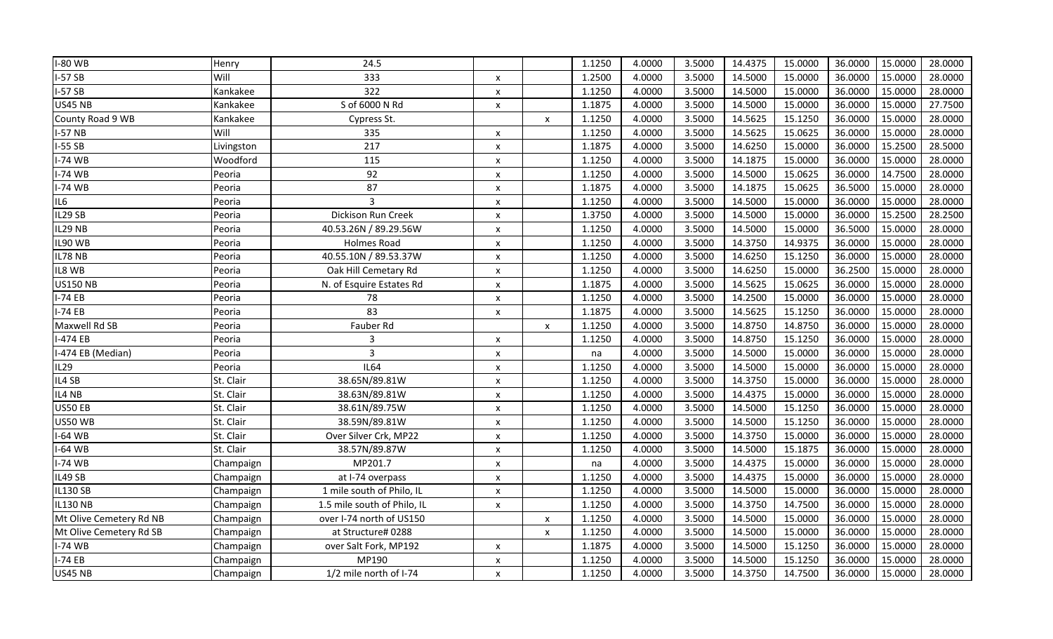| | | | | | | | | | | | | |
|---|---|---|---|---|---|---|---|---|---|---|---|---|
| I-80 WB | Henry | 24.5 | | | 1.1250 | 4.0000 | 3.5000 | 14.4375 | 15.0000 | 36.0000 | 15.0000 | 28.0000 |
| I-57 SB | Will | 333 | x | | 1.2500 | 4.0000 | 3.5000 | 14.5000 | 15.0000 | 36.0000 | 15.0000 | 28.0000 |
| I-57 SB | Kankakee | 322 | x | | 1.1250 | 4.0000 | 3.5000 | 14.5000 | 15.0000 | 36.0000 | 15.0000 | 28.0000 |
| US45 NB | Kankakee | S of 6000 N Rd | x | | 1.1875 | 4.0000 | 3.5000 | 14.5000 | 15.0000 | 36.0000 | 15.0000 | 27.7500 |
| County Road 9 WB | Kankakee | Cypress St. | | x | 1.1250 | 4.0000 | 3.5000 | 14.5625 | 15.1250 | 36.0000 | 15.0000 | 28.0000 |
| I-57 NB | Will | 335 | x | | 1.1250 | 4.0000 | 3.5000 | 14.5625 | 15.0625 | 36.0000 | 15.0000 | 28.0000 |
| I-55 SB | Livingston | 217 | x | | 1.1875 | 4.0000 | 3.5000 | 14.6250 | 15.0000 | 36.0000 | 15.2500 | 28.5000 |
| I-74 WB | Woodford | 115 | x | | 1.1250 | 4.0000 | 3.5000 | 14.1875 | 15.0000 | 36.0000 | 15.0000 | 28.0000 |
| I-74 WB | Peoria | 92 | x | | 1.1250 | 4.0000 | 3.5000 | 14.5000 | 15.0625 | 36.0000 | 14.7500 | 28.0000 |
| I-74 WB | Peoria | 87 | x | | 1.1875 | 4.0000 | 3.5000 | 14.1875 | 15.0625 | 36.5000 | 15.0000 | 28.0000 |
| IL6 | Peoria | 3 | x | | 1.1250 | 4.0000 | 3.5000 | 14.5000 | 15.0000 | 36.0000 | 15.0000 | 28.0000 |
| IL29 SB | Peoria | Dickison Run Creek | x | | 1.3750 | 4.0000 | 3.5000 | 14.5000 | 15.0000 | 36.0000 | 15.2500 | 28.2500 |
| IL29 NB | Peoria | 40.53.26N / 89.29.56W | x | | 1.1250 | 4.0000 | 3.5000 | 14.5000 | 15.0000 | 36.5000 | 15.0000 | 28.0000 |
| IL90 WB | Peoria | Holmes Road | x | | 1.1250 | 4.0000 | 3.5000 | 14.3750 | 14.9375 | 36.0000 | 15.0000 | 28.0000 |
| IL78 NB | Peoria | 40.55.10N / 89.53.37W | x | | 1.1250 | 4.0000 | 3.5000 | 14.6250 | 15.1250 | 36.0000 | 15.0000 | 28.0000 |
| IL8 WB | Peoria | Oak Hill Cemetary Rd | x | | 1.1250 | 4.0000 | 3.5000 | 14.6250 | 15.0000 | 36.2500 | 15.0000 | 28.0000 |
| US150 NB | Peoria | N. of Esquire Estates Rd | x | | 1.1875 | 4.0000 | 3.5000 | 14.5625 | 15.0625 | 36.0000 | 15.0000 | 28.0000 |
| I-74 EB | Peoria | 78 | x | | 1.1250 | 4.0000 | 3.5000 | 14.2500 | 15.0000 | 36.0000 | 15.0000 | 28.0000 |
| I-74 EB | Peoria | 83 | x | | 1.1875 | 4.0000 | 3.5000 | 14.5625 | 15.1250 | 36.0000 | 15.0000 | 28.0000 |
| Maxwell Rd SB | Peoria | Fauber Rd | | x | 1.1250 | 4.0000 | 3.5000 | 14.8750 | 14.8750 | 36.0000 | 15.0000 | 28.0000 |
| I-474 EB | Peoria | 3 | x | | 1.1250 | 4.0000 | 3.5000 | 14.8750 | 15.1250 | 36.0000 | 15.0000 | 28.0000 |
| I-474 EB (Median) | Peoria | 3 | x | | na | 4.0000 | 3.5000 | 14.5000 | 15.0000 | 36.0000 | 15.0000 | 28.0000 |
| IL29 | Peoria | IL64 | x | | 1.1250 | 4.0000 | 3.5000 | 14.5000 | 15.0000 | 36.0000 | 15.0000 | 28.0000 |
| IL4 SB | St. Clair | 38.65N/89.81W | x | | 1.1250 | 4.0000 | 3.5000 | 14.3750 | 15.0000 | 36.0000 | 15.0000 | 28.0000 |
| IL4 NB | St. Clair | 38.63N/89.81W | x | | 1.1250 | 4.0000 | 3.5000 | 14.4375 | 15.0000 | 36.0000 | 15.0000 | 28.0000 |
| US50 EB | St. Clair | 38.61N/89.75W | x | | 1.1250 | 4.0000 | 3.5000 | 14.5000 | 15.1250 | 36.0000 | 15.0000 | 28.0000 |
| US50 WB | St. Clair | 38.59N/89.81W | x | | 1.1250 | 4.0000 | 3.5000 | 14.5000 | 15.1250 | 36.0000 | 15.0000 | 28.0000 |
| I-64 WB | St. Clair | Over Silver Crk, MP22 | x | | 1.1250 | 4.0000 | 3.5000 | 14.3750 | 15.0000 | 36.0000 | 15.0000 | 28.0000 |
| I-64 WB | St. Clair | 38.57N/89.87W | x | | 1.1250 | 4.0000 | 3.5000 | 14.5000 | 15.1875 | 36.0000 | 15.0000 | 28.0000 |
| I-74 WB | Champaign | MP201.7 | x | | na | 4.0000 | 3.5000 | 14.4375 | 15.0000 | 36.0000 | 15.0000 | 28.0000 |
| IL49 SB | Champaign | at I-74 overpass | x | | 1.1250 | 4.0000 | 3.5000 | 14.4375 | 15.0000 | 36.0000 | 15.0000 | 28.0000 |
| IL130 SB | Champaign | 1 mile south of Philo, IL | x | | 1.1250 | 4.0000 | 3.5000 | 14.5000 | 15.0000 | 36.0000 | 15.0000 | 28.0000 |
| IL130 NB | Champaign | 1.5 mile south of Philo, IL | x | | 1.1250 | 4.0000 | 3.5000 | 14.3750 | 14.7500 | 36.0000 | 15.0000 | 28.0000 |
| Mt Olive Cemetery Rd NB | Champaign | over I-74 north of US150 | | x | 1.1250 | 4.0000 | 3.5000 | 14.5000 | 15.0000 | 36.0000 | 15.0000 | 28.0000 |
| Mt Olive Cemetery Rd SB | Champaign | at Structure# 0288 | | x | 1.1250 | 4.0000 | 3.5000 | 14.5000 | 15.0000 | 36.0000 | 15.0000 | 28.0000 |
| I-74 WB | Champaign | over Salt Fork, MP192 | x | | 1.1875 | 4.0000 | 3.5000 | 14.5000 | 15.1250 | 36.0000 | 15.0000 | 28.0000 |
| I-74 EB | Champaign | MP190 | x | | 1.1250 | 4.0000 | 3.5000 | 14.5000 | 15.1250 | 36.0000 | 15.0000 | 28.0000 |
| US45 NB | Champaign | 1/2 mile north of I-74 | x | | 1.1250 | 4.0000 | 3.5000 | 14.3750 | 14.7500 | 36.0000 | 15.0000 | 28.0000 |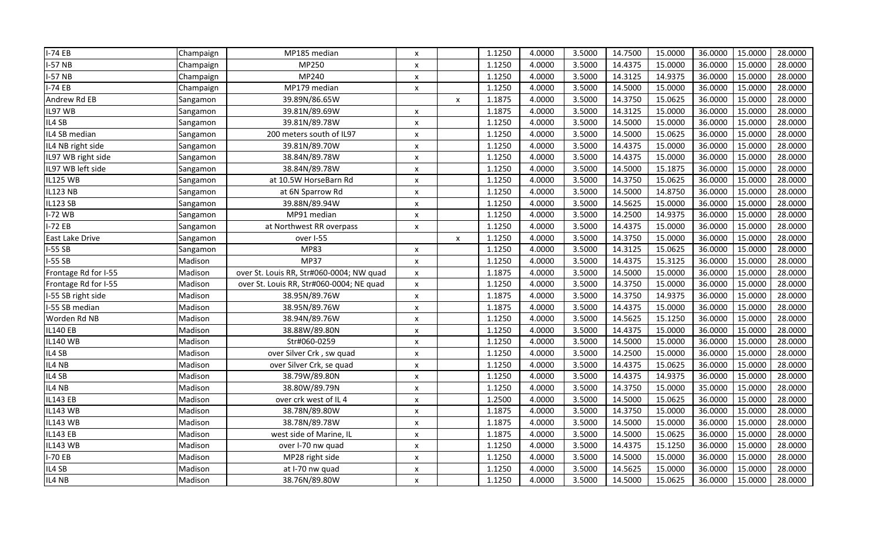| | | | | | | | | | | | | |
|---|---|---|---|---|---|---|---|---|---|---|---|---|
| I-74 EB | Champaign | MP185 median | x | | 1.1250 | 4.0000 | 3.5000 | 14.7500 | 15.0000 | 36.0000 | 15.0000 | 28.0000 |
| I-57 NB | Champaign | MP250 | x | | 1.1250 | 4.0000 | 3.5000 | 14.4375 | 15.0000 | 36.0000 | 15.0000 | 28.0000 |
| I-57 NB | Champaign | MP240 | x | | 1.1250 | 4.0000 | 3.5000 | 14.3125 | 14.9375 | 36.0000 | 15.0000 | 28.0000 |
| I-74 EB | Champaign | MP179 median | x | | 1.1250 | 4.0000 | 3.5000 | 14.5000 | 15.0000 | 36.0000 | 15.0000 | 28.0000 |
| Andrew Rd EB | Sangamon | 39.89N/86.65W | | x | 1.1875 | 4.0000 | 3.5000 | 14.3750 | 15.0625 | 36.0000 | 15.0000 | 28.0000 |
| IL97 WB | Sangamon | 39.81N/89.69W | x | | 1.1875 | 4.0000 | 3.5000 | 14.3125 | 15.0000 | 36.0000 | 15.0000 | 28.0000 |
| IL4 SB | Sangamon | 39.81N/89.78W | x | | 1.1250 | 4.0000 | 3.5000 | 14.5000 | 15.0000 | 36.0000 | 15.0000 | 28.0000 |
| IL4 SB median | Sangamon | 200 meters south of IL97 | x | | 1.1250 | 4.0000 | 3.5000 | 14.5000 | 15.0625 | 36.0000 | 15.0000 | 28.0000 |
| IL4 NB right side | Sangamon | 39.81N/89.70W | x | | 1.1250 | 4.0000 | 3.5000 | 14.4375 | 15.0000 | 36.0000 | 15.0000 | 28.0000 |
| IL97 WB right side | Sangamon | 38.84N/89.78W | x | | 1.1250 | 4.0000 | 3.5000 | 14.4375 | 15.0000 | 36.0000 | 15.0000 | 28.0000 |
| IL97 WB left side | Sangamon | 38.84N/89.78W | x | | 1.1250 | 4.0000 | 3.5000 | 14.5000 | 15.1875 | 36.0000 | 15.0000 | 28.0000 |
| IL125 WB | Sangamon | at 10.5W HorseBarn Rd | x | | 1.1250 | 4.0000 | 3.5000 | 14.3750 | 15.0625 | 36.0000 | 15.0000 | 28.0000 |
| IL123 NB | Sangamon | at 6N Sparrow Rd | x | | 1.1250 | 4.0000 | 3.5000 | 14.5000 | 14.8750 | 36.0000 | 15.0000 | 28.0000 |
| IL123 SB | Sangamon | 39.88N/89.94W | x | | 1.1250 | 4.0000 | 3.5000 | 14.5625 | 15.0000 | 36.0000 | 15.0000 | 28.0000 |
| I-72 WB | Sangamon | MP91 median | x | | 1.1250 | 4.0000 | 3.5000 | 14.2500 | 14.9375 | 36.0000 | 15.0000 | 28.0000 |
| I-72 EB | Sangamon | at Northwest RR overpass | x | | 1.1250 | 4.0000 | 3.5000 | 14.4375 | 15.0000 | 36.0000 | 15.0000 | 28.0000 |
| East Lake Drive | Sangamon | over I-55 | | x | 1.1250 | 4.0000 | 3.5000 | 14.3750 | 15.0000 | 36.0000 | 15.0000 | 28.0000 |
| I-55 SB | Sangamon | MP83 | x | | 1.1250 | 4.0000 | 3.5000 | 14.3125 | 15.0625 | 36.0000 | 15.0000 | 28.0000 |
| I-55 SB | Madison | MP37 | x | | 1.1250 | 4.0000 | 3.5000 | 14.4375 | 15.3125 | 36.0000 | 15.0000 | 28.0000 |
| Frontage Rd for I-55 | Madison | over St. Louis RR, Str#060-0004; NW quad | x | | 1.1875 | 4.0000 | 3.5000 | 14.5000 | 15.0000 | 36.0000 | 15.0000 | 28.0000 |
| Frontage Rd for I-55 | Madison | over St. Louis RR, Str#060-0004; NE quad | x | | 1.1250 | 4.0000 | 3.5000 | 14.3750 | 15.0000 | 36.0000 | 15.0000 | 28.0000 |
| I-55 SB right side | Madison | 38.95N/89.76W | x | | 1.1875 | 4.0000 | 3.5000 | 14.3750 | 14.9375 | 36.0000 | 15.0000 | 28.0000 |
| I-55 SB median | Madison | 38.95N/89.76W | x | | 1.1875 | 4.0000 | 3.5000 | 14.4375 | 15.0000 | 36.0000 | 15.0000 | 28.0000 |
| Worden Rd NB | Madison | 38.94N/89.76W | x | | 1.1250 | 4.0000 | 3.5000 | 14.5625 | 15.1250 | 36.0000 | 15.0000 | 28.0000 |
| IL140 EB | Madison | 38.88W/89.80N | x | | 1.1250 | 4.0000 | 3.5000 | 14.4375 | 15.0000 | 36.0000 | 15.0000 | 28.0000 |
| IL140 WB | Madison | Str#060-0259 | x | | 1.1250 | 4.0000 | 3.5000 | 14.5000 | 15.0000 | 36.0000 | 15.0000 | 28.0000 |
| IL4 SB | Madison | over Silver Crk , sw quad | x | | 1.1250 | 4.0000 | 3.5000 | 14.2500 | 15.0000 | 36.0000 | 15.0000 | 28.0000 |
| IL4 NB | Madison | over Silver Crk, se quad | x | | 1.1250 | 4.0000 | 3.5000 | 14.4375 | 15.0625 | 36.0000 | 15.0000 | 28.0000 |
| IL4 SB | Madison | 38.79W/89.80N | x | | 1.1250 | 4.0000 | 3.5000 | 14.4375 | 14.9375 | 36.0000 | 15.0000 | 28.0000 |
| IL4 NB | Madison | 38.80W/89.79N | x | | 1.1250 | 4.0000 | 3.5000 | 14.3750 | 15.0000 | 35.0000 | 15.0000 | 28.0000 |
| IL143 EB | Madison | over crk west of IL 4 | x | | 1.2500 | 4.0000 | 3.5000 | 14.5000 | 15.0625 | 36.0000 | 15.0000 | 28.0000 |
| IL143 WB | Madison | 38.78N/89.80W | x | | 1.1875 | 4.0000 | 3.5000 | 14.3750 | 15.0000 | 36.0000 | 15.0000 | 28.0000 |
| IL143 WB | Madison | 38.78N/89.78W | x | | 1.1875 | 4.0000 | 3.5000 | 14.5000 | 15.0000 | 36.0000 | 15.0000 | 28.0000 |
| IL143 EB | Madison | west side of Marine, IL | x | | 1.1875 | 4.0000 | 3.5000 | 14.5000 | 15.0625 | 36.0000 | 15.0000 | 28.0000 |
| IL143 WB | Madison | over I-70 nw quad | x | | 1.1250 | 4.0000 | 3.5000 | 14.4375 | 15.1250 | 36.0000 | 15.0000 | 28.0000 |
| I-70 EB | Madison | MP28 right side | x | | 1.1250 | 4.0000 | 3.5000 | 14.5000 | 15.0000 | 36.0000 | 15.0000 | 28.0000 |
| IL4 SB | Madison | at I-70 nw quad | x | | 1.1250 | 4.0000 | 3.5000 | 14.5625 | 15.0000 | 36.0000 | 15.0000 | 28.0000 |
| IL4 NB | Madison | 38.76N/89.80W | x | | 1.1250 | 4.0000 | 3.5000 | 14.5000 | 15.0625 | 36.0000 | 15.0000 | 28.0000 |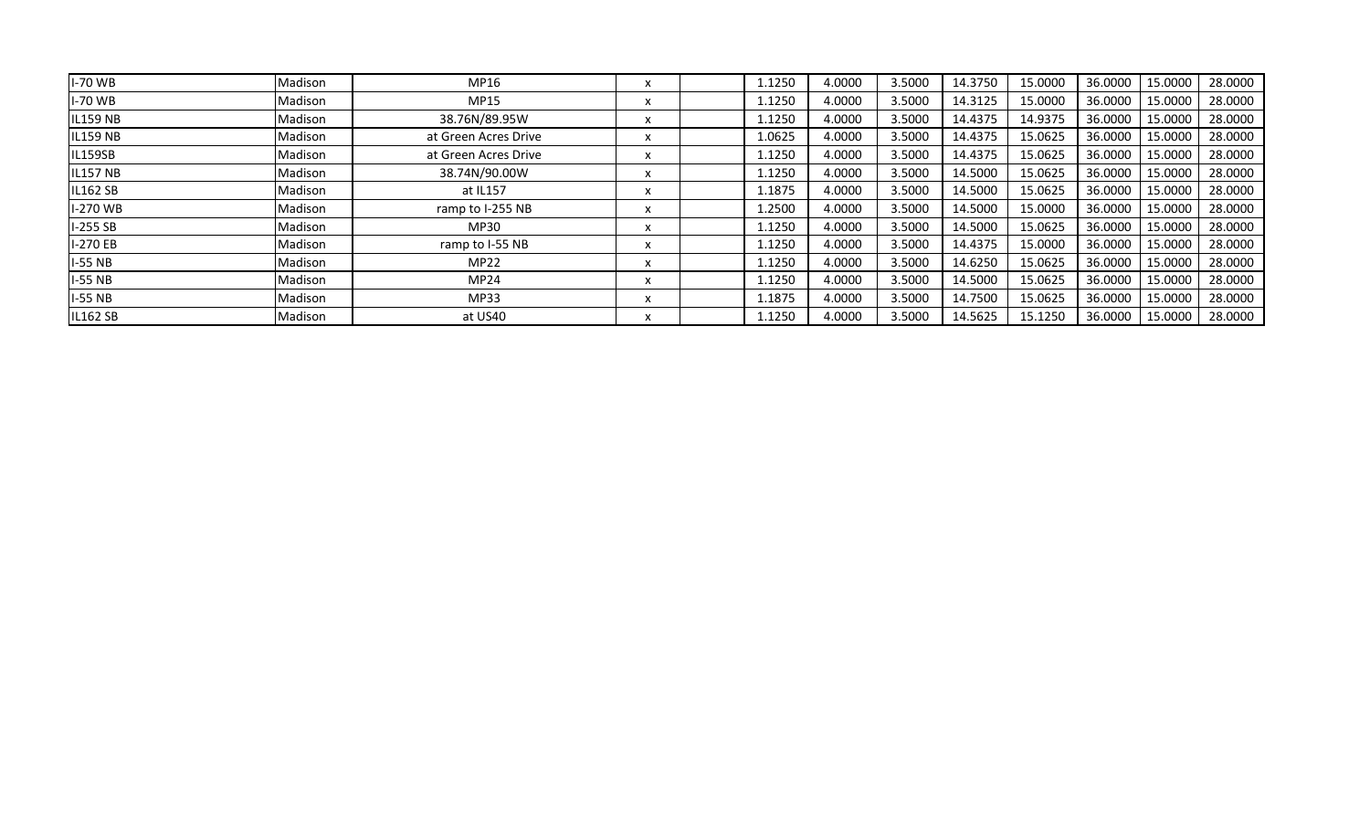| | | | | | | | | | | | | |
|---|---|---|---|---|---|---|---|---|---|---|---|---|
| I-70 WB | Madison | MP16 | x | | 1.1250 | 4.0000 | 3.5000 | 14.3750 | 15.0000 | 36.0000 | 15.0000 | 28.0000 |
| I-70 WB | Madison | MP15 | x | | 1.1250 | 4.0000 | 3.5000 | 14.3125 | 15.0000 | 36.0000 | 15.0000 | 28.0000 |
| IL159 NB | Madison | 38.76N/89.95W | x | | 1.1250 | 4.0000 | 3.5000 | 14.4375 | 14.9375 | 36.0000 | 15.0000 | 28.0000 |
| IL159 NB | Madison | at Green Acres Drive | x | | 1.0625 | 4.0000 | 3.5000 | 14.4375 | 15.0625 | 36.0000 | 15.0000 | 28.0000 |
| IL159SB | Madison | at Green Acres Drive | x | | 1.1250 | 4.0000 | 3.5000 | 14.4375 | 15.0625 | 36.0000 | 15.0000 | 28.0000 |
| IL157 NB | Madison | 38.74N/90.00W | x | | 1.1250 | 4.0000 | 3.5000 | 14.5000 | 15.0625 | 36.0000 | 15.0000 | 28.0000 |
| IL162 SB | Madison | at IL157 | x | | 1.1875 | 4.0000 | 3.5000 | 14.5000 | 15.0625 | 36.0000 | 15.0000 | 28.0000 |
| I-270 WB | Madison | ramp to I-255 NB | x | | 1.2500 | 4.0000 | 3.5000 | 14.5000 | 15.0000 | 36.0000 | 15.0000 | 28.0000 |
| I-255 SB | Madison | MP30 | x | | 1.1250 | 4.0000 | 3.5000 | 14.5000 | 15.0625 | 36.0000 | 15.0000 | 28.0000 |
| I-270 EB | Madison | ramp to I-55 NB | x | | 1.1250 | 4.0000 | 3.5000 | 14.4375 | 15.0000 | 36.0000 | 15.0000 | 28.0000 |
| I-55 NB | Madison | MP22 | x | | 1.1250 | 4.0000 | 3.5000 | 14.6250 | 15.0625 | 36.0000 | 15.0000 | 28.0000 |
| I-55 NB | Madison | MP24 | x | | 1.1250 | 4.0000 | 3.5000 | 14.5000 | 15.0625 | 36.0000 | 15.0000 | 28.0000 |
| I-55 NB | Madison | MP33 | x | | 1.1875 | 4.0000 | 3.5000 | 14.7500 | 15.0625 | 36.0000 | 15.0000 | 28.0000 |
| IL162 SB | Madison | at US40 | x | | 1.1250 | 4.0000 | 3.5000 | 14.5625 | 15.1250 | 36.0000 | 15.0000 | 28.0000 |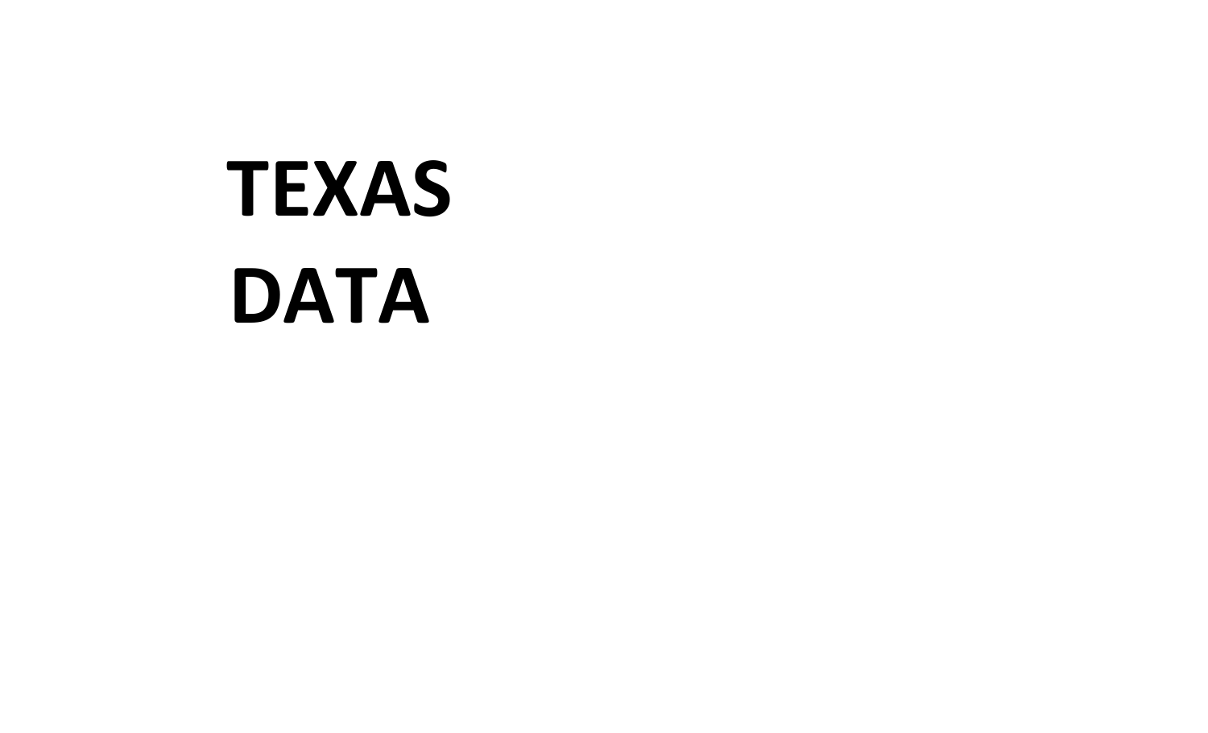# TEXAS DATA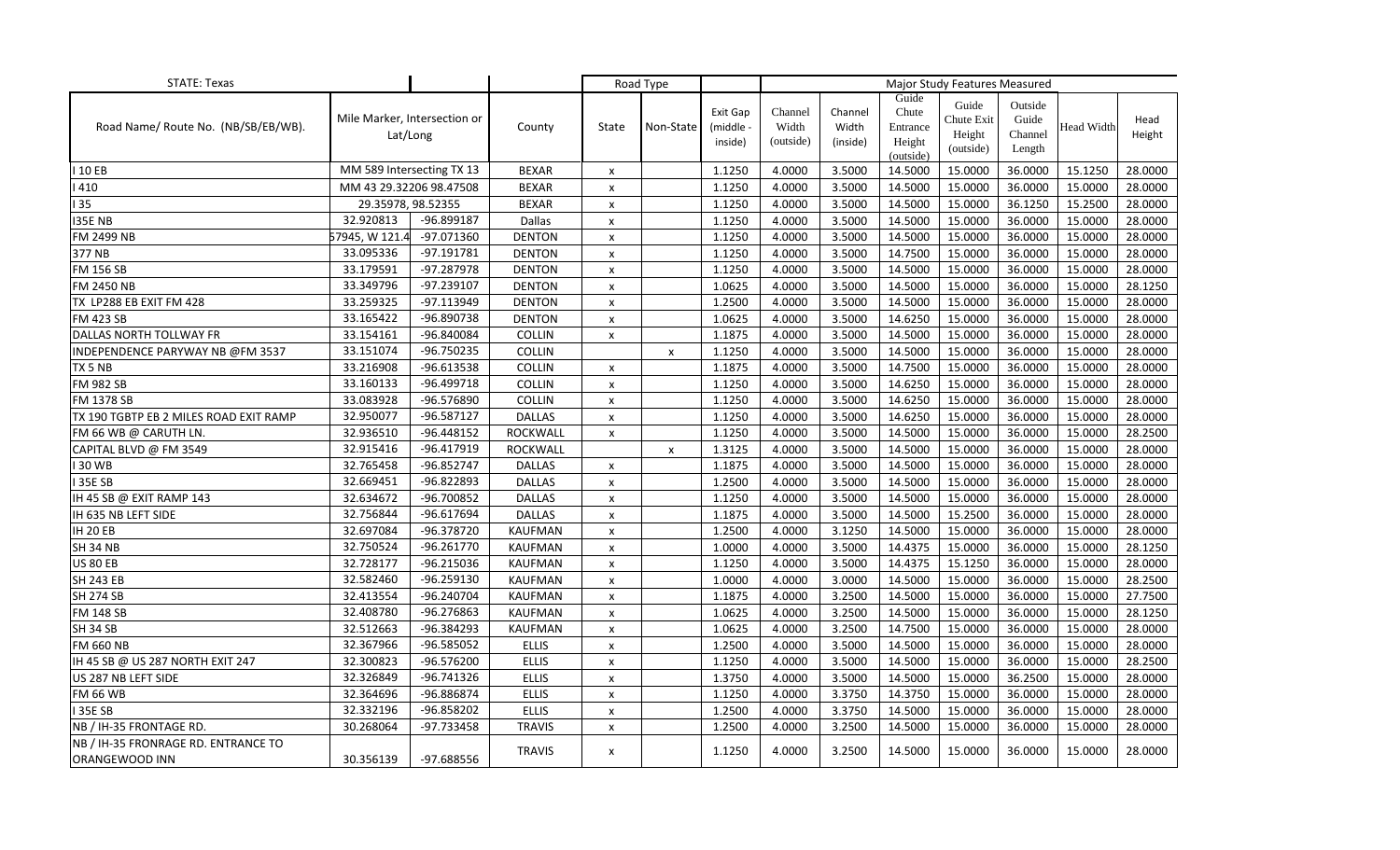| STATE: Texas | | | | Road Type | | | Major Study Features Measured | | | | | | |
|---|---|---|---|---|---|---|---|---|---|---|---|---|---|
| Road Name/ Route No. (NB/SB/EB/WB). | Mile Marker, Intersection or Lat/Long | | County | State | Non-State | Exit Gap (middle - inside) | Channel Width (outside) | Channel Width (inside) | Guide Chute Entrance Height (outside) | Guide Chute Exit Height (outside) | Outside Guide Channel Length | Head Width | Head Height |
| I 10 EB | MM 589 Intersecting TX 13 | | BEXAR | x | | 1.1250 | 4.0000 | 3.5000 | 14.5000 | 15.0000 | 36.0000 | 15.1250 | 28.0000 |
| I 410 | MM 43 29.32206 98.47508 | | BEXAR | x | | 1.1250 | 4.0000 | 3.5000 | 14.5000 | 15.0000 | 36.0000 | 15.0000 | 28.0000 |
| I 35 | 29.35978, 98.52355 | | BEXAR | x | | 1.1250 | 4.0000 | 3.5000 | 14.5000 | 15.0000 | 36.1250 | 15.2500 | 28.0000 |
| I35E NB | 32.920813 | -96.899187 | Dallas | x | | 1.1250 | 4.0000 | 3.5000 | 14.5000 | 15.0000 | 36.0000 | 15.0000 | 28.0000 |
| FM 2499 NB | 57945, W 121.4 | -97.071360 | DENTON | x | | 1.1250 | 4.0000 | 3.5000 | 14.5000 | 15.0000 | 36.0000 | 15.0000 | 28.0000 |
| 377 NB | 33.095336 | -97.191781 | DENTON | x | | 1.1250 | 4.0000 | 3.5000 | 14.7500 | 15.0000 | 36.0000 | 15.0000 | 28.0000 |
| FM 156 SB | 33.179591 | -97.287978 | DENTON | x | | 1.1250 | 4.0000 | 3.5000 | 14.5000 | 15.0000 | 36.0000 | 15.0000 | 28.0000 |
| FM 2450 NB | 33.349796 | -97.239107 | DENTON | x | | 1.0625 | 4.0000 | 3.5000 | 14.5000 | 15.0000 | 36.0000 | 15.0000 | 28.1250 |
| TX LP288 EB EXIT FM 428 | 33.259325 | -97.113949 | DENTON | x | | 1.2500 | 4.0000 | 3.5000 | 14.5000 | 15.0000 | 36.0000 | 15.0000 | 28.0000 |
| FM 423 SB | 33.165422 | -96.890738 | DENTON | x | | 1.0625 | 4.0000 | 3.5000 | 14.6250 | 15.0000 | 36.0000 | 15.0000 | 28.0000 |
| DALLAS NORTH TOLLWAY FR | 33.154161 | -96.840084 | COLLIN | x | | 1.1875 | 4.0000 | 3.5000 | 14.5000 | 15.0000 | 36.0000 | 15.0000 | 28.0000 |
| INDEPENDENCE PARYWAY NB @FM 3537 | 33.151074 | -96.750235 | COLLIN | | x | 1.1250 | 4.0000 | 3.5000 | 14.5000 | 15.0000 | 36.0000 | 15.0000 | 28.0000 |
| TX 5 NB | 33.216908 | -96.613538 | COLLIN | x | | 1.1875 | 4.0000 | 3.5000 | 14.7500 | 15.0000 | 36.0000 | 15.0000 | 28.0000 |
| FM 982 SB | 33.160133 | -96.499718 | COLLIN | x | | 1.1250 | 4.0000 | 3.5000 | 14.6250 | 15.0000 | 36.0000 | 15.0000 | 28.0000 |
| FM 1378 SB | 33.083928 | -96.576890 | COLLIN | x | | 1.1250 | 4.0000 | 3.5000 | 14.6250 | 15.0000 | 36.0000 | 15.0000 | 28.0000 |
| TX 190 TGBTP EB 2 MILES ROAD EXIT RAMP | 32.950077 | -96.587127 | DALLAS | x | | 1.1250 | 4.0000 | 3.5000 | 14.6250 | 15.0000 | 36.0000 | 15.0000 | 28.0000 |
| FM 66 WB @ CARUTH LN. | 32.936510 | -96.448152 | ROCKWALL | x | | 1.1250 | 4.0000 | 3.5000 | 14.5000 | 15.0000 | 36.0000 | 15.0000 | 28.2500 |
| CAPITAL BLVD @ FM 3549 | 32.915416 | -96.417919 | ROCKWALL | | x | 1.3125 | 4.0000 | 3.5000 | 14.5000 | 15.0000 | 36.0000 | 15.0000 | 28.0000 |
| I 30 WB | 32.765458 | -96.852747 | DALLAS | x | | 1.1875 | 4.0000 | 3.5000 | 14.5000 | 15.0000 | 36.0000 | 15.0000 | 28.0000 |
| I 35E SB | 32.669451 | -96.822893 | DALLAS | x | | 1.2500 | 4.0000 | 3.5000 | 14.5000 | 15.0000 | 36.0000 | 15.0000 | 28.0000 |
| IH 45 SB @ EXIT RAMP 143 | 32.634672 | -96.700852 | DALLAS | x | | 1.1250 | 4.0000 | 3.5000 | 14.5000 | 15.0000 | 36.0000 | 15.0000 | 28.0000 |
| IH 635 NB LEFT SIDE | 32.756844 | -96.617694 | DALLAS | x | | 1.1875 | 4.0000 | 3.5000 | 14.5000 | 15.2500 | 36.0000 | 15.0000 | 28.0000 |
| IH 20 EB | 32.697084 | -96.378720 | KAUFMAN | x | | 1.2500 | 4.0000 | 3.1250 | 14.5000 | 15.0000 | 36.0000 | 15.0000 | 28.0000 |
| SH 34 NB | 32.750524 | -96.261770 | KAUFMAN | x | | 1.0000 | 4.0000 | 3.5000 | 14.4375 | 15.0000 | 36.0000 | 15.0000 | 28.1250 |
| US 80 EB | 32.728177 | -96.215036 | KAUFMAN | x | | 1.1250 | 4.0000 | 3.5000 | 14.4375 | 15.1250 | 36.0000 | 15.0000 | 28.0000 |
| SH 243 EB | 32.582460 | -96.259130 | KAUFMAN | x | | 1.0000 | 4.0000 | 3.0000 | 14.5000 | 15.0000 | 36.0000 | 15.0000 | 28.2500 |
| SH 274 SB | 32.413554 | -96.240704 | KAUFMAN | x | | 1.1875 | 4.0000 | 3.2500 | 14.5000 | 15.0000 | 36.0000 | 15.0000 | 27.7500 |
| FM 148 SB | 32.408780 | -96.276863 | KAUFMAN | x | | 1.0625 | 4.0000 | 3.2500 | 14.5000 | 15.0000 | 36.0000 | 15.0000 | 28.1250 |
| SH 34 SB | 32.512663 | -96.384293 | KAUFMAN | x | | 1.0625 | 4.0000 | 3.2500 | 14.7500 | 15.0000 | 36.0000 | 15.0000 | 28.0000 |
| FM 660 NB | 32.367966 | -96.585052 | ELLIS | x | | 1.2500 | 4.0000 | 3.5000 | 14.5000 | 15.0000 | 36.0000 | 15.0000 | 28.0000 |
| IH 45 SB @ US 287 NORTH EXIT 247 | 32.300823 | -96.576200 | ELLIS | x | | 1.1250 | 4.0000 | 3.5000 | 14.5000 | 15.0000 | 36.0000 | 15.0000 | 28.2500 |
| US 287 NB LEFT SIDE | 32.326849 | -96.741326 | ELLIS | x | | 1.3750 | 4.0000 | 3.5000 | 14.5000 | 15.0000 | 36.2500 | 15.0000 | 28.0000 |
| FM 66 WB | 32.364696 | -96.886874 | ELLIS | x | | 1.1250 | 4.0000 | 3.3750 | 14.3750 | 15.0000 | 36.0000 | 15.0000 | 28.0000 |
| I 35E SB | 32.332196 | -96.858202 | ELLIS | x | | 1.2500 | 4.0000 | 3.3750 | 14.5000 | 15.0000 | 36.0000 | 15.0000 | 28.0000 |
| NB / IH-35 FRONTAGE RD. | 30.268064 | -97.733458 | TRAVIS | x | | 1.2500 | 4.0000 | 3.2500 | 14.5000 | 15.0000 | 36.0000 | 15.0000 | 28.0000 |
| NB / IH-35 FRONRAGE RD. ENTRANCE TO ORANGEWOOD INN | 30.356139 | -97.688556 | TRAVIS | x | | 1.1250 | 4.0000 | 3.2500 | 14.5000 | 15.0000 | 36.0000 | 15.0000 | 28.0000 |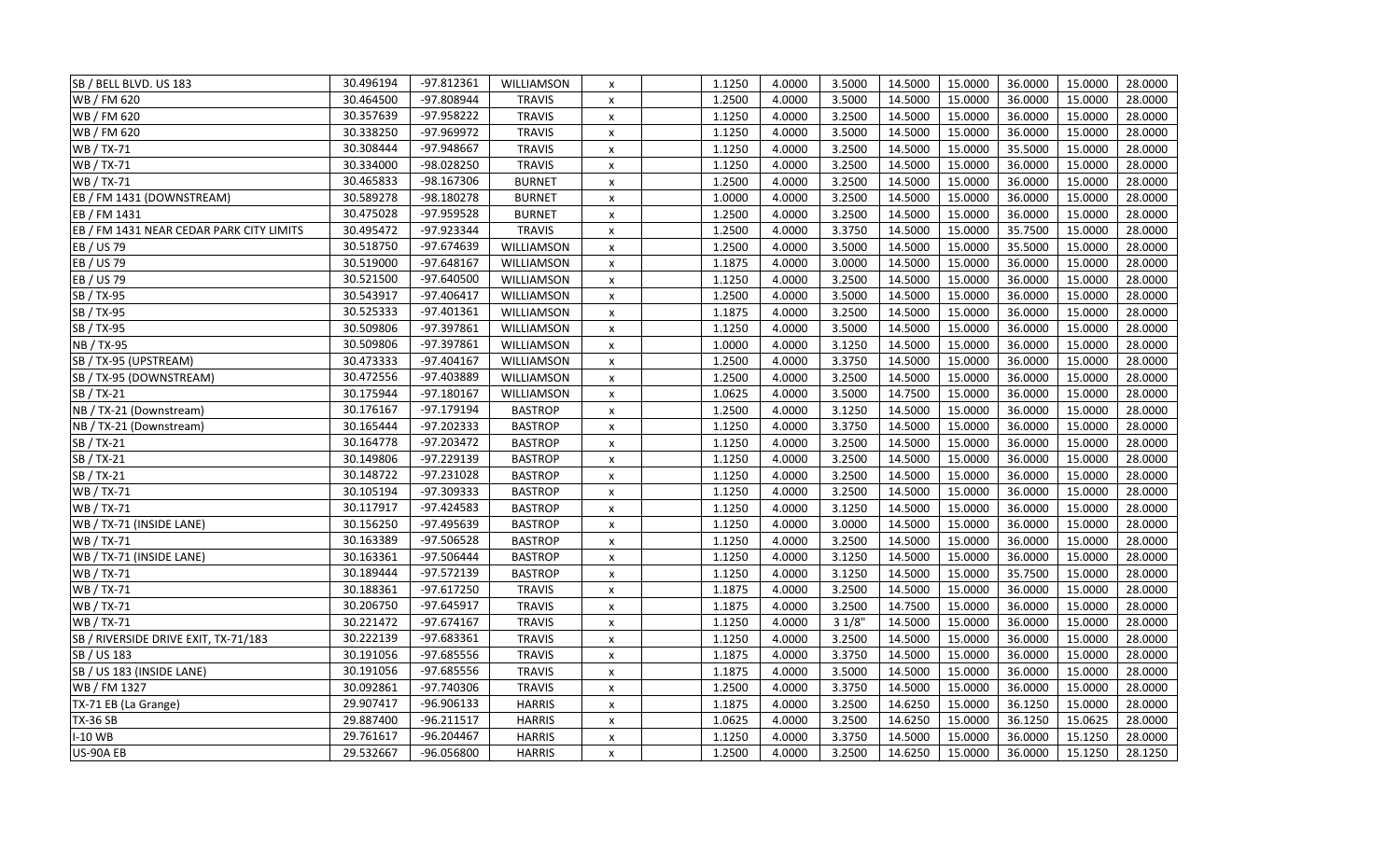| | | | | | | | | | | | | | |
|---|---|---|---|---|---|---|---|---|---|---|---|---|---|
| SB / BELL BLVD. US 183 | 30.496194 | -97.812361 | WILLIAMSON | x | | 1.1250 | 4.0000 | 3.5000 | 14.5000 | 15.0000 | 36.0000 | 15.0000 | 28.0000 |
| WB / FM 620 | 30.464500 | -97.808944 | TRAVIS | x | | 1.2500 | 4.0000 | 3.5000 | 14.5000 | 15.0000 | 36.0000 | 15.0000 | 28.0000 |
| WB / FM 620 | 30.357639 | -97.958222 | TRAVIS | x | | 1.1250 | 4.0000 | 3.2500 | 14.5000 | 15.0000 | 36.0000 | 15.0000 | 28.0000 |
| WB / FM 620 | 30.338250 | -97.969972 | TRAVIS | x | | 1.1250 | 4.0000 | 3.5000 | 14.5000 | 15.0000 | 36.0000 | 15.0000 | 28.0000 |
| WB / TX-71 | 30.308444 | -97.948667 | TRAVIS | x | | 1.1250 | 4.0000 | 3.2500 | 14.5000 | 15.0000 | 35.5000 | 15.0000 | 28.0000 |
| WB / TX-71 | 30.334000 | -98.028250 | TRAVIS | x | | 1.1250 | 4.0000 | 3.2500 | 14.5000 | 15.0000 | 36.0000 | 15.0000 | 28.0000 |
| WB / TX-71 | 30.465833 | -98.167306 | BURNET | x | | 1.2500 | 4.0000 | 3.2500 | 14.5000 | 15.0000 | 36.0000 | 15.0000 | 28.0000 |
| EB / FM 1431 (DOWNSTREAM) | 30.589278 | -98.180278 | BURNET | x | | 1.0000 | 4.0000 | 3.2500 | 14.5000 | 15.0000 | 36.0000 | 15.0000 | 28.0000 |
| EB / FM 1431 | 30.475028 | -97.959528 | BURNET | x | | 1.2500 | 4.0000 | 3.2500 | 14.5000 | 15.0000 | 36.0000 | 15.0000 | 28.0000 |
| EB / FM 1431 NEAR CEDAR PARK CITY LIMITS | 30.495472 | -97.923344 | TRAVIS | x | | 1.2500 | 4.0000 | 3.3750 | 14.5000 | 15.0000 | 35.7500 | 15.0000 | 28.0000 |
| EB / US 79 | 30.518750 | -97.674639 | WILLIAMSON | x | | 1.2500 | 4.0000 | 3.5000 | 14.5000 | 15.0000 | 35.5000 | 15.0000 | 28.0000 |
| EB / US 79 | 30.519000 | -97.648167 | WILLIAMSON | x | | 1.1875 | 4.0000 | 3.0000 | 14.5000 | 15.0000 | 36.0000 | 15.0000 | 28.0000 |
| EB / US 79 | 30.521500 | -97.640500 | WILLIAMSON | x | | 1.1250 | 4.0000 | 3.2500 | 14.5000 | 15.0000 | 36.0000 | 15.0000 | 28.0000 |
| SB / TX-95 | 30.543917 | -97.406417 | WILLIAMSON | x | | 1.2500 | 4.0000 | 3.5000 | 14.5000 | 15.0000 | 36.0000 | 15.0000 | 28.0000 |
| SB / TX-95 | 30.525333 | -97.401361 | WILLIAMSON | x | | 1.1875 | 4.0000 | 3.2500 | 14.5000 | 15.0000 | 36.0000 | 15.0000 | 28.0000 |
| SB / TX-95 | 30.509806 | -97.397861 | WILLIAMSON | x | | 1.1250 | 4.0000 | 3.5000 | 14.5000 | 15.0000 | 36.0000 | 15.0000 | 28.0000 |
| NB / TX-95 | 30.509806 | -97.397861 | WILLIAMSON | x | | 1.0000 | 4.0000 | 3.1250 | 14.5000 | 15.0000 | 36.0000 | 15.0000 | 28.0000 |
| SB / TX-95 (UPSTREAM) | 30.473333 | -97.404167 | WILLIAMSON | x | | 1.2500 | 4.0000 | 3.3750 | 14.5000 | 15.0000 | 36.0000 | 15.0000 | 28.0000 |
| SB / TX-95 (DOWNSTREAM) | 30.472556 | -97.403889 | WILLIAMSON | x | | 1.2500 | 4.0000 | 3.2500 | 14.5000 | 15.0000 | 36.0000 | 15.0000 | 28.0000 |
| SB / TX-21 | 30.175944 | -97.180167 | WILLIAMSON | x | | 1.0625 | 4.0000 | 3.5000 | 14.7500 | 15.0000 | 36.0000 | 15.0000 | 28.0000 |
| NB / TX-21 (Downstream) | 30.176167 | -97.179194 | BASTROP | x | | 1.2500 | 4.0000 | 3.1250 | 14.5000 | 15.0000 | 36.0000 | 15.0000 | 28.0000 |
| NB / TX-21 (Downstream) | 30.165444 | -97.202333 | BASTROP | x | | 1.1250 | 4.0000 | 3.3750 | 14.5000 | 15.0000 | 36.0000 | 15.0000 | 28.0000 |
| SB / TX-21 | 30.164778 | -97.203472 | BASTROP | x | | 1.1250 | 4.0000 | 3.2500 | 14.5000 | 15.0000 | 36.0000 | 15.0000 | 28.0000 |
| SB / TX-21 | 30.149806 | -97.229139 | BASTROP | x | | 1.1250 | 4.0000 | 3.2500 | 14.5000 | 15.0000 | 36.0000 | 15.0000 | 28.0000 |
| SB / TX-21 | 30.148722 | -97.231028 | BASTROP | x | | 1.1250 | 4.0000 | 3.2500 | 14.5000 | 15.0000 | 36.0000 | 15.0000 | 28.0000 |
| WB / TX-71 | 30.105194 | -97.309333 | BASTROP | x | | 1.1250 | 4.0000 | 3.2500 | 14.5000 | 15.0000 | 36.0000 | 15.0000 | 28.0000 |
| WB / TX-71 | 30.117917 | -97.424583 | BASTROP | x | | 1.1250 | 4.0000 | 3.1250 | 14.5000 | 15.0000 | 36.0000 | 15.0000 | 28.0000 |
| WB / TX-71 (INSIDE LANE) | 30.156250 | -97.495639 | BASTROP | x | | 1.1250 | 4.0000 | 3.0000 | 14.5000 | 15.0000 | 36.0000 | 15.0000 | 28.0000 |
| WB / TX-71 | 30.163389 | -97.506528 | BASTROP | x | | 1.1250 | 4.0000 | 3.2500 | 14.5000 | 15.0000 | 36.0000 | 15.0000 | 28.0000 |
| WB / TX-71 (INSIDE LANE) | 30.163361 | -97.506444 | BASTROP | x | | 1.1250 | 4.0000 | 3.1250 | 14.5000 | 15.0000 | 36.0000 | 15.0000 | 28.0000 |
| WB / TX-71 | 30.189444 | -97.572139 | BASTROP | x | | 1.1250 | 4.0000 | 3.1250 | 14.5000 | 15.0000 | 35.7500 | 15.0000 | 28.0000 |
| WB / TX-71 | 30.188361 | -97.617250 | TRAVIS | x | | 1.1875 | 4.0000 | 3.2500 | 14.5000 | 15.0000 | 36.0000 | 15.0000 | 28.0000 |
| WB / TX-71 | 30.206750 | -97.645917 | TRAVIS | x | | 1.1875 | 4.0000 | 3.2500 | 14.7500 | 15.0000 | 36.0000 | 15.0000 | 28.0000 |
| WB / TX-71 | 30.221472 | -97.674167 | TRAVIS | x | | 1.1250 | 4.0000 | 3 1/8" | 14.5000 | 15.0000 | 36.0000 | 15.0000 | 28.0000 |
| SB / RIVERSIDE DRIVE EXIT, TX-71/183 | 30.222139 | -97.683361 | TRAVIS | x | | 1.1250 | 4.0000 | 3.2500 | 14.5000 | 15.0000 | 36.0000 | 15.0000 | 28.0000 |
| SB / US 183 | 30.191056 | -97.685556 | TRAVIS | x | | 1.1875 | 4.0000 | 3.3750 | 14.5000 | 15.0000 | 36.0000 | 15.0000 | 28.0000 |
| SB / US 183 (INSIDE LANE) | 30.191056 | -97.685556 | TRAVIS | x | | 1.1875 | 4.0000 | 3.5000 | 14.5000 | 15.0000 | 36.0000 | 15.0000 | 28.0000 |
| WB / FM 1327 | 30.092861 | -97.740306 | TRAVIS | x | | 1.2500 | 4.0000 | 3.3750 | 14.5000 | 15.0000 | 36.0000 | 15.0000 | 28.0000 |
| TX-71 EB (La Grange) | 29.907417 | -96.906133 | HARRIS | x | | 1.1875 | 4.0000 | 3.2500 | 14.6250 | 15.0000 | 36.1250 | 15.0000 | 28.0000 |
| TX-36 SB | 29.887400 | -96.211517 | HARRIS | x | | 1.0625 | 4.0000 | 3.2500 | 14.6250 | 15.0000 | 36.1250 | 15.0625 | 28.0000 |
| I-10 WB | 29.761617 | -96.204467 | HARRIS | x | | 1.1250 | 4.0000 | 3.3750 | 14.5000 | 15.0000 | 36.0000 | 15.1250 | 28.0000 |
| US-90A EB | 29.532667 | -96.056800 | HARRIS | x | | 1.2500 | 4.0000 | 3.2500 | 14.6250 | 15.0000 | 36.0000 | 15.1250 | 28.1250 |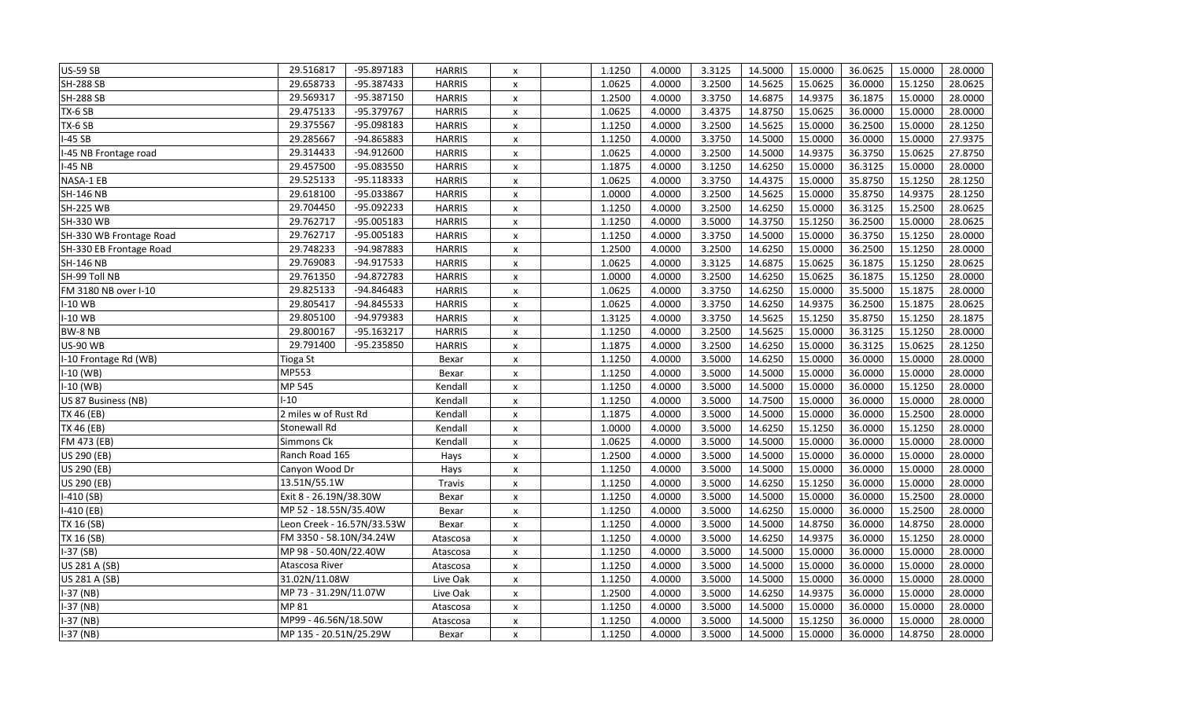| | | | | | | | | | | | | | |
|---|---|---|---|---|---|---|---|---|---|---|---|---|---|
| US-59 SB | 29.516817 | -95.897183 | HARRIS | x | | 1.1250 | 4.0000 | 3.3125 | 14.5000 | 15.0000 | 36.0625 | 15.0000 | 28.0000 |
| SH-288 SB | 29.658733 | -95.387433 | HARRIS | x | | 1.0625 | 4.0000 | 3.2500 | 14.5625 | 15.0625 | 36.0000 | 15.1250 | 28.0625 |
| SH-288 SB | 29.569317 | -95.387150 | HARRIS | x | | 1.2500 | 4.0000 | 3.3750 | 14.6875 | 14.9375 | 36.1875 | 15.0000 | 28.0000 |
| TX-6 SB | 29.475133 | -95.379767 | HARRIS | x | | 1.0625 | 4.0000 | 3.4375 | 14.8750 | 15.0625 | 36.0000 | 15.0000 | 28.0000 |
| TX-6 SB | 29.375567 | -95.098183 | HARRIS | x | | 1.1250 | 4.0000 | 3.2500 | 14.5625 | 15.0000 | 36.2500 | 15.0000 | 28.1250 |
| I-45 SB | 29.285667 | -94.865883 | HARRIS | x | | 1.1250 | 4.0000 | 3.3750 | 14.5000 | 15.0000 | 36.0000 | 15.0000 | 27.9375 |
| I-45 NB Frontage road | 29.314433 | -94.912600 | HARRIS | x | | 1.0625 | 4.0000 | 3.2500 | 14.5000 | 14.9375 | 36.3750 | 15.0625 | 27.8750 |
| I-45 NB | 29.457500 | -95.083550 | HARRIS | x | | 1.1875 | 4.0000 | 3.1250 | 14.6250 | 15.0000 | 36.3125 | 15.0000 | 28.0000 |
| NASA-1 EB | 29.525133 | -95.118333 | HARRIS | x | | 1.0625 | 4.0000 | 3.3750 | 14.4375 | 15.0000 | 35.8750 | 15.1250 | 28.1250 |
| SH-146 NB | 29.618100 | -95.033867 | HARRIS | x | | 1.0000 | 4.0000 | 3.2500 | 14.5625 | 15.0000 | 35.8750 | 14.9375 | 28.1250 |
| SH-225 WB | 29.704450 | -95.092233 | HARRIS | x | | 1.1250 | 4.0000 | 3.2500 | 14.6250 | 15.0000 | 36.3125 | 15.2500 | 28.0625 |
| SH-330 WB | 29.762717 | -95.005183 | HARRIS | x | | 1.1250 | 4.0000 | 3.5000 | 14.3750 | 15.1250 | 36.2500 | 15.0000 | 28.0625 |
| SH-330 WB Frontage Road | 29.762717 | -95.005183 | HARRIS | x | | 1.1250 | 4.0000 | 3.3750 | 14.5000 | 15.0000 | 36.3750 | 15.1250 | 28.0000 |
| SH-330 EB Frontage Road | 29.748233 | -94.987883 | HARRIS | x | | 1.2500 | 4.0000 | 3.2500 | 14.6250 | 15.0000 | 36.2500 | 15.1250 | 28.0000 |
| SH-146 NB | 29.769083 | -94.917533 | HARRIS | x | | 1.0625 | 4.0000 | 3.3125 | 14.6875 | 15.0625 | 36.1875 | 15.1250 | 28.0625 |
| SH-99 Toll NB | 29.761350 | -94.872783 | HARRIS | x | | 1.0000 | 4.0000 | 3.2500 | 14.6250 | 15.0625 | 36.1875 | 15.1250 | 28.0000 |
| FM 3180 NB over I-10 | 29.825133 | -94.846483 | HARRIS | x | | 1.0625 | 4.0000 | 3.3750 | 14.6250 | 15.0000 | 35.5000 | 15.1875 | 28.0000 |
| I-10 WB | 29.805417 | -94.845533 | HARRIS | x | | 1.0625 | 4.0000 | 3.3750 | 14.6250 | 14.9375 | 36.2500 | 15.1875 | 28.0625 |
| I-10 WB | 29.805100 | -94.979383 | HARRIS | x | | 1.3125 | 4.0000 | 3.3750 | 14.5625 | 15.1250 | 35.8750 | 15.1250 | 28.1875 |
| BW-8 NB | 29.800167 | -95.163217 | HARRIS | x | | 1.1250 | 4.0000 | 3.2500 | 14.5625 | 15.0000 | 36.3125 | 15.1250 | 28.0000 |
| US-90 WB | 29.791400 | -95.235850 | HARRIS | x | | 1.1875 | 4.0000 | 3.2500 | 14.6250 | 15.0000 | 36.3125 | 15.0625 | 28.1250 |
| I-10 Frontage Rd (WB) | Tioga St | | Bexar | x | | 1.1250 | 4.0000 | 3.5000 | 14.6250 | 15.0000 | 36.0000 | 15.0000 | 28.0000 |
| I-10 (WB) | MP553 | | Bexar | x | | 1.1250 | 4.0000 | 3.5000 | 14.5000 | 15.0000 | 36.0000 | 15.0000 | 28.0000 |
| I-10 (WB) | MP 545 | | Kendall | x | | 1.1250 | 4.0000 | 3.5000 | 14.5000 | 15.0000 | 36.0000 | 15.1250 | 28.0000 |
| US 87 Business (NB) | I-10 | | Kendall | x | | 1.1250 | 4.0000 | 3.5000 | 14.7500 | 15.0000 | 36.0000 | 15.0000 | 28.0000 |
| TX 46 (EB) | 2 miles w of Rust Rd | | Kendall | x | | 1.1875 | 4.0000 | 3.5000 | 14.5000 | 15.0000 | 36.0000 | 15.2500 | 28.0000 |
| TX 46 (EB) | Stonewall Rd | | Kendall | x | | 1.0000 | 4.0000 | 3.5000 | 14.6250 | 15.1250 | 36.0000 | 15.1250 | 28.0000 |
| FM 473 (EB) | Simmons Ck | | Kendall | x | | 1.0625 | 4.0000 | 3.5000 | 14.5000 | 15.0000 | 36.0000 | 15.0000 | 28.0000 |
| US 290 (EB) | Ranch Road 165 | | Hays | x | | 1.2500 | 4.0000 | 3.5000 | 14.5000 | 15.0000 | 36.0000 | 15.0000 | 28.0000 |
| US 290 (EB) | Canyon Wood Dr | | Hays | x | | 1.1250 | 4.0000 | 3.5000 | 14.5000 | 15.0000 | 36.0000 | 15.0000 | 28.0000 |
| US 290 (EB) | 13.51N/55.1W | | Travis | x | | 1.1250 | 4.0000 | 3.5000 | 14.6250 | 15.1250 | 36.0000 | 15.0000 | 28.0000 |
| I-410 (SB) | Exit 8 - 26.19N/38.30W | | Bexar | x | | 1.1250 | 4.0000 | 3.5000 | 14.5000 | 15.0000 | 36.0000 | 15.2500 | 28.0000 |
| I-410 (EB) | MP 52 - 18.55N/35.40W | | Bexar | x | | 1.1250 | 4.0000 | 3.5000 | 14.6250 | 15.0000 | 36.0000 | 15.2500 | 28.0000 |
| TX 16 (SB) | Leon Creek - 16.57N/33.53W | | Bexar | x | | 1.1250 | 4.0000 | 3.5000 | 14.5000 | 14.8750 | 36.0000 | 14.8750 | 28.0000 |
| TX 16 (SB) | FM 3350 - 58.10N/34.24W | | Atascosa | x | | 1.1250 | 4.0000 | 3.5000 | 14.6250 | 14.9375 | 36.0000 | 15.1250 | 28.0000 |
| I-37 (SB) | MP 98 - 50.40N/22.40W | | Atascosa | x | | 1.1250 | 4.0000 | 3.5000 | 14.5000 | 15.0000 | 36.0000 | 15.0000 | 28.0000 |
| US 281 A (SB) | Atascosa River | | Atascosa | x | | 1.1250 | 4.0000 | 3.5000 | 14.5000 | 15.0000 | 36.0000 | 15.0000 | 28.0000 |
| US 281 A (SB) | 31.02N/11.08W | | Live Oak | x | | 1.1250 | 4.0000 | 3.5000 | 14.5000 | 15.0000 | 36.0000 | 15.0000 | 28.0000 |
| I-37 (NB) | MP 73 - 31.29N/11.07W | | Live Oak | x | | 1.2500 | 4.0000 | 3.5000 | 14.6250 | 14.9375 | 36.0000 | 15.0000 | 28.0000 |
| I-37 (NB) | MP 81 | | Atascosa | x | | 1.1250 | 4.0000 | 3.5000 | 14.5000 | 15.0000 | 36.0000 | 15.0000 | 28.0000 |
| I-37 (NB) | MP99 - 46.56N/18.50W | | Atascosa | x | | 1.1250 | 4.0000 | 3.5000 | 14.5000 | 15.1250 | 36.0000 | 15.0000 | 28.0000 |
| I-37 (NB) | MP 135 - 20.51N/25.29W | | Bexar | x | | 1.1250 | 4.0000 | 3.5000 | 14.5000 | 15.0000 | 36.0000 | 14.8750 | 28.0000 |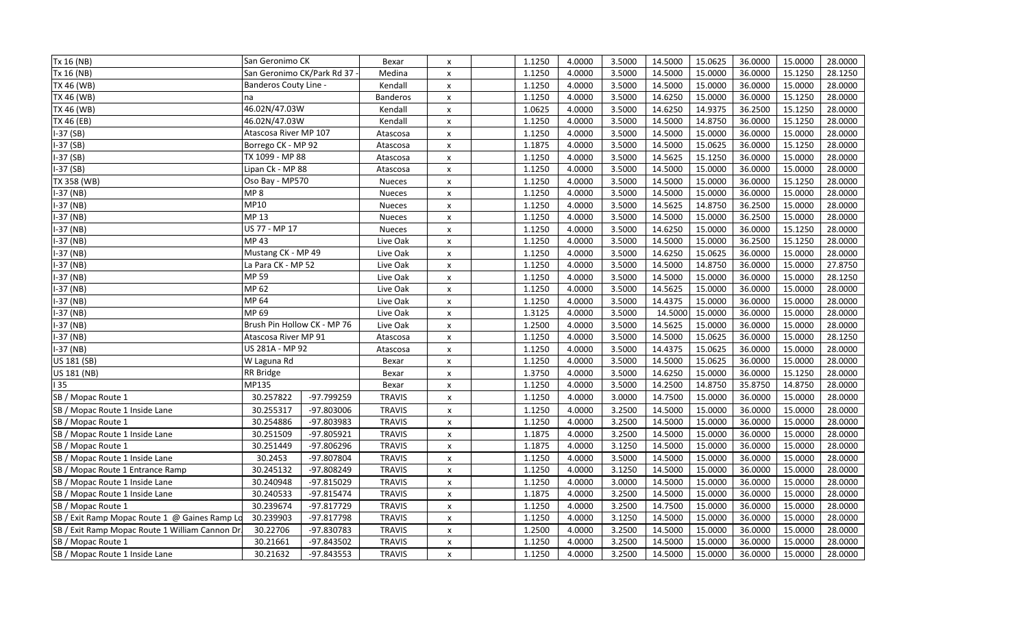| | | | | | | | | | | | | | |
|---|---|---|---|---|---|---|---|---|---|---|---|---|---|
| Tx 16 (NB) | San Geronimo CK | | Bexar | x | | 1.1250 | 4.0000 | 3.5000 | 14.5000 | 15.0625 | 36.0000 | 15.0000 | 28.0000 |
| Tx 16 (NB) | San Geronimo CK/Park Rd 37 - | | Medina | x | | 1.1250 | 4.0000 | 3.5000 | 14.5000 | 15.0000 | 36.0000 | 15.1250 | 28.1250 |
| TX 46 (WB) | Banderos Couty Line - | | Kendall | x | | 1.1250 | 4.0000 | 3.5000 | 14.5000 | 15.0000 | 36.0000 | 15.0000 | 28.0000 |
| TX 46 (WB) | na | | Banderos | x | | 1.1250 | 4.0000 | 3.5000 | 14.6250 | 15.0000 | 36.0000 | 15.1250 | 28.0000 |
| TX 46 (WB) | 46.02N/47.03W | | Kendall | x | | 1.0625 | 4.0000 | 3.5000 | 14.6250 | 14.9375 | 36.2500 | 15.1250 | 28.0000 |
| TX 46 (EB) | 46.02N/47.03W | | Kendall | x | | 1.1250 | 4.0000 | 3.5000 | 14.5000 | 14.8750 | 36.0000 | 15.1250 | 28.0000 |
| I-37 (SB) | Atascosa River MP 107 | | Atascosa | x | | 1.1250 | 4.0000 | 3.5000 | 14.5000 | 15.0000 | 36.0000 | 15.0000 | 28.0000 |
| I-37 (SB) | Borrego CK - MP 92 | | Atascosa | x | | 1.1875 | 4.0000 | 3.5000 | 14.5000 | 15.0625 | 36.0000 | 15.1250 | 28.0000 |
| I-37 (SB) | TX 1099 - MP 88 | | Atascosa | x | | 1.1250 | 4.0000 | 3.5000 | 14.5625 | 15.1250 | 36.0000 | 15.0000 | 28.0000 |
| I-37 (SB) | Lipan Ck - MP 88 | | Atascosa | x | | 1.1250 | 4.0000 | 3.5000 | 14.5000 | 15.0000 | 36.0000 | 15.0000 | 28.0000 |
| TX 358 (WB) | Oso Bay - MP570 | | Nueces | x | | 1.1250 | 4.0000 | 3.5000 | 14.5000 | 15.0000 | 36.0000 | 15.1250 | 28.0000 |
| I-37 (NB) | MP 8 | | Nueces | x | | 1.1250 | 4.0000 | 3.5000 | 14.5000 | 15.0000 | 36.2500 | 15.0000 | 28.0000 |
| I-37 (NB) | MP10 | | Nueces | x | | 1.1250 | 4.0000 | 3.5000 | 14.5625 | 14.8750 | 36.2500 | 15.0000 | 28.0000 |
| I-37 (NB) | MP 13 | | Nueces | x | | 1.1250 | 4.0000 | 3.5000 | 14.5000 | 15.0000 | 36.2500 | 15.0000 | 28.0000 |
| I-37 (NB) | US 77 - MP 17 | | Nueces | x | | 1.1250 | 4.0000 | 3.5000 | 14.6250 | 15.0000 | 36.0000 | 15.1250 | 28.0000 |
| I-37 (NB) | MP 43 | | Live Oak | x | | 1.1250 | 4.0000 | 3.5000 | 14.5000 | 15.0000 | 36.2500 | 15.1250 | 28.0000 |
| I-37 (NB) | Mustang CK - MP 49 | | Live Oak | x | | 1.1250 | 4.0000 | 3.5000 | 14.6250 | 15.0625 | 36.0000 | 15.0000 | 28.0000 |
| I-37 (NB) | La Para CK - MP 52 | | Live Oak | x | | 1.1250 | 4.0000 | 3.5000 | 14.5000 | 14.8750 | 36.0000 | 15.0000 | 27.8750 |
| I-37 (NB) | MP 59 | | Live Oak | x | | 1.1250 | 4.0000 | 3.5000 | 14.5000 | 15.0000 | 36.0000 | 15.0000 | 28.1250 |
| I-37 (NB) | MP 62 | | Live Oak | x | | 1.1250 | 4.0000 | 3.5000 | 14.5625 | 15.0000 | 36.0000 | 15.0000 | 28.0000 |
| I-37 (NB) | MP 64 | | Live Oak | x | | 1.1250 | 4.0000 | 3.5000 | 14.4375 | 15.0000 | 36.0000 | 15.0000 | 28.0000 |
| I-37 (NB) | MP 69 | | Live Oak | x | | 1.3125 | 4.0000 | 3.5000 | 14.5000 | 15.0000 | 36.0000 | 15.0000 | 28.0000 |
| I-37 (NB) | Brush Pin Hollow CK - MP 76 | | Live Oak | x | | 1.2500 | 4.0000 | 3.5000 | 14.5625 | 15.0000 | 36.0000 | 15.0000 | 28.0000 |
| I-37 (NB) | Atascosa River MP 91 | | Atascosa | x | | 1.1250 | 4.0000 | 3.5000 | 14.5000 | 15.0625 | 36.0000 | 15.0000 | 28.1250 |
| I-37 (NB) | US 281A - MP 92 | | Atascosa | x | | 1.1250 | 4.0000 | 3.5000 | 14.4375 | 15.0625 | 36.0000 | 15.0000 | 28.0000 |
| US 181 (SB) | W Laguna Rd | | Bexar | x | | 1.1250 | 4.0000 | 3.5000 | 14.5000 | 15.0625 | 36.0000 | 15.0000 | 28.0000 |
| US 181 (NB) | RR Bridge | | Bexar | x | | 1.3750 | 4.0000 | 3.5000 | 14.6250 | 15.0000 | 36.0000 | 15.1250 | 28.0000 |
| I 35 | MP135 | | Bexar | x | | 1.1250 | 4.0000 | 3.5000 | 14.2500 | 14.8750 | 35.8750 | 14.8750 | 28.0000 |
| SB / Mopac Route 1 | 30.257822 | -97.799259 | TRAVIS | x | | 1.1250 | 4.0000 | 3.0000 | 14.7500 | 15.0000 | 36.0000 | 15.0000 | 28.0000 |
| SB / Mopac Route 1 Inside Lane | 30.255317 | -97.803006 | TRAVIS | x | | 1.1250 | 4.0000 | 3.2500 | 14.5000 | 15.0000 | 36.0000 | 15.0000 | 28.0000 |
| SB / Mopac Route 1 | 30.254886 | -97.803983 | TRAVIS | x | | 1.1250 | 4.0000 | 3.2500 | 14.5000 | 15.0000 | 36.0000 | 15.0000 | 28.0000 |
| SB / Mopac Route 1 Inside Lane | 30.251509 | -97.805921 | TRAVIS | x | | 1.1875 | 4.0000 | 3.2500 | 14.5000 | 15.0000 | 36.0000 | 15.0000 | 28.0000 |
| SB / Mopac Route 1 | 30.251449 | -97.806296 | TRAVIS | x | | 1.1875 | 4.0000 | 3.1250 | 14.5000 | 15.0000 | 36.0000 | 15.0000 | 28.0000 |
| SB / Mopac Route 1 Inside Lane | 30.2453 | -97.807804 | TRAVIS | x | | 1.1250 | 4.0000 | 3.5000 | 14.5000 | 15.0000 | 36.0000 | 15.0000 | 28.0000 |
| SB / Mopac Route 1 Entrance Ramp | 30.245132 | -97.808249 | TRAVIS | x | | 1.1250 | 4.0000 | 3.1250 | 14.5000 | 15.0000 | 36.0000 | 15.0000 | 28.0000 |
| SB / Mopac Route 1 Inside Lane | 30.240948 | -97.815029 | TRAVIS | x | | 1.1250 | 4.0000 | 3.0000 | 14.5000 | 15.0000 | 36.0000 | 15.0000 | 28.0000 |
| SB / Mopac Route 1 Inside Lane | 30.240533 | -97.815474 | TRAVIS | x | | 1.1875 | 4.0000 | 3.2500 | 14.5000 | 15.0000 | 36.0000 | 15.0000 | 28.0000 |
| SB / Mopac Route 1 | 30.239674 | -97.817729 | TRAVIS | x | | 1.1250 | 4.0000 | 3.2500 | 14.7500 | 15.0000 | 36.0000 | 15.0000 | 28.0000 |
| SB / Exit Ramp Mopac Route 1 @ Gaines Ramp Lo | 30.239903 | -97.817798 | TRAVIS | x | | 1.1250 | 4.0000 | 3.1250 | 14.5000 | 15.0000 | 36.0000 | 15.0000 | 28.0000 |
| SB / Exit Ramp Mopac Route 1 William Cannon Dr. | 30.22706 | -97.830783 | TRAVIS | x | | 1.2500 | 4.0000 | 3.2500 | 14.5000 | 15.0000 | 36.0000 | 15.0000 | 28.0000 |
| SB / Mopac Route 1 | 30.21661 | -97.843502 | TRAVIS | x | | 1.1250 | 4.0000 | 3.2500 | 14.5000 | 15.0000 | 36.0000 | 15.0000 | 28.0000 |
| SB / Mopac Route 1 Inside Lane | 30.21632 | -97.843553 | TRAVIS | x | | 1.1250 | 4.0000 | 3.2500 | 14.5000 | 15.0000 | 36.0000 | 15.0000 | 28.0000 |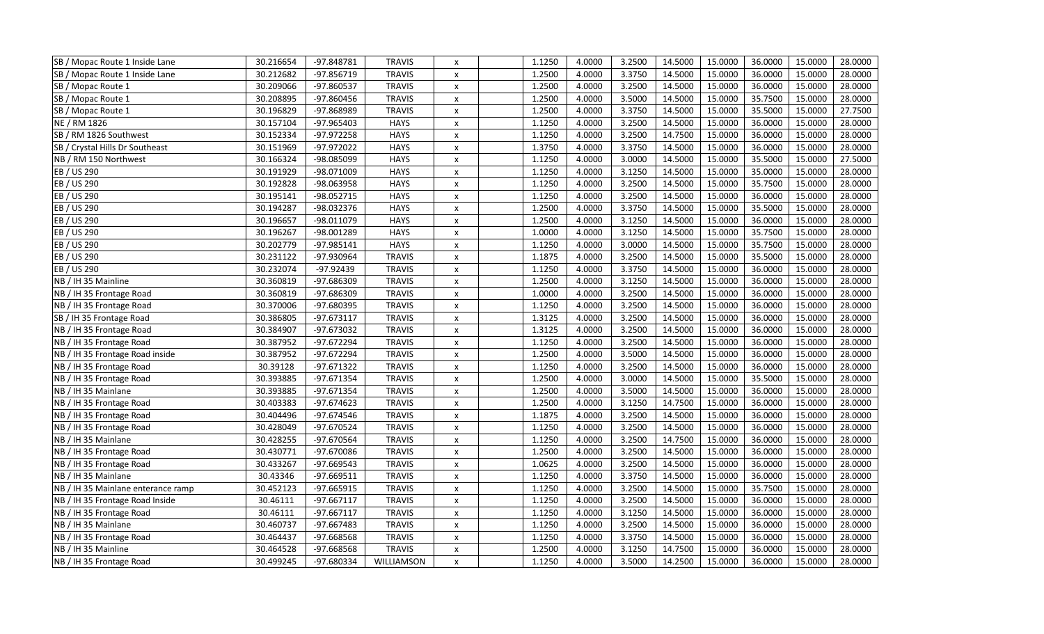| | | | | | | | | | | | | | |
|---|---|---|---|---|---|---|---|---|---|---|---|---|---|
| SB / Mopac Route 1 Inside Lane | 30.216654 | -97.848781 | TRAVIS | x | | 1.1250 | 4.0000 | 3.2500 | 14.5000 | 15.0000 | 36.0000 | 15.0000 | 28.0000 |
| SB / Mopac Route 1 Inside Lane | 30.212682 | -97.856719 | TRAVIS | x | | 1.2500 | 4.0000 | 3.3750 | 14.5000 | 15.0000 | 36.0000 | 15.0000 | 28.0000 |
| SB / Mopac Route 1 | 30.209066 | -97.860537 | TRAVIS | x | | 1.2500 | 4.0000 | 3.2500 | 14.5000 | 15.0000 | 36.0000 | 15.0000 | 28.0000 |
| SB / Mopac Route 1 | 30.208895 | -97.860456 | TRAVIS | x | | 1.2500 | 4.0000 | 3.5000 | 14.5000 | 15.0000 | 35.7500 | 15.0000 | 28.0000 |
| SB / Mopac Route 1 | 30.196829 | -97.868989 | TRAVIS | x | | 1.2500 | 4.0000 | 3.3750 | 14.5000 | 15.0000 | 35.5000 | 15.0000 | 27.7500 |
| NE / RM 1826 | 30.157104 | -97.965403 | HAYS | x | | 1.1250 | 4.0000 | 3.2500 | 14.5000 | 15.0000 | 36.0000 | 15.0000 | 28.0000 |
| SB / RM 1826 Southwest | 30.152334 | -97.972258 | HAYS | x | | 1.1250 | 4.0000 | 3.2500 | 14.7500 | 15.0000 | 36.0000 | 15.0000 | 28.0000 |
| SB / Crystal Hills Dr Southeast | 30.151969 | -97.972022 | HAYS | x | | 1.3750 | 4.0000 | 3.3750 | 14.5000 | 15.0000 | 36.0000 | 15.0000 | 28.0000 |
| NB / RM 150 Northwest | 30.166324 | -98.085099 | HAYS | x | | 1.1250 | 4.0000 | 3.0000 | 14.5000 | 15.0000 | 35.5000 | 15.0000 | 27.5000 |
| EB / US 290 | 30.191929 | -98.071009 | HAYS | x | | 1.1250 | 4.0000 | 3.1250 | 14.5000 | 15.0000 | 35.0000 | 15.0000 | 28.0000 |
| EB / US 290 | 30.192828 | -98.063958 | HAYS | x | | 1.1250 | 4.0000 | 3.2500 | 14.5000 | 15.0000 | 35.7500 | 15.0000 | 28.0000 |
| EB / US 290 | 30.195141 | -98.052715 | HAYS | x | | 1.1250 | 4.0000 | 3.2500 | 14.5000 | 15.0000 | 36.0000 | 15.0000 | 28.0000 |
| EB / US 290 | 30.194287 | -98.032376 | HAYS | x | | 1.2500 | 4.0000 | 3.3750 | 14.5000 | 15.0000 | 35.5000 | 15.0000 | 28.0000 |
| EB / US 290 | 30.196657 | -98.011079 | HAYS | x | | 1.2500 | 4.0000 | 3.1250 | 14.5000 | 15.0000 | 36.0000 | 15.0000 | 28.0000 |
| EB / US 290 | 30.196267 | -98.001289 | HAYS | x | | 1.0000 | 4.0000 | 3.1250 | 14.5000 | 15.0000 | 35.7500 | 15.0000 | 28.0000 |
| EB / US 290 | 30.202779 | -97.985141 | HAYS | x | | 1.1250 | 4.0000 | 3.0000 | 14.5000 | 15.0000 | 35.7500 | 15.0000 | 28.0000 |
| EB / US 290 | 30.231122 | -97.930964 | TRAVIS | x | | 1.1875 | 4.0000 | 3.2500 | 14.5000 | 15.0000 | 35.5000 | 15.0000 | 28.0000 |
| EB / US 290 | 30.232074 | -97.92439 | TRAVIS | x | | 1.1250 | 4.0000 | 3.3750 | 14.5000 | 15.0000 | 36.0000 | 15.0000 | 28.0000 |
| NB / IH 35 Mainline | 30.360819 | -97.686309 | TRAVIS | x | | 1.2500 | 4.0000 | 3.1250 | 14.5000 | 15.0000 | 36.0000 | 15.0000 | 28.0000 |
| NB / IH 35 Frontage Road | 30.360819 | -97.686309 | TRAVIS | x | | 1.0000 | 4.0000 | 3.2500 | 14.5000 | 15.0000 | 36.0000 | 15.0000 | 28.0000 |
| NB / IH 35 Frontage Road | 30.370006 | -97.680395 | TRAVIS | x | | 1.1250 | 4.0000 | 3.2500 | 14.5000 | 15.0000 | 36.0000 | 15.0000 | 28.0000 |
| SB / IH 35 Frontage Road | 30.386805 | -97.673117 | TRAVIS | x | | 1.3125 | 4.0000 | 3.2500 | 14.5000 | 15.0000 | 36.0000 | 15.0000 | 28.0000 |
| NB / IH 35 Frontage Road | 30.384907 | -97.673032 | TRAVIS | x | | 1.3125 | 4.0000 | 3.2500 | 14.5000 | 15.0000 | 36.0000 | 15.0000 | 28.0000 |
| NB / IH 35 Frontage Road | 30.387952 | -97.672294 | TRAVIS | x | | 1.1250 | 4.0000 | 3.2500 | 14.5000 | 15.0000 | 36.0000 | 15.0000 | 28.0000 |
| NB / IH 35 Frontage Road inside | 30.387952 | -97.672294 | TRAVIS | x | | 1.2500 | 4.0000 | 3.5000 | 14.5000 | 15.0000 | 36.0000 | 15.0000 | 28.0000 |
| NB / IH 35 Frontage Road | 30.39128 | -97.671322 | TRAVIS | x | | 1.1250 | 4.0000 | 3.2500 | 14.5000 | 15.0000 | 36.0000 | 15.0000 | 28.0000 |
| NB / IH 35 Frontage Road | 30.393885 | -97.671354 | TRAVIS | x | | 1.2500 | 4.0000 | 3.0000 | 14.5000 | 15.0000 | 35.5000 | 15.0000 | 28.0000 |
| NB / IH 35 Mainlane | 30.393885 | -97.671354 | TRAVIS | x | | 1.2500 | 4.0000 | 3.5000 | 14.5000 | 15.0000 | 36.0000 | 15.0000 | 28.0000 |
| NB / IH 35 Frontage Road | 30.403383 | -97.674623 | TRAVIS | x | | 1.2500 | 4.0000 | 3.1250 | 14.7500 | 15.0000 | 36.0000 | 15.0000 | 28.0000 |
| NB / IH 35 Frontage Road | 30.404496 | -97.674546 | TRAVIS | x | | 1.1875 | 4.0000 | 3.2500 | 14.5000 | 15.0000 | 36.0000 | 15.0000 | 28.0000 |
| NB / IH 35 Frontage Road | 30.428049 | -97.670524 | TRAVIS | x | | 1.1250 | 4.0000 | 3.2500 | 14.5000 | 15.0000 | 36.0000 | 15.0000 | 28.0000 |
| NB / IH 35 Mainlane | 30.428255 | -97.670564 | TRAVIS | x | | 1.1250 | 4.0000 | 3.2500 | 14.7500 | 15.0000 | 36.0000 | 15.0000 | 28.0000 |
| NB / IH 35 Frontage Road | 30.430771 | -97.670086 | TRAVIS | x | | 1.2500 | 4.0000 | 3.2500 | 14.5000 | 15.0000 | 36.0000 | 15.0000 | 28.0000 |
| NB / IH 35 Frontage Road | 30.433267 | -97.669543 | TRAVIS | x | | 1.0625 | 4.0000 | 3.2500 | 14.5000 | 15.0000 | 36.0000 | 15.0000 | 28.0000 |
| NB / IH 35 Mainlane | 30.43346 | -97.669511 | TRAVIS | x | | 1.1250 | 4.0000 | 3.3750 | 14.5000 | 15.0000 | 36.0000 | 15.0000 | 28.0000 |
| NB / IH 35 Mainlane enterance ramp | 30.452123 | -97.665915 | TRAVIS | x | | 1.1250 | 4.0000 | 3.2500 | 14.5000 | 15.0000 | 35.7500 | 15.0000 | 28.0000 |
| NB / IH 35 Frontage Road Inside | 30.46111 | -97.667117 | TRAVIS | x | | 1.1250 | 4.0000 | 3.2500 | 14.5000 | 15.0000 | 36.0000 | 15.0000 | 28.0000 |
| NB / IH 35 Frontage Road | 30.46111 | -97.667117 | TRAVIS | x | | 1.1250 | 4.0000 | 3.1250 | 14.5000 | 15.0000 | 36.0000 | 15.0000 | 28.0000 |
| NB / IH 35 Mainlane | 30.460737 | -97.667483 | TRAVIS | x | | 1.1250 | 4.0000 | 3.2500 | 14.5000 | 15.0000 | 36.0000 | 15.0000 | 28.0000 |
| NB / IH 35 Frontage Road | 30.464437 | -97.668568 | TRAVIS | x | | 1.1250 | 4.0000 | 3.3750 | 14.5000 | 15.0000 | 36.0000 | 15.0000 | 28.0000 |
| NB / IH 35 Mainline | 30.464528 | -97.668568 | TRAVIS | x | | 1.2500 | 4.0000 | 3.1250 | 14.7500 | 15.0000 | 36.0000 | 15.0000 | 28.0000 |
| NB / IH 35 Frontage Road | 30.499245 | -97.680334 | WILLIAMSON | x | | 1.1250 | 4.0000 | 3.5000 | 14.2500 | 15.0000 | 36.0000 | 15.0000 | 28.0000 |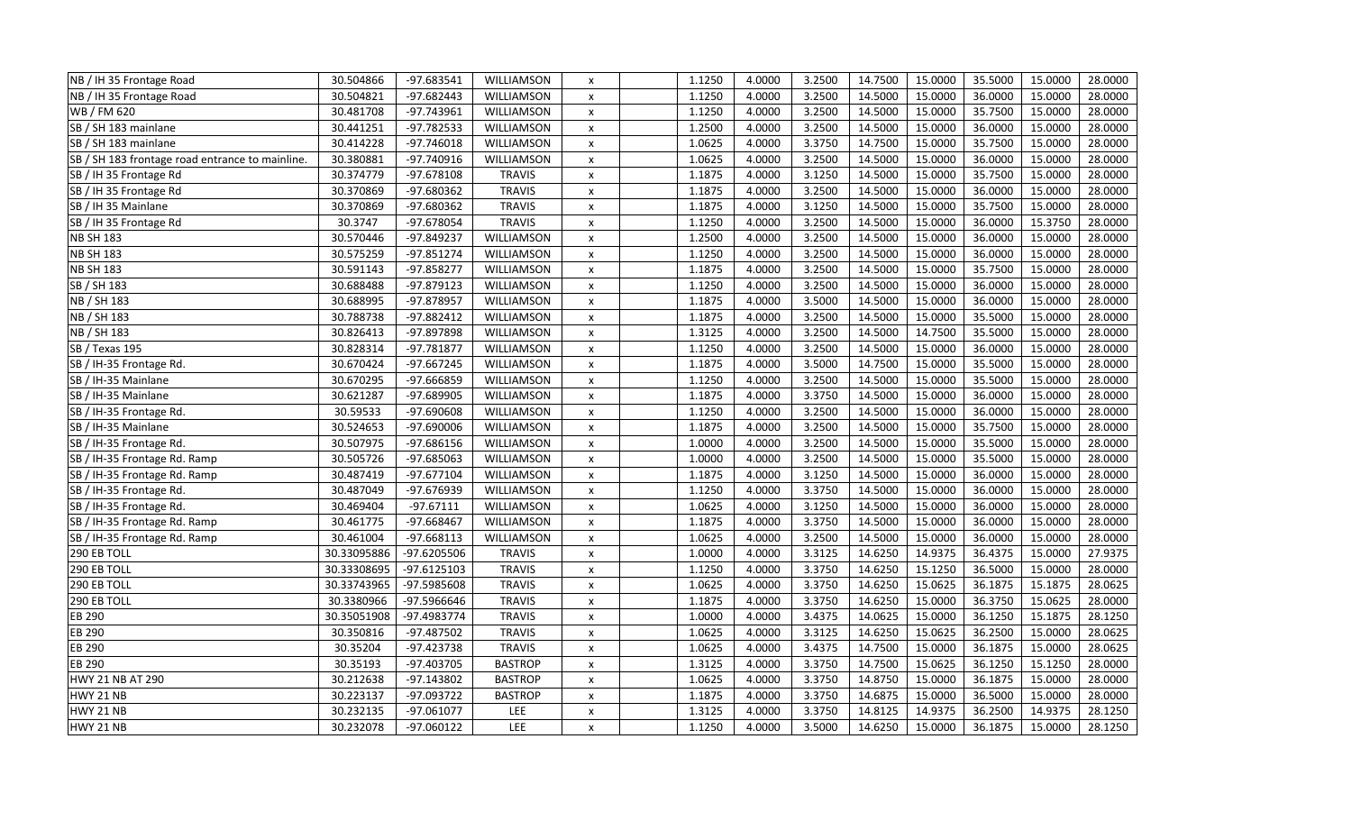| | | | | | | | | | | | | | |
|---|---|---|---|---|---|---|---|---|---|---|---|---|---|
| NB / IH 35 Frontage Road | 30.504866 | -97.683541 | WILLIAMSON | x | | 1.1250 | 4.0000 | 3.2500 | 14.7500 | 15.0000 | 35.5000 | 15.0000 | 28.0000 |
| NB / IH 35 Frontage Road | 30.504821 | -97.682443 | WILLIAMSON | x | | 1.1250 | 4.0000 | 3.2500 | 14.5000 | 15.0000 | 36.0000 | 15.0000 | 28.0000 |
| WB / FM 620 | 30.481708 | -97.743961 | WILLIAMSON | x | | 1.1250 | 4.0000 | 3.2500 | 14.5000 | 15.0000 | 35.7500 | 15.0000 | 28.0000 |
| SB / SH 183 mainlane | 30.441251 | -97.782533 | WILLIAMSON | x | | 1.2500 | 4.0000 | 3.2500 | 14.5000 | 15.0000 | 36.0000 | 15.0000 | 28.0000 |
| SB / SH 183 mainlane | 30.414228 | -97.746018 | WILLIAMSON | x | | 1.0625 | 4.0000 | 3.3750 | 14.7500 | 15.0000 | 35.7500 | 15.0000 | 28.0000 |
| SB / SH 183 frontage road entrance to mainline. | 30.380881 | -97.740916 | WILLIAMSON | x | | 1.0625 | 4.0000 | 3.2500 | 14.5000 | 15.0000 | 36.0000 | 15.0000 | 28.0000 |
| SB / IH 35 Frontage Rd | 30.374779 | -97.678108 | TRAVIS | x | | 1.1875 | 4.0000 | 3.1250 | 14.5000 | 15.0000 | 35.7500 | 15.0000 | 28.0000 |
| SB / IH 35 Frontage Rd | 30.370869 | -97.680362 | TRAVIS | x | | 1.1875 | 4.0000 | 3.2500 | 14.5000 | 15.0000 | 36.0000 | 15.0000 | 28.0000 |
| SB / IH 35 Mainlane | 30.370869 | -97.680362 | TRAVIS | x | | 1.1875 | 4.0000 | 3.1250 | 14.5000 | 15.0000 | 35.7500 | 15.0000 | 28.0000 |
| SB / IH 35 Frontage Rd | 30.3747 | -97.678054 | TRAVIS | x | | 1.1250 | 4.0000 | 3.2500 | 14.5000 | 15.0000 | 36.0000 | 15.3750 | 28.0000 |
| NB SH 183 | 30.570446 | -97.849237 | WILLIAMSON | x | | 1.2500 | 4.0000 | 3.2500 | 14.5000 | 15.0000 | 36.0000 | 15.0000 | 28.0000 |
| NB SH 183 | 30.575259 | -97.851274 | WILLIAMSON | x | | 1.1250 | 4.0000 | 3.2500 | 14.5000 | 15.0000 | 36.0000 | 15.0000 | 28.0000 |
| NB SH 183 | 30.591143 | -97.858277 | WILLIAMSON | x | | 1.1875 | 4.0000 | 3.2500 | 14.5000 | 15.0000 | 35.7500 | 15.0000 | 28.0000 |
| SB / SH 183 | 30.688488 | -97.879123 | WILLIAMSON | x | | 1.1250 | 4.0000 | 3.2500 | 14.5000 | 15.0000 | 36.0000 | 15.0000 | 28.0000 |
| NB / SH 183 | 30.688995 | -97.878957 | WILLIAMSON | x | | 1.1875 | 4.0000 | 3.5000 | 14.5000 | 15.0000 | 36.0000 | 15.0000 | 28.0000 |
| NB / SH 183 | 30.788738 | -97.882412 | WILLIAMSON | x | | 1.1875 | 4.0000 | 3.2500 | 14.5000 | 15.0000 | 35.5000 | 15.0000 | 28.0000 |
| NB / SH 183 | 30.826413 | -97.897898 | WILLIAMSON | x | | 1.3125 | 4.0000 | 3.2500 | 14.5000 | 14.7500 | 35.5000 | 15.0000 | 28.0000 |
| SB / Texas 195 | 30.828314 | -97.781877 | WILLIAMSON | x | | 1.1250 | 4.0000 | 3.2500 | 14.5000 | 15.0000 | 36.0000 | 15.0000 | 28.0000 |
| SB / IH-35 Frontage Rd. | 30.670424 | -97.667245 | WILLIAMSON | x | | 1.1875 | 4.0000 | 3.5000 | 14.7500 | 15.0000 | 35.5000 | 15.0000 | 28.0000 |
| SB / IH-35 Mainlane | 30.670295 | -97.666859 | WILLIAMSON | x | | 1.1250 | 4.0000 | 3.2500 | 14.5000 | 15.0000 | 35.5000 | 15.0000 | 28.0000 |
| SB / IH-35 Mainlane | 30.621287 | -97.689905 | WILLIAMSON | x | | 1.1875 | 4.0000 | 3.3750 | 14.5000 | 15.0000 | 36.0000 | 15.0000 | 28.0000 |
| SB / IH-35 Frontage Rd. | 30.59533 | -97.690608 | WILLIAMSON | x | | 1.1250 | 4.0000 | 3.2500 | 14.5000 | 15.0000 | 36.0000 | 15.0000 | 28.0000 |
| SB / IH-35 Mainlane | 30.524653 | -97.690006 | WILLIAMSON | x | | 1.1875 | 4.0000 | 3.2500 | 14.5000 | 15.0000 | 35.7500 | 15.0000 | 28.0000 |
| SB / IH-35 Frontage Rd. | 30.507975 | -97.686156 | WILLIAMSON | x | | 1.0000 | 4.0000 | 3.2500 | 14.5000 | 15.0000 | 35.5000 | 15.0000 | 28.0000 |
| SB / IH-35 Frontage Rd. Ramp | 30.505726 | -97.685063 | WILLIAMSON | x | | 1.0000 | 4.0000 | 3.2500 | 14.5000 | 15.0000 | 35.5000 | 15.0000 | 28.0000 |
| SB / IH-35 Frontage Rd. Ramp | 30.487419 | -97.677104 | WILLIAMSON | x | | 1.1875 | 4.0000 | 3.1250 | 14.5000 | 15.0000 | 36.0000 | 15.0000 | 28.0000 |
| SB / IH-35 Frontage Rd. | 30.487049 | -97.676939 | WILLIAMSON | x | | 1.1250 | 4.0000 | 3.3750 | 14.5000 | 15.0000 | 36.0000 | 15.0000 | 28.0000 |
| SB / IH-35 Frontage Rd. | 30.469404 | -97.67111 | WILLIAMSON | x | | 1.0625 | 4.0000 | 3.1250 | 14.5000 | 15.0000 | 36.0000 | 15.0000 | 28.0000 |
| SB / IH-35 Frontage Rd. Ramp | 30.461775 | -97.668467 | WILLIAMSON | x | | 1.1875 | 4.0000 | 3.3750 | 14.5000 | 15.0000 | 36.0000 | 15.0000 | 28.0000 |
| SB / IH-35 Frontage Rd. Ramp | 30.461004 | -97.668113 | WILLIAMSON | x | | 1.0625 | 4.0000 | 3.2500 | 14.5000 | 15.0000 | 36.0000 | 15.0000 | 28.0000 |
| 290 EB TOLL | 30.33095886 | -97.6205506 | TRAVIS | x | | 1.0000 | 4.0000 | 3.3125 | 14.6250 | 14.9375 | 36.4375 | 15.0000 | 27.9375 |
| 290 EB TOLL | 30.33308695 | -97.6125103 | TRAVIS | x | | 1.1250 | 4.0000 | 3.3750 | 14.6250 | 15.1250 | 36.5000 | 15.0000 | 28.0000 |
| 290 EB TOLL | 30.33743965 | -97.5985608 | TRAVIS | x | | 1.0625 | 4.0000 | 3.3750 | 14.6250 | 15.0625 | 36.1875 | 15.1875 | 28.0625 |
| 290 EB TOLL | 30.3380966 | -97.5966646 | TRAVIS | x | | 1.1875 | 4.0000 | 3.3750 | 14.6250 | 15.0000 | 36.3750 | 15.0625 | 28.0000 |
| EB 290 | 30.35051908 | -97.4983774 | TRAVIS | x | | 1.0000 | 4.0000 | 3.4375 | 14.0625 | 15.0000 | 36.1250 | 15.1875 | 28.1250 |
| EB 290 | 30.350816 | -97.487502 | TRAVIS | x | | 1.0625 | 4.0000 | 3.3125 | 14.6250 | 15.0625 | 36.2500 | 15.0000 | 28.0625 |
| EB 290 | 30.35204 | -97.423738 | TRAVIS | x | | 1.0625 | 4.0000 | 3.4375 | 14.7500 | 15.0000 | 36.1875 | 15.0000 | 28.0625 |
| EB 290 | 30.35193 | -97.403705 | BASTROP | x | | 1.3125 | 4.0000 | 3.3750 | 14.7500 | 15.0625 | 36.1250 | 15.1250 | 28.0000 |
| HWY 21 NB AT 290 | 30.212638 | -97.143802 | BASTROP | x | | 1.0625 | 4.0000 | 3.3750 | 14.8750 | 15.0000 | 36.1875 | 15.0000 | 28.0000 |
| HWY 21 NB | 30.223137 | -97.093722 | BASTROP | x | | 1.1875 | 4.0000 | 3.3750 | 14.6875 | 15.0000 | 36.5000 | 15.0000 | 28.0000 |
| HWY 21 NB | 30.232135 | -97.061077 | LEE | x | | 1.3125 | 4.0000 | 3.3750 | 14.8125 | 14.9375 | 36.2500 | 14.9375 | 28.1250 |
| HWY 21 NB | 30.232078 | -97.060122 | LEE | x | | 1.1250 | 4.0000 | 3.5000 | 14.6250 | 15.0000 | 36.1875 | 15.0000 | 28.1250 |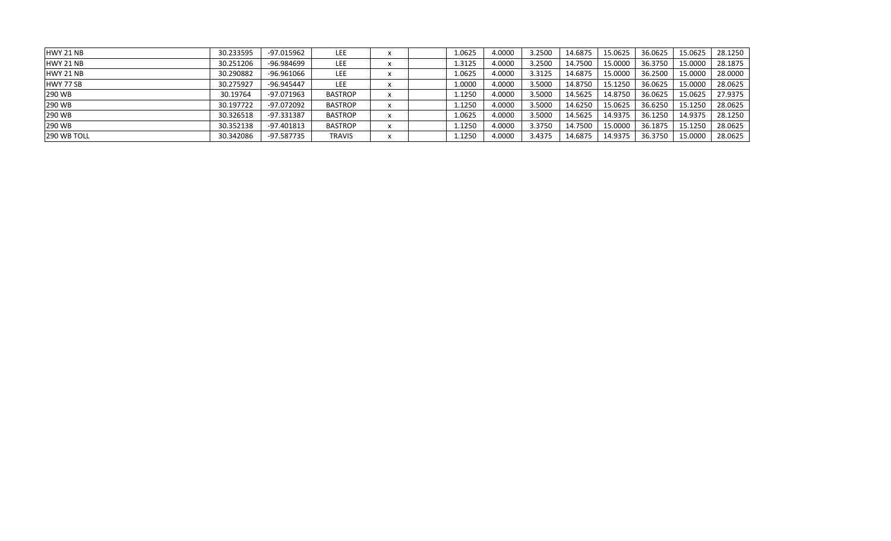| | | | | | | | | | | | | | |
|---|---|---|---|---|---|---|---|---|---|---|---|---|---|
| HWY 21 NB | 30.233595 | -97.015962 | LEE | x | | 1.0625 | 4.0000 | 3.2500 | 14.6875 | 15.0625 | 36.0625 | 15.0625 | 28.1250 |
| HWY 21 NB | 30.251206 | -96.984699 | LEE | x | | 1.3125 | 4.0000 | 3.2500 | 14.7500 | 15.0000 | 36.3750 | 15.0000 | 28.1875 |
| HWY 21 NB | 30.290882 | -96.961066 | LEE | x | | 1.0625 | 4.0000 | 3.3125 | 14.6875 | 15.0000 | 36.2500 | 15.0000 | 28.0000 |
| HWY 77 SB | 30.275927 | -96.945447 | LEE | x | | 1.0000 | 4.0000 | 3.5000 | 14.8750 | 15.1250 | 36.0625 | 15.0000 | 28.0625 |
| 290 WB | 30.19764 | -97.071963 | BASTROP | x | | 1.1250 | 4.0000 | 3.5000 | 14.5625 | 14.8750 | 36.0625 | 15.0625 | 27.9375 |
| 290 WB | 30.197722 | -97.072092 | BASTROP | x | | 1.1250 | 4.0000 | 3.5000 | 14.6250 | 15.0625 | 36.6250 | 15.1250 | 28.0625 |
| 290 WB | 30.326518 | -97.331387 | BASTROP | x | | 1.0625 | 4.0000 | 3.5000 | 14.5625 | 14.9375 | 36.1250 | 14.9375 | 28.1250 |
| 290 WB | 30.352138 | -97.401813 | BASTROP | x | | 1.1250 | 4.0000 | 3.3750 | 14.7500 | 15.0000 | 36.1875 | 15.1250 | 28.0625 |
| 290 WB TOLL | 30.342086 | -97.587735 | TRAVIS | x | | 1.1250 | 4.0000 | 3.4375 | 14.6875 | 14.9375 | 36.3750 | 15.0000 | 28.0625 |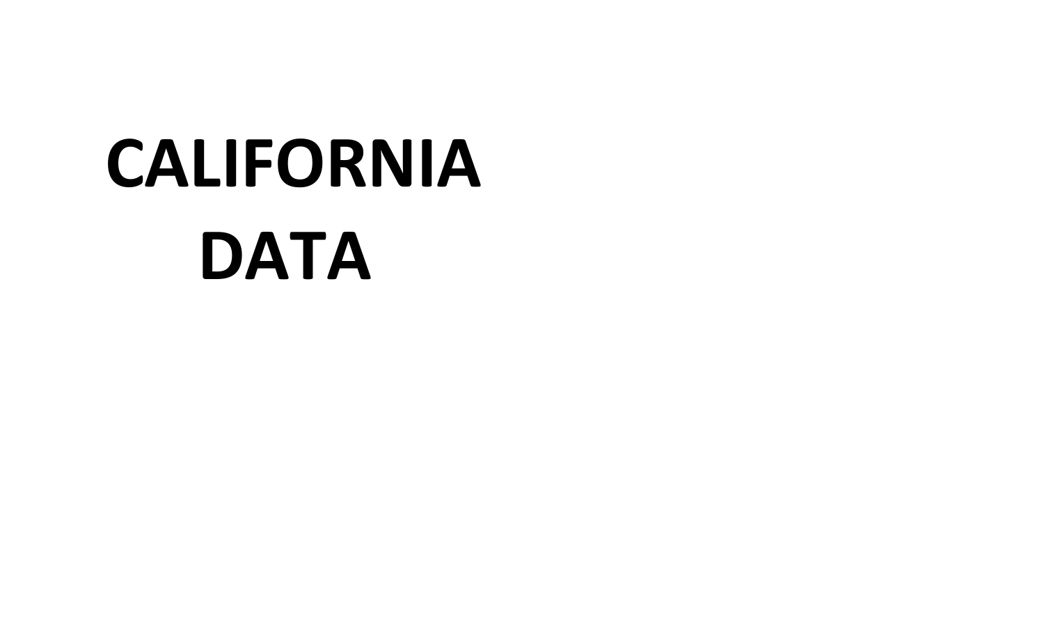# CALIFORNIA DATA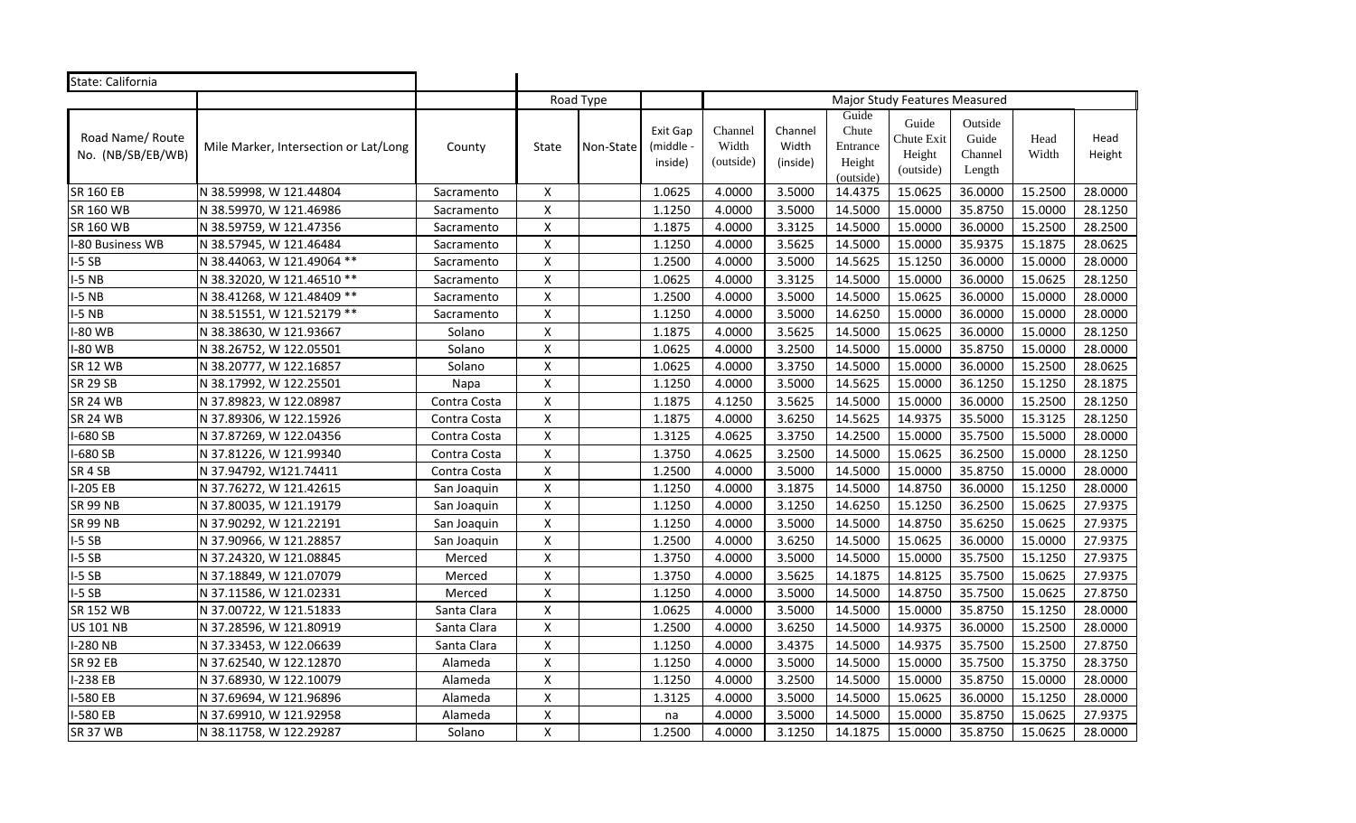| State: California | | | | | | | | | | | | |
|---|---|---|---|---|---|---|---|---|---|---|---|---|
| | | | Road Type | | | Major Study Features Measured | | | | | | |
| Road Name/ Route No. (NB/SB/EB/WB) | Mile Marker, Intersection or Lat/Long | County | State | Non-State | Exit Gap (middle - inside) | Channel Width (outside) | Channel Width (inside) | Guide Chute Entrance Height (outside) | Guide Chute Exit Height (outside) | Outside Guide Channel Length | Head Width | Head Height |
| SR 160 EB | N 38.59998, W 121.44804 | Sacramento | X | | 1.0625 | 4.0000 | 3.5000 | 14.4375 | 15.0625 | 36.0000 | 15.2500 | 28.0000 |
| SR 160 WB | N 38.59970, W 121.46986 | Sacramento | X | | 1.1250 | 4.0000 | 3.5000 | 14.5000 | 15.0000 | 35.8750 | 15.0000 | 28.1250 |
| SR 160 WB | N 38.59759, W 121.47356 | Sacramento | X | | 1.1875 | 4.0000 | 3.3125 | 14.5000 | 15.0000 | 36.0000 | 15.2500 | 28.2500 |
| I-80 Business WB | N 38.57945, W 121.46484 | Sacramento | X | | 1.1250 | 4.0000 | 3.5625 | 14.5000 | 15.0000 | 35.9375 | 15.1875 | 28.0625 |
| I-5 SB | N 38.44063, W 121.49064 ** | Sacramento | X | | 1.2500 | 4.0000 | 3.5000 | 14.5625 | 15.1250 | 36.0000 | 15.0000 | 28.0000 |
| I-5 NB | N 38.32020, W 121.46510 ** | Sacramento | X | | 1.0625 | 4.0000 | 3.3125 | 14.5000 | 15.0000 | 36.0000 | 15.0625 | 28.1250 |
| I-5 NB | N 38.41268, W 121.48409 ** | Sacramento | X | | 1.2500 | 4.0000 | 3.5000 | 14.5000 | 15.0625 | 36.0000 | 15.0000 | 28.0000 |
| I-5 NB | N 38.51551, W 121.52179 ** | Sacramento | X | | 1.1250 | 4.0000 | 3.5000 | 14.6250 | 15.0000 | 36.0000 | 15.0000 | 28.0000 |
| I-80 WB | N 38.38630, W 121.93667 | Solano | X | | 1.1875 | 4.0000 | 3.5625 | 14.5000 | 15.0625 | 36.0000 | 15.0000 | 28.1250 |
| I-80 WB | N 38.26752, W 122.05501 | Solano | X | | 1.0625 | 4.0000 | 3.2500 | 14.5000 | 15.0000 | 35.8750 | 15.0000 | 28.0000 |
| SR 12 WB | N 38.20777, W 122.16857 | Solano | X | | 1.0625 | 4.0000 | 3.3750 | 14.5000 | 15.0000 | 36.0000 | 15.2500 | 28.0625 |
| SR 29 SB | N 38.17992, W 122.25501 | Napa | X | | 1.1250 | 4.0000 | 3.5000 | 14.5625 | 15.0000 | 36.1250 | 15.1250 | 28.1875 |
| SR 24 WB | N 37.89823, W 122.08987 | Contra Costa | X | | 1.1875 | 4.1250 | 3.5625 | 14.5000 | 15.0000 | 36.0000 | 15.2500 | 28.1250 |
| SR 24 WB | N 37.89306, W 122.15926 | Contra Costa | X | | 1.1875 | 4.0000 | 3.6250 | 14.5625 | 14.9375 | 35.5000 | 15.3125 | 28.1250 |
| I-680 SB | N 37.87269, W 122.04356 | Contra Costa | X | | 1.3125 | 4.0625 | 3.3750 | 14.2500 | 15.0000 | 35.7500 | 15.5000 | 28.0000 |
| I-680 SB | N 37.81226, W 121.99340 | Contra Costa | X | | 1.3750 | 4.0625 | 3.2500 | 14.5000 | 15.0625 | 36.2500 | 15.0000 | 28.1250 |
| SR 4 SB | N 37.94792, W121.74411 | Contra Costa | X | | 1.2500 | 4.0000 | 3.5000 | 14.5000 | 15.0000 | 35.8750 | 15.0000 | 28.0000 |
| I-205 EB | N 37.76272, W 121.42615 | San Joaquin | X | | 1.1250 | 4.0000 | 3.1875 | 14.5000 | 14.8750 | 36.0000 | 15.1250 | 28.0000 |
| SR 99 NB | N 37.80035, W 121.19179 | San Joaquin | X | | 1.1250 | 4.0000 | 3.1250 | 14.6250 | 15.1250 | 36.2500 | 15.0625 | 27.9375 |
| SR 99 NB | N 37.90292, W 121.22191 | San Joaquin | X | | 1.1250 | 4.0000 | 3.5000 | 14.5000 | 14.8750 | 35.6250 | 15.0625 | 27.9375 |
| I-5 SB | N 37.90966, W 121.28857 | San Joaquin | X | | 1.2500 | 4.0000 | 3.6250 | 14.5000 | 15.0625 | 36.0000 | 15.0000 | 27.9375 |
| I-5 SB | N 37.24320, W 121.08845 | Merced | X | | 1.3750 | 4.0000 | 3.5000 | 14.5000 | 15.0000 | 35.7500 | 15.1250 | 27.9375 |
| I-5 SB | N 37.18849, W 121.07079 | Merced | X | | 1.3750 | 4.0000 | 3.5625 | 14.1875 | 14.8125 | 35.7500 | 15.0625 | 27.9375 |
| I-5 SB | N 37.11586, W 121.02331 | Merced | X | | 1.1250 | 4.0000 | 3.5000 | 14.5000 | 14.8750 | 35.7500 | 15.0625 | 27.8750 |
| SR 152 WB | N 37.00722, W 121.51833 | Santa Clara | X | | 1.0625 | 4.0000 | 3.5000 | 14.5000 | 15.0000 | 35.8750 | 15.1250 | 28.0000 |
| US 101 NB | N 37.28596, W 121.80919 | Santa Clara | X | | 1.2500 | 4.0000 | 3.6250 | 14.5000 | 14.9375 | 36.0000 | 15.2500 | 28.0000 |
| I-280 NB | N 37.33453, W 122.06639 | Santa Clara | X | | 1.1250 | 4.0000 | 3.4375 | 14.5000 | 14.9375 | 35.7500 | 15.2500 | 27.8750 |
| SR 92 EB | N 37.62540, W 122.12870 | Alameda | X | | 1.1250 | 4.0000 | 3.5000 | 14.5000 | 15.0000 | 35.7500 | 15.3750 | 28.3750 |
| I-238 EB | N 37.68930, W 122.10079 | Alameda | X | | 1.1250 | 4.0000 | 3.2500 | 14.5000 | 15.0000 | 35.8750 | 15.0000 | 28.0000 |
| I-580 EB | N 37.69694, W 121.96896 | Alameda | X | | 1.3125 | 4.0000 | 3.5000 | 14.5000 | 15.0625 | 36.0000 | 15.1250 | 28.0000 |
| I-580 EB | N 37.69910, W 121.92958 | Alameda | X | | na | 4.0000 | 3.5000 | 14.5000 | 15.0000 | 35.8750 | 15.0625 | 27.9375 |
| SR 37 WB | N 38.11758, W 122.29287 | Solano | X | | 1.2500 | 4.0000 | 3.1250 | 14.1875 | 15.0000 | 35.8750 | 15.0625 | 28.0000 |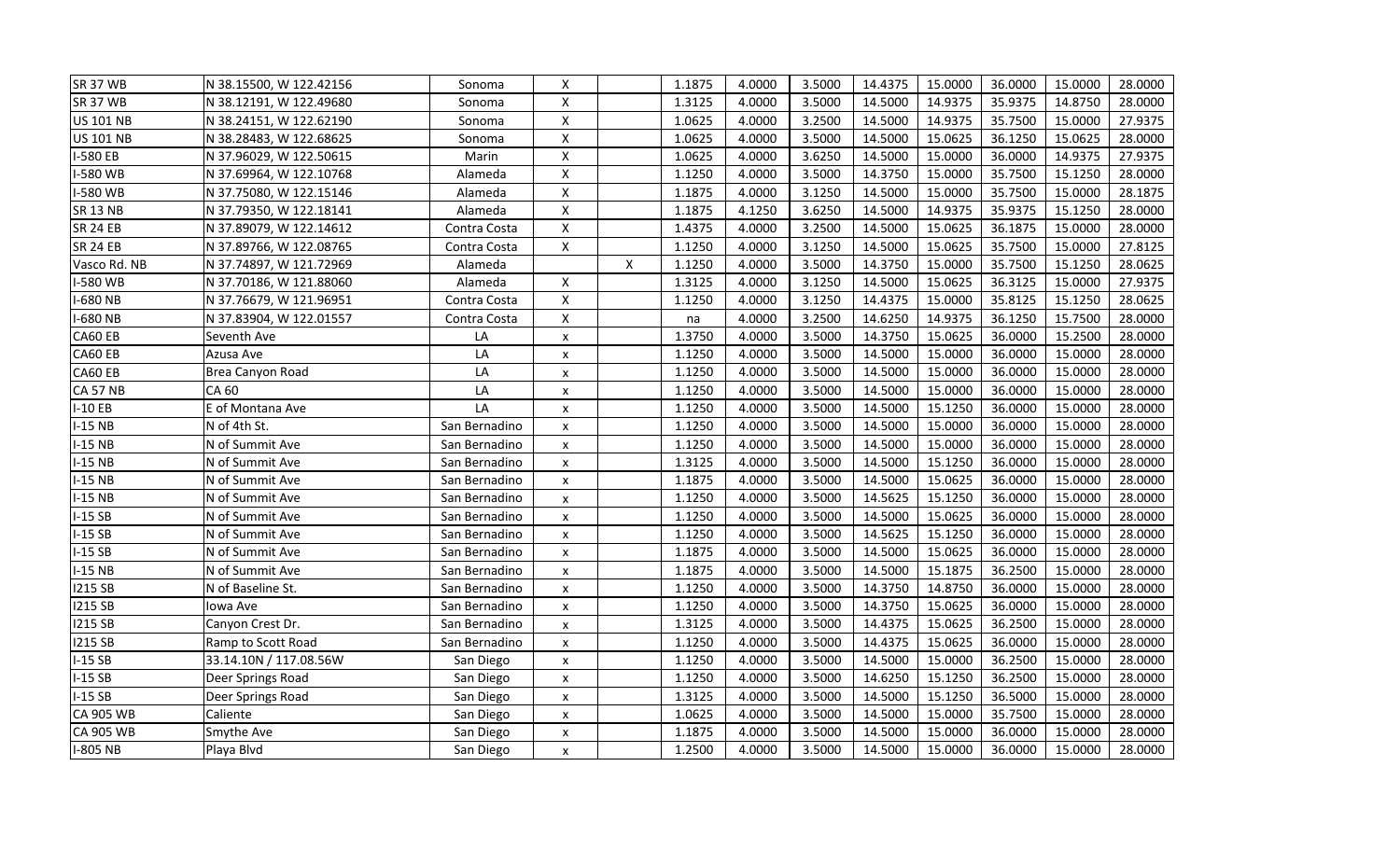| | | | | | | | | | | | | |
|---|---|---|---|---|---|---|---|---|---|---|---|---|
| SR 37 WB | N 38.15500, W 122.42156 | Sonoma | X | | 1.1875 | 4.0000 | 3.5000 | 14.4375 | 15.0000 | 36.0000 | 15.0000 | 28.0000 |
| SR 37 WB | N 38.12191, W 122.49680 | Sonoma | X | | 1.3125 | 4.0000 | 3.5000 | 14.5000 | 14.9375 | 35.9375 | 14.8750 | 28.0000 |
| US 101 NB | N 38.24151, W 122.62190 | Sonoma | X | | 1.0625 | 4.0000 | 3.2500 | 14.5000 | 14.9375 | 35.7500 | 15.0000 | 27.9375 |
| US 101 NB | N 38.28483, W 122.68625 | Sonoma | X | | 1.0625 | 4.0000 | 3.5000 | 14.5000 | 15.0625 | 36.1250 | 15.0625 | 28.0000 |
| I-580 EB | N 37.96029, W 122.50615 | Marin | X | | 1.0625 | 4.0000 | 3.6250 | 14.5000 | 15.0000 | 36.0000 | 14.9375 | 27.9375 |
| I-580 WB | N 37.69964, W 122.10768 | Alameda | X | | 1.1250 | 4.0000 | 3.5000 | 14.3750 | 15.0000 | 35.7500 | 15.1250 | 28.0000 |
| I-580 WB | N 37.75080, W 122.15146 | Alameda | X | | 1.1875 | 4.0000 | 3.1250 | 14.5000 | 15.0000 | 35.7500 | 15.0000 | 28.1875 |
| SR 13 NB | N 37.79350, W 122.18141 | Alameda | X | | 1.1875 | 4.1250 | 3.6250 | 14.5000 | 14.9375 | 35.9375 | 15.1250 | 28.0000 |
| SR 24 EB | N 37.89079, W 122.14612 | Contra Costa | X | | 1.4375 | 4.0000 | 3.2500 | 14.5000 | 15.0625 | 36.1875 | 15.0000 | 28.0000 |
| SR 24 EB | N 37.89766, W 122.08765 | Contra Costa | X | | 1.1250 | 4.0000 | 3.1250 | 14.5000 | 15.0625 | 35.7500 | 15.0000 | 27.8125 |
| Vasco Rd. NB | N 37.74897, W 121.72969 | Alameda | | X | 1.1250 | 4.0000 | 3.5000 | 14.3750 | 15.0000 | 35.7500 | 15.1250 | 28.0625 |
| I-580 WB | N 37.70186, W 121.88060 | Alameda | X | | 1.3125 | 4.0000 | 3.1250 | 14.5000 | 15.0625 | 36.3125 | 15.0000 | 27.9375 |
| I-680 NB | N 37.76679, W 121.96951 | Contra Costa | X | | 1.1250 | 4.0000 | 3.1250 | 14.4375 | 15.0000 | 35.8125 | 15.1250 | 28.0625 |
| I-680 NB | N 37.83904, W 122.01557 | Contra Costa | X | | na | 4.0000 | 3.2500 | 14.6250 | 14.9375 | 36.1250 | 15.7500 | 28.0000 |
| CA60 EB | Seventh Ave | LA | x | | 1.3750 | 4.0000 | 3.5000 | 14.3750 | 15.0625 | 36.0000 | 15.2500 | 28.0000 |
| CA60 EB | Azusa Ave | LA | x | | 1.1250 | 4.0000 | 3.5000 | 14.5000 | 15.0000 | 36.0000 | 15.0000 | 28.0000 |
| CA60 EB | Brea Canyon Road | LA | x | | 1.1250 | 4.0000 | 3.5000 | 14.5000 | 15.0000 | 36.0000 | 15.0000 | 28.0000 |
| CA 57 NB | CA 60 | LA | x | | 1.1250 | 4.0000 | 3.5000 | 14.5000 | 15.0000 | 36.0000 | 15.0000 | 28.0000 |
| I-10 EB | E of Montana Ave | LA | x | | 1.1250 | 4.0000 | 3.5000 | 14.5000 | 15.1250 | 36.0000 | 15.0000 | 28.0000 |
| I-15 NB | N of 4th St. | San Bernadino | x | | 1.1250 | 4.0000 | 3.5000 | 14.5000 | 15.0000 | 36.0000 | 15.0000 | 28.0000 |
| I-15 NB | N of Summit Ave | San Bernadino | x | | 1.1250 | 4.0000 | 3.5000 | 14.5000 | 15.0000 | 36.0000 | 15.0000 | 28.0000 |
| I-15 NB | N of Summit Ave | San Bernadino | x | | 1.3125 | 4.0000 | 3.5000 | 14.5000 | 15.1250 | 36.0000 | 15.0000 | 28.0000 |
| I-15 NB | N of Summit Ave | San Bernadino | x | | 1.1875 | 4.0000 | 3.5000 | 14.5000 | 15.0625 | 36.0000 | 15.0000 | 28.0000 |
| I-15 NB | N of Summit Ave | San Bernadino | x | | 1.1250 | 4.0000 | 3.5000 | 14.5625 | 15.1250 | 36.0000 | 15.0000 | 28.0000 |
| I-15 SB | N of Summit Ave | San Bernadino | x | | 1.1250 | 4.0000 | 3.5000 | 14.5000 | 15.0625 | 36.0000 | 15.0000 | 28.0000 |
| I-15 SB | N of Summit Ave | San Bernadino | x | | 1.1250 | 4.0000 | 3.5000 | 14.5625 | 15.1250 | 36.0000 | 15.0000 | 28.0000 |
| I-15 SB | N of Summit Ave | San Bernadino | x | | 1.1875 | 4.0000 | 3.5000 | 14.5000 | 15.0625 | 36.0000 | 15.0000 | 28.0000 |
| I-15 NB | N of Summit Ave | San Bernadino | x | | 1.1875 | 4.0000 | 3.5000 | 14.5000 | 15.1875 | 36.2500 | 15.0000 | 28.0000 |
| I215 SB | N of Baseline St. | San Bernadino | x | | 1.1250 | 4.0000 | 3.5000 | 14.3750 | 14.8750 | 36.0000 | 15.0000 | 28.0000 |
| I215 SB | Iowa Ave | San Bernadino | x | | 1.1250 | 4.0000 | 3.5000 | 14.3750 | 15.0625 | 36.0000 | 15.0000 | 28.0000 |
| I215 SB | Canyon Crest Dr. | San Bernadino | x | | 1.3125 | 4.0000 | 3.5000 | 14.4375 | 15.0625 | 36.2500 | 15.0000 | 28.0000 |
| I215 SB | Ramp to Scott Road | San Bernadino | x | | 1.1250 | 4.0000 | 3.5000 | 14.4375 | 15.0625 | 36.0000 | 15.0000 | 28.0000 |
| I-15 SB | 33.14.10N / 117.08.56W | San Diego | x | | 1.1250 | 4.0000 | 3.5000 | 14.5000 | 15.0000 | 36.2500 | 15.0000 | 28.0000 |
| I-15 SB | Deer Springs Road | San Diego | x | | 1.1250 | 4.0000 | 3.5000 | 14.6250 | 15.1250 | 36.2500 | 15.0000 | 28.0000 |
| I-15 SB | Deer Springs Road | San Diego | x | | 1.3125 | 4.0000 | 3.5000 | 14.5000 | 15.1250 | 36.5000 | 15.0000 | 28.0000 |
| CA 905 WB | Caliente | San Diego | x | | 1.0625 | 4.0000 | 3.5000 | 14.5000 | 15.0000 | 35.7500 | 15.0000 | 28.0000 |
| CA 905 WB | Smythe Ave | San Diego | x | | 1.1875 | 4.0000 | 3.5000 | 14.5000 | 15.0000 | 36.0000 | 15.0000 | 28.0000 |
| I-805 NB | Playa Blvd | San Diego | x | | 1.2500 | 4.0000 | 3.5000 | 14.5000 | 15.0000 | 36.0000 | 15.0000 | 28.0000 |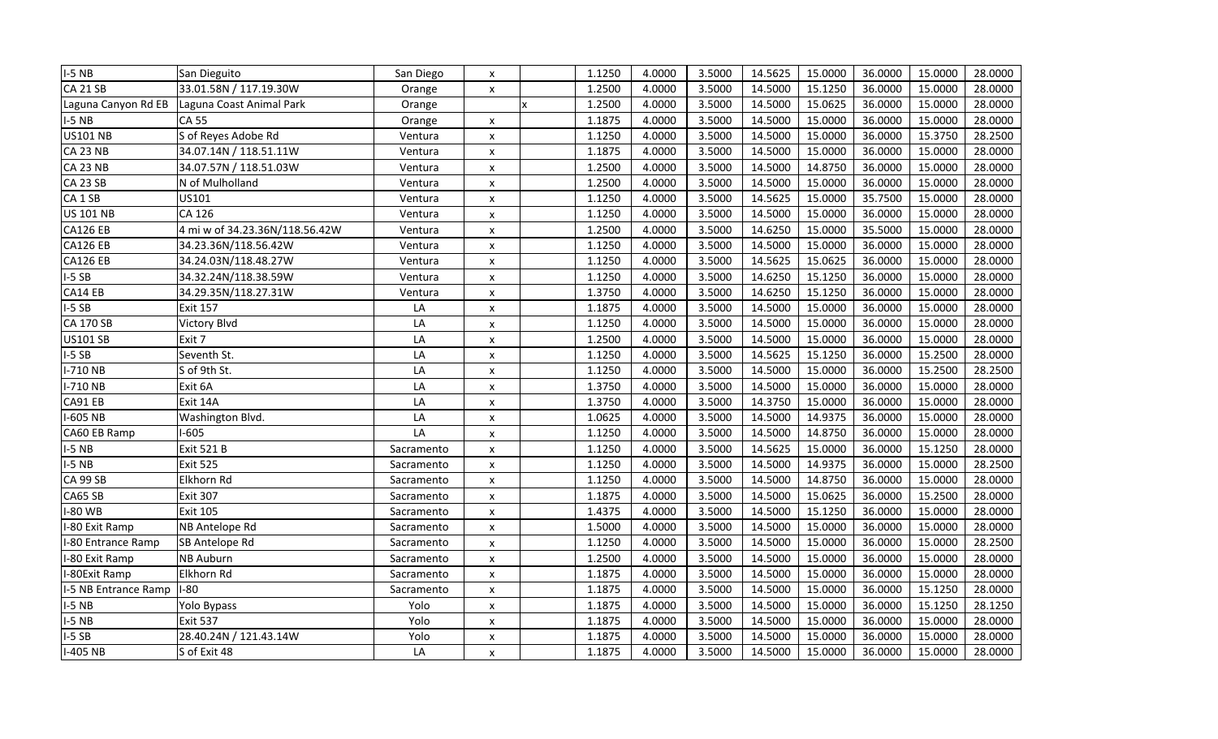| | | | | | | | | | | | | |
|---|---|---|---|---|---|---|---|---|---|---|---|---|
| I-5 NB | San Dieguito | San Diego | x | | 1.1250 | 4.0000 | 3.5000 | 14.5625 | 15.0000 | 36.0000 | 15.0000 | 28.0000 |
| CA 21 SB | 33.01.58N / 117.19.30W | Orange | x | | 1.2500 | 4.0000 | 3.5000 | 14.5000 | 15.1250 | 36.0000 | 15.0000 | 28.0000 |
| Laguna Canyon Rd EB | Laguna Coast Animal Park | Orange | | x | 1.2500 | 4.0000 | 3.5000 | 14.5000 | 15.0625 | 36.0000 | 15.0000 | 28.0000 |
| I-5 NB | CA 55 | Orange | x | | 1.1875 | 4.0000 | 3.5000 | 14.5000 | 15.0000 | 36.0000 | 15.0000 | 28.0000 |
| US101 NB | S of Reyes Adobe Rd | Ventura | x | | 1.1250 | 4.0000 | 3.5000 | 14.5000 | 15.0000 | 36.0000 | 15.3750 | 28.2500 |
| CA 23 NB | 34.07.14N / 118.51.11W | Ventura | x | | 1.1875 | 4.0000 | 3.5000 | 14.5000 | 15.0000 | 36.0000 | 15.0000 | 28.0000 |
| CA 23 NB | 34.07.57N / 118.51.03W | Ventura | x | | 1.2500 | 4.0000 | 3.5000 | 14.5000 | 14.8750 | 36.0000 | 15.0000 | 28.0000 |
| CA 23 SB | N of Mulholland | Ventura | x | | 1.2500 | 4.0000 | 3.5000 | 14.5000 | 15.0000 | 36.0000 | 15.0000 | 28.0000 |
| CA 1 SB | US101 | Ventura | x | | 1.1250 | 4.0000 | 3.5000 | 14.5625 | 15.0000 | 35.7500 | 15.0000 | 28.0000 |
| US 101 NB | CA 126 | Ventura | x | | 1.1250 | 4.0000 | 3.5000 | 14.5000 | 15.0000 | 36.0000 | 15.0000 | 28.0000 |
| CA126 EB | 4 mi w of 34.23.36N/118.56.42W | Ventura | x | | 1.2500 | 4.0000 | 3.5000 | 14.6250 | 15.0000 | 35.5000 | 15.0000 | 28.0000 |
| CA126 EB | 34.23.36N/118.56.42W | Ventura | x | | 1.1250 | 4.0000 | 3.5000 | 14.5000 | 15.0000 | 36.0000 | 15.0000 | 28.0000 |
| CA126 EB | 34.24.03N/118.48.27W | Ventura | x | | 1.1250 | 4.0000 | 3.5000 | 14.5625 | 15.0625 | 36.0000 | 15.0000 | 28.0000 |
| I-5 SB | 34.32.24N/118.38.59W | Ventura | x | | 1.1250 | 4.0000 | 3.5000 | 14.6250 | 15.1250 | 36.0000 | 15.0000 | 28.0000 |
| CA14 EB | 34.29.35N/118.27.31W | Ventura | x | | 1.3750 | 4.0000 | 3.5000 | 14.6250 | 15.1250 | 36.0000 | 15.0000 | 28.0000 |
| I-5 SB | Exit 157 | LA | x | | 1.1875 | 4.0000 | 3.5000 | 14.5000 | 15.0000 | 36.0000 | 15.0000 | 28.0000 |
| CA 170 SB | Victory Blvd | LA | x | | 1.1250 | 4.0000 | 3.5000 | 14.5000 | 15.0000 | 36.0000 | 15.0000 | 28.0000 |
| US101 SB | Exit 7 | LA | x | | 1.2500 | 4.0000 | 3.5000 | 14.5000 | 15.0000 | 36.0000 | 15.0000 | 28.0000 |
| I-5 SB | Seventh St. | LA | x | | 1.1250 | 4.0000 | 3.5000 | 14.5625 | 15.1250 | 36.0000 | 15.2500 | 28.0000 |
| I-710 NB | S of 9th St. | LA | x | | 1.1250 | 4.0000 | 3.5000 | 14.5000 | 15.0000 | 36.0000 | 15.2500 | 28.2500 |
| I-710 NB | Exit 6A | LA | x | | 1.3750 | 4.0000 | 3.5000 | 14.5000 | 15.0000 | 36.0000 | 15.0000 | 28.0000 |
| CA91 EB | Exit 14A | LA | x | | 1.3750 | 4.0000 | 3.5000 | 14.3750 | 15.0000 | 36.0000 | 15.0000 | 28.0000 |
| I-605 NB | Washington Blvd. | LA | x | | 1.0625 | 4.0000 | 3.5000 | 14.5000 | 14.9375 | 36.0000 | 15.0000 | 28.0000 |
| CA60 EB Ramp | I-605 | LA | x | | 1.1250 | 4.0000 | 3.5000 | 14.5000 | 14.8750 | 36.0000 | 15.0000 | 28.0000 |
| I-5 NB | Exit 521 B | Sacramento | x | | 1.1250 | 4.0000 | 3.5000 | 14.5625 | 15.0000 | 36.0000 | 15.1250 | 28.0000 |
| I-5 NB | Exit 525 | Sacramento | x | | 1.1250 | 4.0000 | 3.5000 | 14.5000 | 14.9375 | 36.0000 | 15.0000 | 28.2500 |
| CA 99 SB | Elkhorn Rd | Sacramento | x | | 1.1250 | 4.0000 | 3.5000 | 14.5000 | 14.8750 | 36.0000 | 15.0000 | 28.0000 |
| CA65 SB | Exit 307 | Sacramento | x | | 1.1875 | 4.0000 | 3.5000 | 14.5000 | 15.0625 | 36.0000 | 15.2500 | 28.0000 |
| I-80 WB | Exit 105 | Sacramento | x | | 1.4375 | 4.0000 | 3.5000 | 14.5000 | 15.1250 | 36.0000 | 15.0000 | 28.0000 |
| I-80 Exit Ramp | NB Antelope Rd | Sacramento | x | | 1.5000 | 4.0000 | 3.5000 | 14.5000 | 15.0000 | 36.0000 | 15.0000 | 28.0000 |
| I-80 Entrance Ramp | SB Antelope Rd | Sacramento | x | | 1.1250 | 4.0000 | 3.5000 | 14.5000 | 15.0000 | 36.0000 | 15.0000 | 28.2500 |
| I-80 Exit Ramp | NB Auburn | Sacramento | x | | 1.2500 | 4.0000 | 3.5000 | 14.5000 | 15.0000 | 36.0000 | 15.0000 | 28.0000 |
| I-80Exit Ramp | Elkhorn Rd | Sacramento | x | | 1.1875 | 4.0000 | 3.5000 | 14.5000 | 15.0000 | 36.0000 | 15.0000 | 28.0000 |
| I-5 NB Entrance Ramp | I-80 | Sacramento | x | | 1.1875 | 4.0000 | 3.5000 | 14.5000 | 15.0000 | 36.0000 | 15.1250 | 28.0000 |
| I-5 NB | Yolo Bypass | Yolo | x | | 1.1875 | 4.0000 | 3.5000 | 14.5000 | 15.0000 | 36.0000 | 15.1250 | 28.1250 |
| I-5 NB | Exit 537 | Yolo | x | | 1.1875 | 4.0000 | 3.5000 | 14.5000 | 15.0000 | 36.0000 | 15.0000 | 28.0000 |
| I-5 SB | 28.40.24N / 121.43.14W | Yolo | x | | 1.1875 | 4.0000 | 3.5000 | 14.5000 | 15.0000 | 36.0000 | 15.0000 | 28.0000 |
| I-405 NB | S of Exit 48 | LA | x | | 1.1875 | 4.0000 | 3.5000 | 14.5000 | 15.0000 | 36.0000 | 15.0000 | 28.0000 |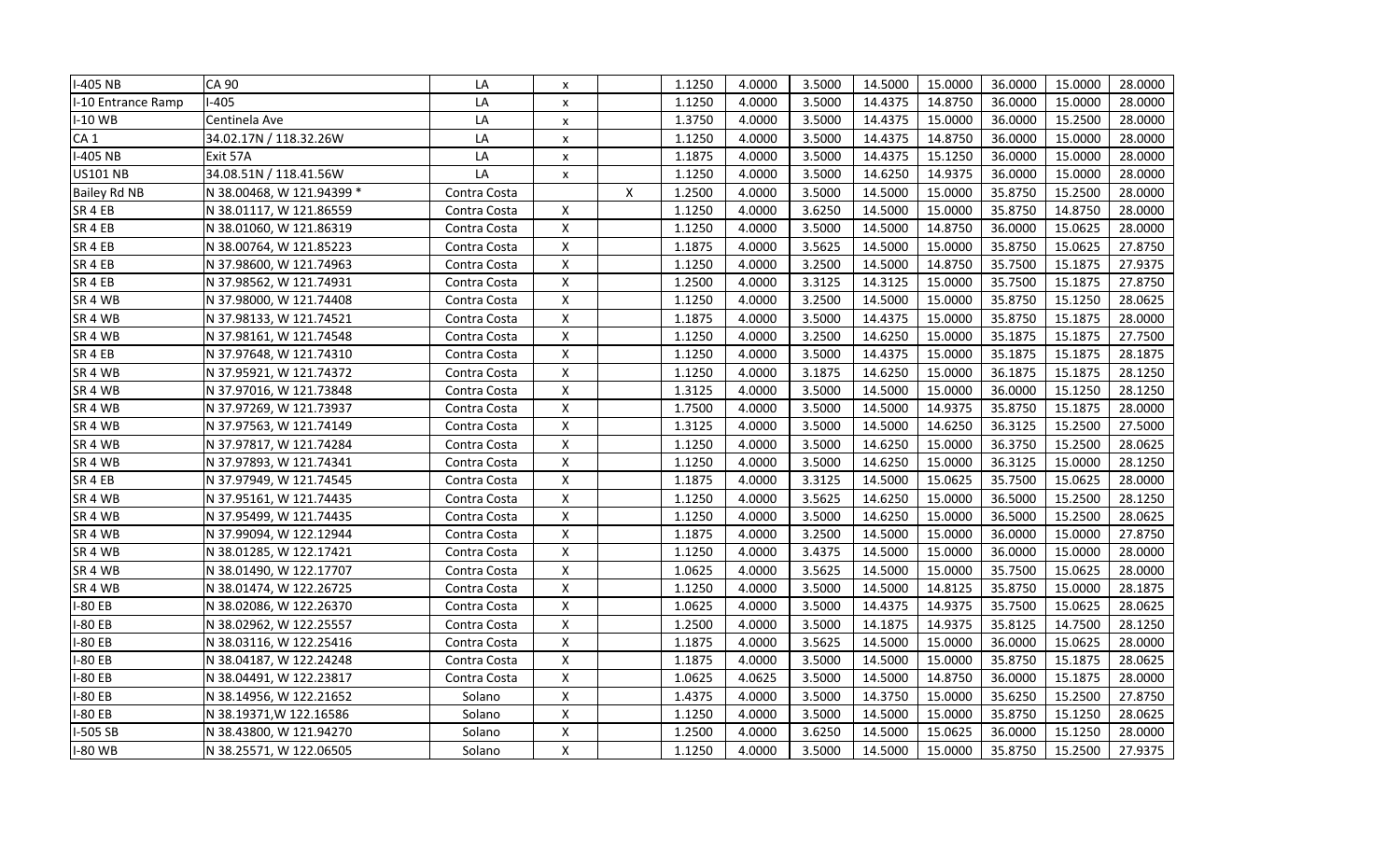| | | | | | | | | | | | | |
|---|---|---|---|---|---|---|---|---|---|---|---|---|
| I-405 NB | CA 90 | LA | x | | 1.1250 | 4.0000 | 3.5000 | 14.5000 | 15.0000 | 36.0000 | 15.0000 | 28.0000 |
| I-10 Entrance Ramp | I-405 | LA | x | | 1.1250 | 4.0000 | 3.5000 | 14.4375 | 14.8750 | 36.0000 | 15.0000 | 28.0000 |
| I-10 WB | Centinela Ave | LA | x | | 1.3750 | 4.0000 | 3.5000 | 14.4375 | 15.0000 | 36.0000 | 15.2500 | 28.0000 |
| CA 1 | 34.02.17N / 118.32.26W | LA | x | | 1.1250 | 4.0000 | 3.5000 | 14.4375 | 14.8750 | 36.0000 | 15.0000 | 28.0000 |
| I-405 NB | Exit 57A | LA | x | | 1.1875 | 4.0000 | 3.5000 | 14.4375 | 15.1250 | 36.0000 | 15.0000 | 28.0000 |
| US101 NB | 34.08.51N / 118.41.56W | LA | x | | 1.1250 | 4.0000 | 3.5000 | 14.6250 | 14.9375 | 36.0000 | 15.0000 | 28.0000 |
| Bailey Rd NB | N 38.00468, W 121.94399 * | Contra Costa | | X | 1.2500 | 4.0000 | 3.5000 | 14.5000 | 15.0000 | 35.8750 | 15.2500 | 28.0000 |
| SR 4 EB | N 38.01117, W 121.86559 | Contra Costa | X | | 1.1250 | 4.0000 | 3.6250 | 14.5000 | 15.0000 | 35.8750 | 14.8750 | 28.0000 |
| SR 4 EB | N 38.01060, W 121.86319 | Contra Costa | X | | 1.1250 | 4.0000 | 3.5000 | 14.5000 | 14.8750 | 36.0000 | 15.0625 | 28.0000 |
| SR 4 EB | N 38.00764, W 121.85223 | Contra Costa | X | | 1.1875 | 4.0000 | 3.5625 | 14.5000 | 15.0000 | 35.8750 | 15.0625 | 27.8750 |
| SR 4 EB | N 37.98600, W 121.74963 | Contra Costa | X | | 1.1250 | 4.0000 | 3.2500 | 14.5000 | 14.8750 | 35.7500 | 15.1875 | 27.9375 |
| SR 4 EB | N 37.98562, W 121.74931 | Contra Costa | X | | 1.2500 | 4.0000 | 3.3125 | 14.3125 | 15.0000 | 35.7500 | 15.1875 | 27.8750 |
| SR 4 WB | N 37.98000, W 121.74408 | Contra Costa | X | | 1.1250 | 4.0000 | 3.2500 | 14.5000 | 15.0000 | 35.8750 | 15.1250 | 28.0625 |
| SR 4 WB | N 37.98133, W 121.74521 | Contra Costa | X | | 1.1875 | 4.0000 | 3.5000 | 14.4375 | 15.0000 | 35.8750 | 15.1875 | 28.0000 |
| SR 4 WB | N 37.98161, W 121.74548 | Contra Costa | X | | 1.1250 | 4.0000 | 3.2500 | 14.6250 | 15.0000 | 35.1875 | 15.1875 | 27.7500 |
| SR 4 EB | N 37.97648, W 121.74310 | Contra Costa | X | | 1.1250 | 4.0000 | 3.5000 | 14.4375 | 15.0000 | 35.1875 | 15.1875 | 28.1875 |
| SR 4 WB | N 37.95921, W 121.74372 | Contra Costa | X | | 1.1250 | 4.0000 | 3.1875 | 14.6250 | 15.0000 | 36.1875 | 15.1875 | 28.1250 |
| SR 4 WB | N 37.97016, W 121.73848 | Contra Costa | X | | 1.3125 | 4.0000 | 3.5000 | 14.5000 | 15.0000 | 36.0000 | 15.1250 | 28.1250 |
| SR 4 WB | N 37.97269, W 121.73937 | Contra Costa | X | | 1.7500 | 4.0000 | 3.5000 | 14.5000 | 14.9375 | 35.8750 | 15.1875 | 28.0000 |
| SR 4 WB | N 37.97563, W 121.74149 | Contra Costa | X | | 1.3125 | 4.0000 | 3.5000 | 14.5000 | 14.6250 | 36.3125 | 15.2500 | 27.5000 |
| SR 4 WB | N 37.97817, W 121.74284 | Contra Costa | X | | 1.1250 | 4.0000 | 3.5000 | 14.6250 | 15.0000 | 36.3750 | 15.2500 | 28.0625 |
| SR 4 WB | N 37.97893, W 121.74341 | Contra Costa | X | | 1.1250 | 4.0000 | 3.5000 | 14.6250 | 15.0000 | 36.3125 | 15.0000 | 28.1250 |
| SR 4 EB | N 37.97949, W 121.74545 | Contra Costa | X | | 1.1875 | 4.0000 | 3.3125 | 14.5000 | 15.0625 | 35.7500 | 15.0625 | 28.0000 |
| SR 4 WB | N 37.95161, W 121.74435 | Contra Costa | X | | 1.1250 | 4.0000 | 3.5625 | 14.6250 | 15.0000 | 36.5000 | 15.2500 | 28.1250 |
| SR 4 WB | N 37.95499, W 121.74435 | Contra Costa | X | | 1.1250 | 4.0000 | 3.5000 | 14.6250 | 15.0000 | 36.5000 | 15.2500 | 28.0625 |
| SR 4 WB | N 37.99094, W 122.12944 | Contra Costa | X | | 1.1875 | 4.0000 | 3.2500 | 14.5000 | 15.0000 | 36.0000 | 15.0000 | 27.8750 |
| SR 4 WB | N 38.01285, W 122.17421 | Contra Costa | X | | 1.1250 | 4.0000 | 3.4375 | 14.5000 | 15.0000 | 36.0000 | 15.0000 | 28.0000 |
| SR 4 WB | N 38.01490, W 122.17707 | Contra Costa | X | | 1.0625 | 4.0000 | 3.5625 | 14.5000 | 15.0000 | 35.7500 | 15.0625 | 28.0000 |
| SR 4 WB | N 38.01474, W 122.26725 | Contra Costa | X | | 1.1250 | 4.0000 | 3.5000 | 14.5000 | 14.8125 | 35.8750 | 15.0000 | 28.1875 |
| I-80 EB | N 38.02086, W 122.26370 | Contra Costa | X | | 1.0625 | 4.0000 | 3.5000 | 14.4375 | 14.9375 | 35.7500 | 15.0625 | 28.0625 |
| I-80 EB | N 38.02962, W 122.25557 | Contra Costa | X | | 1.2500 | 4.0000 | 3.5000 | 14.1875 | 14.9375 | 35.8125 | 14.7500 | 28.1250 |
| I-80 EB | N 38.03116, W 122.25416 | Contra Costa | X | | 1.1875 | 4.0000 | 3.5625 | 14.5000 | 15.0000 | 36.0000 | 15.0625 | 28.0000 |
| I-80 EB | N 38.04187, W 122.24248 | Contra Costa | X | | 1.1875 | 4.0000 | 3.5000 | 14.5000 | 15.0000 | 35.8750 | 15.1875 | 28.0625 |
| I-80 EB | N 38.04491, W 122.23817 | Contra Costa | X | | 1.0625 | 4.0625 | 3.5000 | 14.5000 | 14.8750 | 36.0000 | 15.1875 | 28.0000 |
| I-80 EB | N 38.14956, W 122.21652 | Solano | X | | 1.4375 | 4.0000 | 3.5000 | 14.3750 | 15.0000 | 35.6250 | 15.2500 | 27.8750 |
| I-80 EB | N 38.19371,W 122.16586 | Solano | X | | 1.1250 | 4.0000 | 3.5000 | 14.5000 | 15.0000 | 35.8750 | 15.1250 | 28.0625 |
| I-505 SB | N 38.43800, W 121.94270 | Solano | X | | 1.2500 | 4.0000 | 3.6250 | 14.5000 | 15.0625 | 36.0000 | 15.1250 | 28.0000 |
| I-80 WB | N 38.25571, W 122.06505 | Solano | X | | 1.1250 | 4.0000 | 3.5000 | 14.5000 | 15.0000 | 35.8750 | 15.2500 | 27.9375 |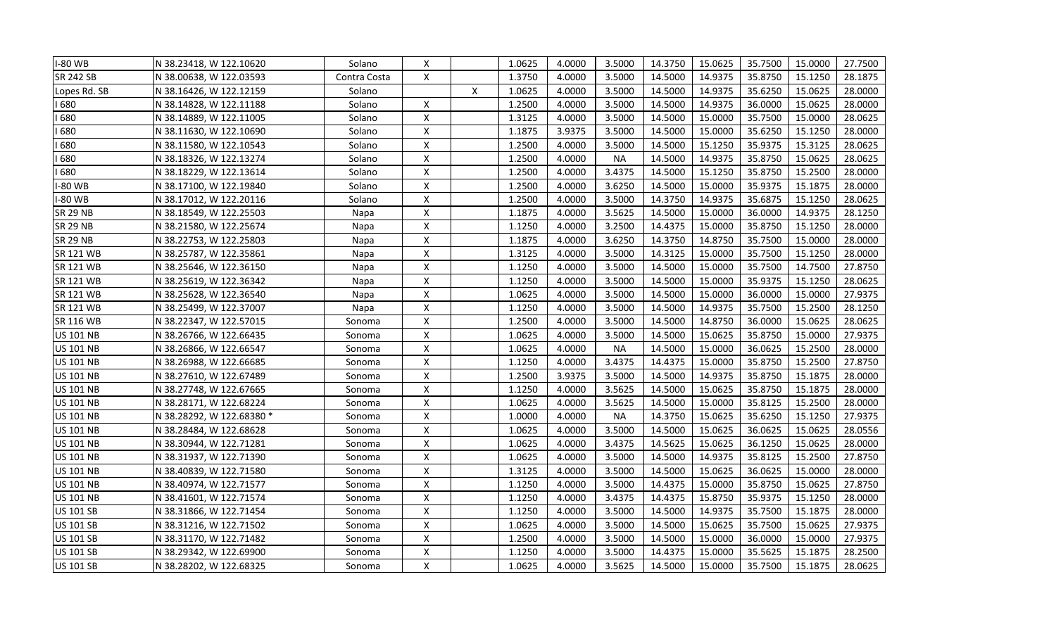| I-80 WB | N 38.23418, W 122.10620 | Solano | X | | 1.0625 | 4.0000 | 3.5000 | 14.3750 | 15.0625 | 35.7500 | 15.0000 | 27.7500 |
|---|---|---|---|---|---|---|---|---|---|---|---|---|
| SR 242 SB | N 38.00638, W 122.03593 | Contra Costa | X | | 1.3750 | 4.0000 | 3.5000 | 14.5000 | 14.9375 | 35.8750 | 15.1250 | 28.1875 |
| Lopes Rd. SB | N 38.16426, W 122.12159 | Solano | | X | 1.0625 | 4.0000 | 3.5000 | 14.5000 | 14.9375 | 35.6250 | 15.0625 | 28.0000 |
| I 680 | N 38.14828, W 122.11188 | Solano | X | | 1.2500 | 4.0000 | 3.5000 | 14.5000 | 14.9375 | 36.0000 | 15.0625 | 28.0000 |
| I 680 | N 38.14889, W 122.11005 | Solano | X | | 1.3125 | 4.0000 | 3.5000 | 14.5000 | 15.0000 | 35.7500 | 15.0000 | 28.0625 |
| I 680 | N 38.11630, W 122.10690 | Solano | X | | 1.1875 | 3.9375 | 3.5000 | 14.5000 | 15.0000 | 35.6250 | 15.1250 | 28.0000 |
| I 680 | N 38.11580, W 122.10543 | Solano | X | | 1.2500 | 4.0000 | 3.5000 | 14.5000 | 15.1250 | 35.9375 | 15.3125 | 28.0625 |
| I 680 | N 38.18326, W 122.13274 | Solano | X | | 1.2500 | 4.0000 | NA | 14.5000 | 14.9375 | 35.8750 | 15.0625 | 28.0625 |
| I 680 | N 38.18229, W 122.13614 | Solano | X | | 1.2500 | 4.0000 | 3.4375 | 14.5000 | 15.1250 | 35.8750 | 15.2500 | 28.0000 |
| I-80 WB | N 38.17100, W 122.19840 | Solano | X | | 1.2500 | 4.0000 | 3.6250 | 14.5000 | 15.0000 | 35.9375 | 15.1875 | 28.0000 |
| I-80 WB | N 38.17012, W 122.20116 | Solano | X | | 1.2500 | 4.0000 | 3.5000 | 14.3750 | 14.9375 | 35.6875 | 15.1250 | 28.0625 |
| SR 29 NB | N 38.18549, W 122.25503 | Napa | X | | 1.1875 | 4.0000 | 3.5625 | 14.5000 | 15.0000 | 36.0000 | 14.9375 | 28.1250 |
| SR 29 NB | N 38.21580, W 122.25674 | Napa | X | | 1.1250 | 4.0000 | 3.2500 | 14.4375 | 15.0000 | 35.8750 | 15.1250 | 28.0000 |
| SR 29 NB | N 38.22753, W 122.25803 | Napa | X | | 1.1875 | 4.0000 | 3.6250 | 14.3750 | 14.8750 | 35.7500 | 15.0000 | 28.0000 |
| SR 121 WB | N 38.25787, W 122.35861 | Napa | X | | 1.3125 | 4.0000 | 3.5000 | 14.3125 | 15.0000 | 35.7500 | 15.1250 | 28.0000 |
| SR 121 WB | N 38.25646, W 122.36150 | Napa | X | | 1.1250 | 4.0000 | 3.5000 | 14.5000 | 15.0000 | 35.7500 | 14.7500 | 27.8750 |
| SR 121 WB | N 38.25619, W 122.36342 | Napa | X | | 1.1250 | 4.0000 | 3.5000 | 14.5000 | 15.0000 | 35.9375 | 15.1250 | 28.0625 |
| SR 121 WB | N 38.25628, W 122.36540 | Napa | X | | 1.0625 | 4.0000 | 3.5000 | 14.5000 | 15.0000 | 36.0000 | 15.0000 | 27.9375 |
| SR 121 WB | N 38.25499, W 122.37007 | Napa | X | | 1.1250 | 4.0000 | 3.5000 | 14.5000 | 14.9375 | 35.7500 | 15.2500 | 28.1250 |
| SR 116 WB | N 38.22347, W 122.57015 | Sonoma | X | | 1.2500 | 4.0000 | 3.5000 | 14.5000 | 14.8750 | 36.0000 | 15.0625 | 28.0625 |
| US 101 NB | N 38.26766, W 122.66435 | Sonoma | X | | 1.0625 | 4.0000 | 3.5000 | 14.5000 | 15.0625 | 35.8750 | 15.0000 | 27.9375 |
| US 101 NB | N 38.26866, W 122.66547 | Sonoma | X | | 1.0625 | 4.0000 | NA | 14.5000 | 15.0000 | 36.0625 | 15.2500 | 28.0000 |
| US 101 NB | N 38.26988, W 122.66685 | Sonoma | X | | 1.1250 | 4.0000 | 3.4375 | 14.4375 | 15.0000 | 35.8750 | 15.2500 | 27.8750 |
| US 101 NB | N 38.27610, W 122.67489 | Sonoma | X | | 1.2500 | 3.9375 | 3.5000 | 14.5000 | 14.9375 | 35.8750 | 15.1875 | 28.0000 |
| US 101 NB | N 38.27748, W 122.67665 | Sonoma | X | | 1.1250 | 4.0000 | 3.5625 | 14.5000 | 15.0625 | 35.8750 | 15.1875 | 28.0000 |
| US 101 NB | N 38.28171, W 122.68224 | Sonoma | X | | 1.0625 | 4.0000 | 3.5625 | 14.5000 | 15.0000 | 35.8125 | 15.2500 | 28.0000 |
| US 101 NB | N 38.28292, W 122.68380 * | Sonoma | X | | 1.0000 | 4.0000 | NA | 14.3750 | 15.0625 | 35.6250 | 15.1250 | 27.9375 |
| US 101 NB | N 38.28484, W 122.68628 | Sonoma | X | | 1.0625 | 4.0000 | 3.5000 | 14.5000 | 15.0625 | 36.0625 | 15.0625 | 28.0556 |
| US 101 NB | N 38.30944, W 122.71281 | Sonoma | X | | 1.0625 | 4.0000 | 3.4375 | 14.5625 | 15.0625 | 36.1250 | 15.0625 | 28.0000 |
| US 101 NB | N 38.31937, W 122.71390 | Sonoma | X | | 1.0625 | 4.0000 | 3.5000 | 14.5000 | 14.9375 | 35.8125 | 15.2500 | 27.8750 |
| US 101 NB | N 38.40839, W 122.71580 | Sonoma | X | | 1.3125 | 4.0000 | 3.5000 | 14.5000 | 15.0625 | 36.0625 | 15.0000 | 28.0000 |
| US 101 NB | N 38.40974, W 122.71577 | Sonoma | X | | 1.1250 | 4.0000 | 3.5000 | 14.4375 | 15.0000 | 35.8750 | 15.0625 | 27.8750 |
| US 101 NB | N 38.41601, W 122.71574 | Sonoma | X | | 1.1250 | 4.0000 | 3.4375 | 14.4375 | 15.8750 | 35.9375 | 15.1250 | 28.0000 |
| US 101 SB | N 38.31866, W 122.71454 | Sonoma | X | | 1.1250 | 4.0000 | 3.5000 | 14.5000 | 14.9375 | 35.7500 | 15.1875 | 28.0000 |
| US 101 SB | N 38.31216, W 122.71502 | Sonoma | X | | 1.0625 | 4.0000 | 3.5000 | 14.5000 | 15.0625 | 35.7500 | 15.0625 | 27.9375 |
| US 101 SB | N 38.31170, W 122.71482 | Sonoma | X | | 1.2500 | 4.0000 | 3.5000 | 14.5000 | 15.0000 | 36.0000 | 15.0000 | 27.9375 |
| US 101 SB | N 38.29342, W 122.69900 | Sonoma | X | | 1.1250 | 4.0000 | 3.5000 | 14.4375 | 15.0000 | 35.5625 | 15.1875 | 28.2500 |
| US 101 SB | N 38.28202, W 122.68325 | Sonoma | X | | 1.0625 | 4.0000 | 3.5625 | 14.5000 | 15.0000 | 35.7500 | 15.1875 | 28.0625 |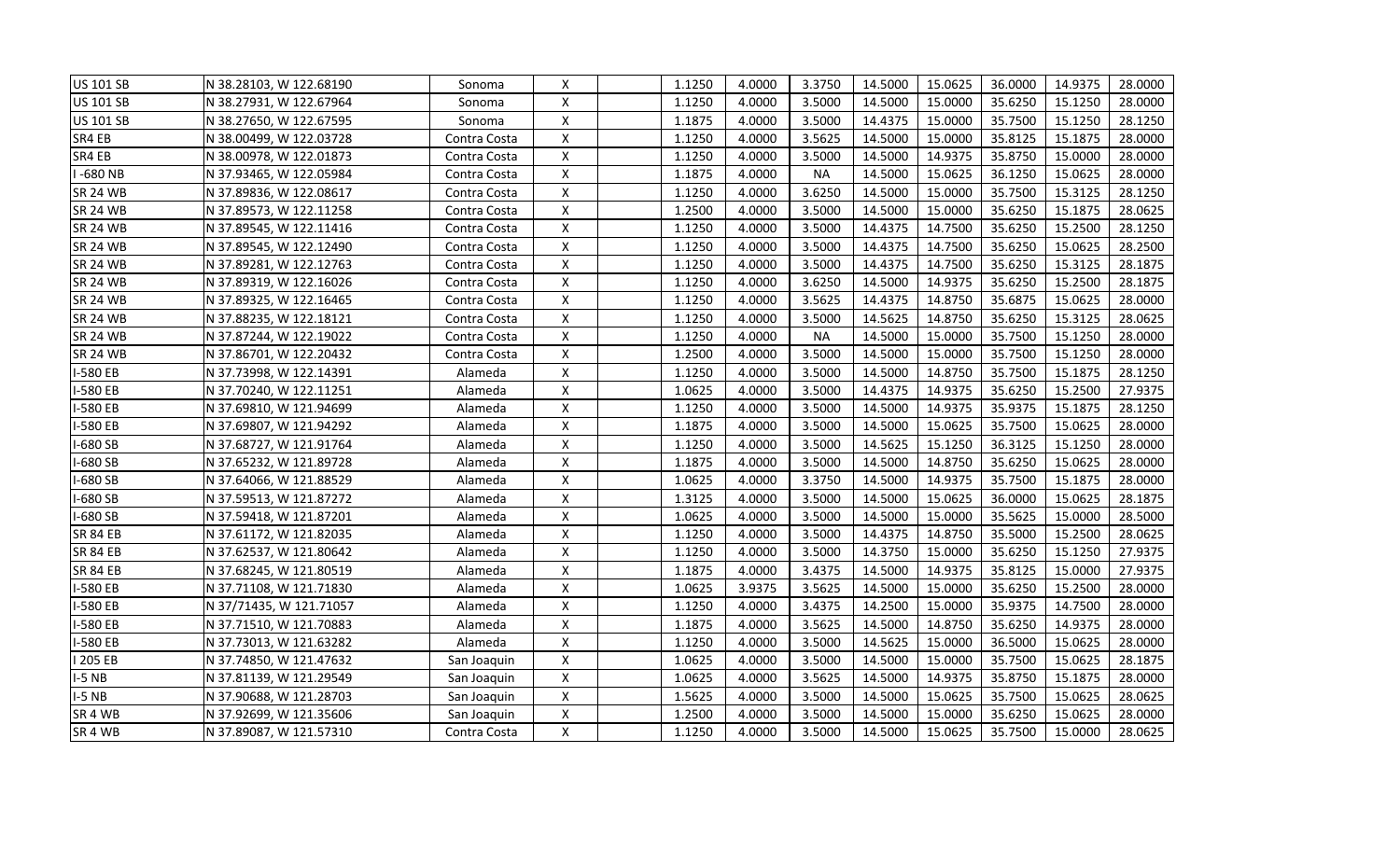| | | | | | | | | | | | | |
|---|---|---|---|---|---|---|---|---|---|---|---|---|
| US 101 SB | N 38.28103, W 122.68190 | Sonoma | X | | 1.1250 | 4.0000 | 3.3750 | 14.5000 | 15.0625 | 36.0000 | 14.9375 | 28.0000 |
| US 101 SB | N 38.27931, W 122.67964 | Sonoma | X | | 1.1250 | 4.0000 | 3.5000 | 14.5000 | 15.0000 | 35.6250 | 15.1250 | 28.0000 |
| US 101 SB | N 38.27650, W 122.67595 | Sonoma | X | | 1.1875 | 4.0000 | 3.5000 | 14.4375 | 15.0000 | 35.7500 | 15.1250 | 28.1250 |
| SR4 EB | N 38.00499, W 122.03728 | Contra Costa | X | | 1.1250 | 4.0000 | 3.5625 | 14.5000 | 15.0000 | 35.8125 | 15.1875 | 28.0000 |
| SR4 EB | N 38.00978, W 122.01873 | Contra Costa | X | | 1.1250 | 4.0000 | 3.5000 | 14.5000 | 14.9375 | 35.8750 | 15.0000 | 28.0000 |
| I -680 NB | N 37.93465, W 122.05984 | Contra Costa | X | | 1.1875 | 4.0000 | NA | 14.5000 | 15.0625 | 36.1250 | 15.0625 | 28.0000 |
| SR 24 WB | N 37.89836, W 122.08617 | Contra Costa | X | | 1.1250 | 4.0000 | 3.6250 | 14.5000 | 15.0000 | 35.7500 | 15.3125 | 28.1250 |
| SR 24 WB | N 37.89573, W 122.11258 | Contra Costa | X | | 1.2500 | 4.0000 | 3.5000 | 14.5000 | 15.0000 | 35.6250 | 15.1875 | 28.0625 |
| SR 24 WB | N 37.89545, W 122.11416 | Contra Costa | X | | 1.1250 | 4.0000 | 3.5000 | 14.4375 | 14.7500 | 35.6250 | 15.2500 | 28.1250 |
| SR 24 WB | N 37.89545, W 122.12490 | Contra Costa | X | | 1.1250 | 4.0000 | 3.5000 | 14.4375 | 14.7500 | 35.6250 | 15.0625 | 28.2500 |
| SR 24 WB | N 37.89281, W 122.12763 | Contra Costa | X | | 1.1250 | 4.0000 | 3.5000 | 14.4375 | 14.7500 | 35.6250 | 15.3125 | 28.1875 |
| SR 24 WB | N 37.89319, W 122.16026 | Contra Costa | X | | 1.1250 | 4.0000 | 3.6250 | 14.5000 | 14.9375 | 35.6250 | 15.2500 | 28.1875 |
| SR 24 WB | N 37.89325, W 122.16465 | Contra Costa | X | | 1.1250 | 4.0000 | 3.5625 | 14.4375 | 14.8750 | 35.6875 | 15.0625 | 28.0000 |
| SR 24 WB | N 37.88235, W 122.18121 | Contra Costa | X | | 1.1250 | 4.0000 | 3.5000 | 14.5625 | 14.8750 | 35.6250 | 15.3125 | 28.0625 |
| SR 24 WB | N 37.87244, W 122.19022 | Contra Costa | X | | 1.1250 | 4.0000 | NA | 14.5000 | 15.0000 | 35.7500 | 15.1250 | 28.0000 |
| SR 24 WB | N 37.86701, W 122.20432 | Contra Costa | X | | 1.2500 | 4.0000 | 3.5000 | 14.5000 | 15.0000 | 35.7500 | 15.1250 | 28.0000 |
| I-580 EB | N 37.73998, W 122.14391 | Alameda | X | | 1.1250 | 4.0000 | 3.5000 | 14.5000 | 14.8750 | 35.7500 | 15.1875 | 28.1250 |
| I-580 EB | N 37.70240, W 122.11251 | Alameda | X | | 1.0625 | 4.0000 | 3.5000 | 14.4375 | 14.9375 | 35.6250 | 15.2500 | 27.9375 |
| I-580 EB | N 37.69810, W 121.94699 | Alameda | X | | 1.1250 | 4.0000 | 3.5000 | 14.5000 | 14.9375 | 35.9375 | 15.1875 | 28.1250 |
| I-580 EB | N 37.69807, W 121.94292 | Alameda | X | | 1.1875 | 4.0000 | 3.5000 | 14.5000 | 15.0625 | 35.7500 | 15.0625 | 28.0000 |
| I-680 SB | N 37.68727, W 121.91764 | Alameda | X | | 1.1250 | 4.0000 | 3.5000 | 14.5625 | 15.1250 | 36.3125 | 15.1250 | 28.0000 |
| I-680 SB | N 37.65232, W 121.89728 | Alameda | X | | 1.1875 | 4.0000 | 3.5000 | 14.5000 | 14.8750 | 35.6250 | 15.0625 | 28.0000 |
| I-680 SB | N 37.64066, W 121.88529 | Alameda | X | | 1.0625 | 4.0000 | 3.3750 | 14.5000 | 14.9375 | 35.7500 | 15.1875 | 28.0000 |
| I-680 SB | N 37.59513, W 121.87272 | Alameda | X | | 1.3125 | 4.0000 | 3.5000 | 14.5000 | 15.0625 | 36.0000 | 15.0625 | 28.1875 |
| I-680 SB | N 37.59418, W 121.87201 | Alameda | X | | 1.0625 | 4.0000 | 3.5000 | 14.5000 | 15.0000 | 35.5625 | 15.0000 | 28.5000 |
| SR 84 EB | N 37.61172, W 121.82035 | Alameda | X | | 1.1250 | 4.0000 | 3.5000 | 14.4375 | 14.8750 | 35.5000 | 15.2500 | 28.0625 |
| SR 84 EB | N 37.62537, W 121.80642 | Alameda | X | | 1.1250 | 4.0000 | 3.5000 | 14.3750 | 15.0000 | 35.6250 | 15.1250 | 27.9375 |
| SR 84 EB | N 37.68245, W 121.80519 | Alameda | X | | 1.1875 | 4.0000 | 3.4375 | 14.5000 | 14.9375 | 35.8125 | 15.0000 | 27.9375 |
| I-580 EB | N 37.71108, W 121.71830 | Alameda | X | | 1.0625 | 3.9375 | 3.5625 | 14.5000 | 15.0000 | 35.6250 | 15.2500 | 28.0000 |
| I-580 EB | N 37/71435, W 121.71057 | Alameda | X | | 1.1250 | 4.0000 | 3.4375 | 14.2500 | 15.0000 | 35.9375 | 14.7500 | 28.0000 |
| I-580 EB | N 37.71510, W 121.70883 | Alameda | X | | 1.1875 | 4.0000 | 3.5625 | 14.5000 | 14.8750 | 35.6250 | 14.9375 | 28.0000 |
| I-580 EB | N 37.73013, W 121.63282 | Alameda | X | | 1.1250 | 4.0000 | 3.5000 | 14.5625 | 15.0000 | 36.5000 | 15.0625 | 28.0000 |
| I 205 EB | N 37.74850, W 121.47632 | San Joaquin | X | | 1.0625 | 4.0000 | 3.5000 | 14.5000 | 15.0000 | 35.7500 | 15.0625 | 28.1875 |
| I-5 NB | N 37.81139, W 121.29549 | San Joaquin | X | | 1.0625 | 4.0000 | 3.5625 | 14.5000 | 14.9375 | 35.8750 | 15.1875 | 28.0000 |
| I-5 NB | N 37.90688, W 121.28703 | San Joaquin | X | | 1.5625 | 4.0000 | 3.5000 | 14.5000 | 15.0625 | 35.7500 | 15.0625 | 28.0625 |
| SR 4 WB | N 37.92699, W 121.35606 | San Joaquin | X | | 1.2500 | 4.0000 | 3.5000 | 14.5000 | 15.0000 | 35.6250 | 15.0625 | 28.0000 |
| SR 4 WB | N 37.89087, W 121.57310 | Contra Costa | X | | 1.1250 | 4.0000 | 3.5000 | 14.5000 | 15.0625 | 35.7500 | 15.0000 | 28.0625 |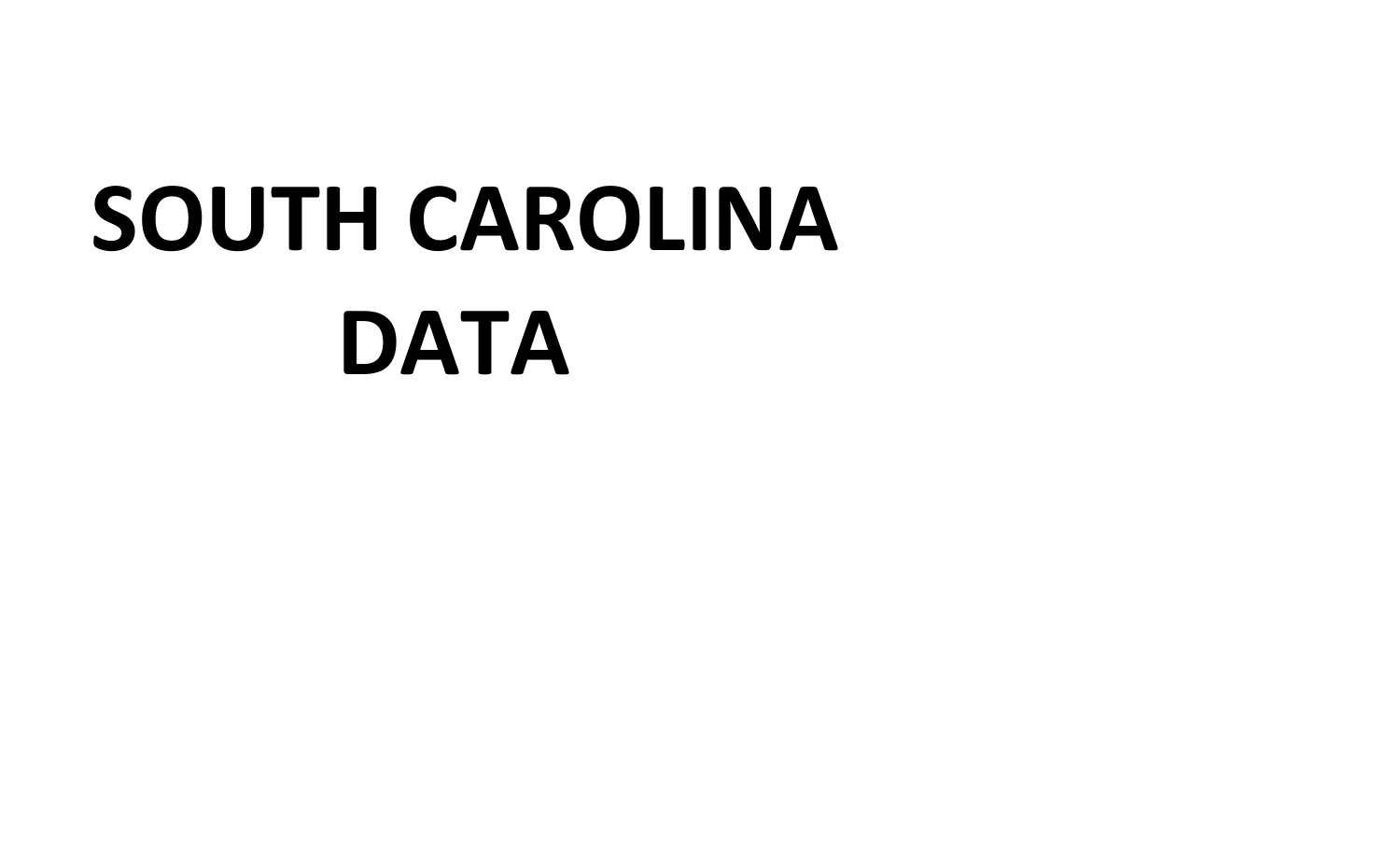# SOUTH CAROLINA DATA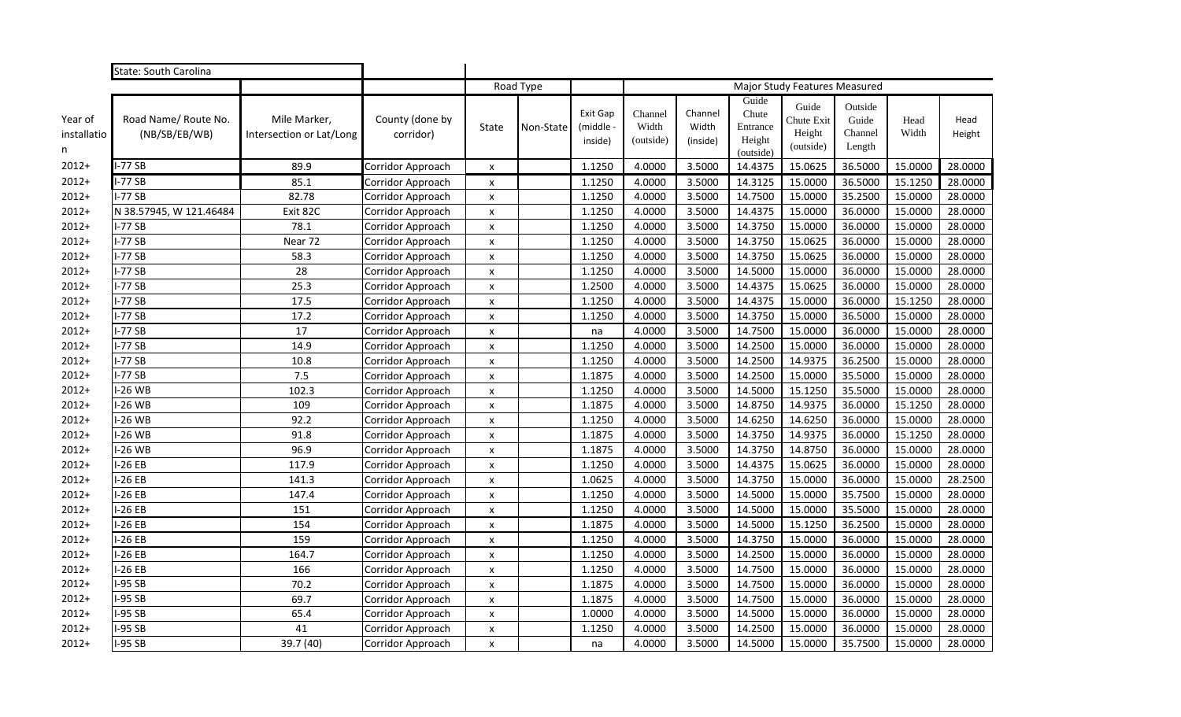| | State: South Carolina | | | | | | | | | | | | | |
|---|---|---|---|---|---|---|---|---|---|---|---|---|---|---|
| | | | | Road Type | | | Major Study Features Measured | | | | | | | |
| Year of installation | Road Name/ Route No. (NB/SB/EB/WB) | Mile Marker, Intersection or Lat/Long | County (done by corridor) | State | Non-State | Exit Gap (middle - inside) | Channel Width (outside) | Channel Width (inside) | Guide Chute Entrance Height (outside) | Guide Chute Exit Height (outside) | Outside Guide Channel Length | Head Width | Head Height |
| 2012+ | I-77 SB | 89.9 | Corridor Approach | x | | 1.1250 | 4.0000 | 3.5000 | 14.4375 | 15.0625 | 36.5000 | 15.0000 | 28.0000 |
| 2012+ | I-77 SB | 85.1 | Corridor Approach | x | | 1.1250 | 4.0000 | 3.5000 | 14.3125 | 15.0000 | 36.5000 | 15.1250 | 28.0000 |
| 2012+ | I-77 SB | 82.78 | Corridor Approach | x | | 1.1250 | 4.0000 | 3.5000 | 14.7500 | 15.0000 | 35.2500 | 15.0000 | 28.0000 |
| 2012+ | N 38.57945, W 121.46484 | Exit 82C | Corridor Approach | x | | 1.1250 | 4.0000 | 3.5000 | 14.4375 | 15.0000 | 36.0000 | 15.0000 | 28.0000 |
| 2012+ | I-77 SB | 78.1 | Corridor Approach | x | | 1.1250 | 4.0000 | 3.5000 | 14.3750 | 15.0000 | 36.0000 | 15.0000 | 28.0000 |
| 2012+ | I-77 SB | Near 72 | Corridor Approach | x | | 1.1250 | 4.0000 | 3.5000 | 14.3750 | 15.0625 | 36.0000 | 15.0000 | 28.0000 |
| 2012+ | I-77 SB | 58.3 | Corridor Approach | x | | 1.1250 | 4.0000 | 3.5000 | 14.3750 | 15.0625 | 36.0000 | 15.0000 | 28.0000 |
| 2012+ | I-77 SB | 28 | Corridor Approach | x | | 1.1250 | 4.0000 | 3.5000 | 14.5000 | 15.0000 | 36.0000 | 15.0000 | 28.0000 |
| 2012+ | I-77 SB | 25.3 | Corridor Approach | x | | 1.2500 | 4.0000 | 3.5000 | 14.4375 | 15.0625 | 36.0000 | 15.0000 | 28.0000 |
| 2012+ | I-77 SB | 17.5 | Corridor Approach | x | | 1.1250 | 4.0000 | 3.5000 | 14.4375 | 15.0000 | 36.0000 | 15.1250 | 28.0000 |
| 2012+ | I-77 SB | 17.2 | Corridor Approach | x | | 1.1250 | 4.0000 | 3.5000 | 14.3750 | 15.0000 | 36.5000 | 15.0000 | 28.0000 |
| 2012+ | I-77 SB | 17 | Corridor Approach | x | | na | 4.0000 | 3.5000 | 14.7500 | 15.0000 | 36.0000 | 15.0000 | 28.0000 |
| 2012+ | I-77 SB | 14.9 | Corridor Approach | x | | 1.1250 | 4.0000 | 3.5000 | 14.2500 | 15.0000 | 36.0000 | 15.0000 | 28.0000 |
| 2012+ | I-77 SB | 10.8 | Corridor Approach | x | | 1.1250 | 4.0000 | 3.5000 | 14.2500 | 14.9375 | 36.2500 | 15.0000 | 28.0000 |
| 2012+ | I-77 SB | 7.5 | Corridor Approach | x | | 1.1875 | 4.0000 | 3.5000 | 14.2500 | 15.0000 | 35.5000 | 15.0000 | 28.0000 |
| 2012+ | I-26 WB | 102.3 | Corridor Approach | x | | 1.1250 | 4.0000 | 3.5000 | 14.5000 | 15.1250 | 35.5000 | 15.0000 | 28.0000 |
| 2012+ | I-26 WB | 109 | Corridor Approach | x | | 1.1875 | 4.0000 | 3.5000 | 14.8750 | 14.9375 | 36.0000 | 15.1250 | 28.0000 |
| 2012+ | I-26 WB | 92.2 | Corridor Approach | x | | 1.1250 | 4.0000 | 3.5000 | 14.6250 | 14.6250 | 36.0000 | 15.0000 | 28.0000 |
| 2012+ | I-26 WB | 91.8 | Corridor Approach | x | | 1.1875 | 4.0000 | 3.5000 | 14.3750 | 14.9375 | 36.0000 | 15.1250 | 28.0000 |
| 2012+ | I-26 WB | 96.9 | Corridor Approach | x | | 1.1875 | 4.0000 | 3.5000 | 14.3750 | 14.8750 | 36.0000 | 15.0000 | 28.0000 |
| 2012+ | I-26 EB | 117.9 | Corridor Approach | x | | 1.1250 | 4.0000 | 3.5000 | 14.4375 | 15.0625 | 36.0000 | 15.0000 | 28.0000 |
| 2012+ | I-26 EB | 141.3 | Corridor Approach | x | | 1.0625 | 4.0000 | 3.5000 | 14.3750 | 15.0000 | 36.0000 | 15.0000 | 28.2500 |
| 2012+ | I-26 EB | 147.4 | Corridor Approach | x | | 1.1250 | 4.0000 | 3.5000 | 14.5000 | 15.0000 | 35.7500 | 15.0000 | 28.0000 |
| 2012+ | I-26 EB | 151 | Corridor Approach | x | | 1.1250 | 4.0000 | 3.5000 | 14.5000 | 15.0000 | 35.5000 | 15.0000 | 28.0000 |
| 2012+ | I-26 EB | 154 | Corridor Approach | x | | 1.1875 | 4.0000 | 3.5000 | 14.5000 | 15.1250 | 36.2500 | 15.0000 | 28.0000 |
| 2012+ | I-26 EB | 159 | Corridor Approach | x | | 1.1250 | 4.0000 | 3.5000 | 14.3750 | 15.0000 | 36.0000 | 15.0000 | 28.0000 |
| 2012+ | I-26 EB | 164.7 | Corridor Approach | x | | 1.1250 | 4.0000 | 3.5000 | 14.2500 | 15.0000 | 36.0000 | 15.0000 | 28.0000 |
| 2012+ | I-26 EB | 166 | Corridor Approach | x | | 1.1250 | 4.0000 | 3.5000 | 14.7500 | 15.0000 | 36.0000 | 15.0000 | 28.0000 |
| 2012+ | I-95 SB | 70.2 | Corridor Approach | x | | 1.1875 | 4.0000 | 3.5000 | 14.7500 | 15.0000 | 36.0000 | 15.0000 | 28.0000 |
| 2012+ | I-95 SB | 69.7 | Corridor Approach | x | | 1.1875 | 4.0000 | 3.5000 | 14.7500 | 15.0000 | 36.0000 | 15.0000 | 28.0000 |
| 2012+ | I-95 SB | 65.4 | Corridor Approach | x | | 1.0000 | 4.0000 | 3.5000 | 14.5000 | 15.0000 | 36.0000 | 15.0000 | 28.0000 |
| 2012+ | I-95 SB | 41 | Corridor Approach | x | | 1.1250 | 4.0000 | 3.5000 | 14.2500 | 15.0000 | 36.0000 | 15.0000 | 28.0000 |
| 2012+ | I-95 SB | 39.7 (40) | Corridor Approach | x | | na | 4.0000 | 3.5000 | 14.5000 | 15.0000 | 35.7500 | 15.0000 | 28.0000 |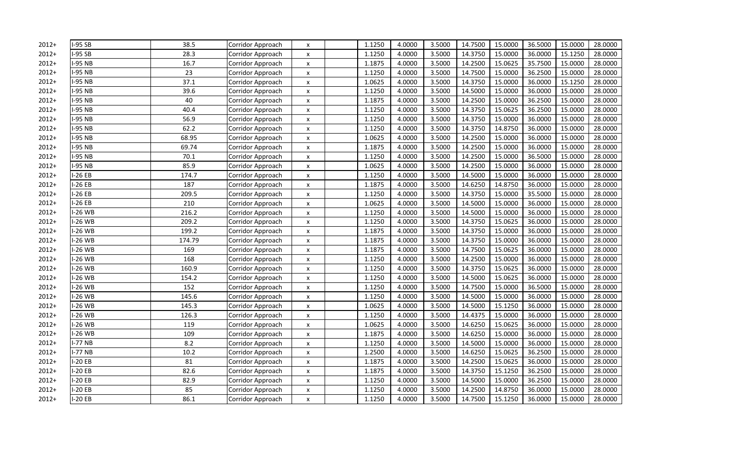| | | | | | | | | | | | | | |
|---|---|---|---|---|---|---|---|---|---|---|---|---|---|
| 2012+ | I-95 SB | 38.5 | Corridor Approach | x | | 1.1250 | 4.0000 | 3.5000 | 14.7500 | 15.0000 | 36.5000 | 15.0000 | 28.0000 |
| 2012+ | I-95 SB | 28.3 | Corridor Approach | x | | 1.1250 | 4.0000 | 3.5000 | 14.3750 | 15.0000 | 36.0000 | 15.1250 | 28.0000 |
| 2012+ | I-95 NB | 16.7 | Corridor Approach | x | | 1.1875 | 4.0000 | 3.5000 | 14.2500 | 15.0625 | 35.7500 | 15.0000 | 28.0000 |
| 2012+ | I-95 NB | 23 | Corridor Approach | x | | 1.1250 | 4.0000 | 3.5000 | 14.7500 | 15.0000 | 36.2500 | 15.0000 | 28.0000 |
| 2012+ | I-95 NB | 37.1 | Corridor Approach | x | | 1.0625 | 4.0000 | 3.5000 | 14.3750 | 15.0000 | 36.0000 | 15.1250 | 28.0000 |
| 2012+ | I-95 NB | 39.6 | Corridor Approach | x | | 1.1250 | 4.0000 | 3.5000 | 14.5000 | 15.0000 | 36.0000 | 15.0000 | 28.0000 |
| 2012+ | I-95 NB | 40 | Corridor Approach | x | | 1.1875 | 4.0000 | 3.5000 | 14.2500 | 15.0000 | 36.2500 | 15.0000 | 28.0000 |
| 2012+ | I-95 NB | 40.4 | Corridor Approach | x | | 1.1250 | 4.0000 | 3.5000 | 14.3750 | 15.0625 | 36.2500 | 15.0000 | 28.0000 |
| 2012+ | I-95 NB | 56.9 | Corridor Approach | x | | 1.1250 | 4.0000 | 3.5000 | 14.3750 | 15.0000 | 36.0000 | 15.0000 | 28.0000 |
| 2012+ | I-95 NB | 62.2 | Corridor Approach | x | | 1.1250 | 4.0000 | 3.5000 | 14.3750 | 14.8750 | 36.0000 | 15.0000 | 28.0000 |
| 2012+ | I-95 NB | 68.95 | Corridor Approach | x | | 1.0625 | 4.0000 | 3.5000 | 14.2500 | 15.0000 | 36.0000 | 15.0000 | 28.0000 |
| 2012+ | I-95 NB | 69.74 | Corridor Approach | x | | 1.1875 | 4.0000 | 3.5000 | 14.2500 | 15.0000 | 36.0000 | 15.0000 | 28.0000 |
| 2012+ | I-95 NB | 70.1 | Corridor Approach | x | | 1.1250 | 4.0000 | 3.5000 | 14.2500 | 15.0000 | 36.5000 | 15.0000 | 28.0000 |
| 2012+ | I-95 NB | 85.9 | Corridor Approach | x | | 1.0625 | 4.0000 | 3.5000 | 14.2500 | 15.0000 | 36.0000 | 15.0000 | 28.0000 |
| 2012+ | I-26 EB | 174.7 | Corridor Approach | x | | 1.1250 | 4.0000 | 3.5000 | 14.5000 | 15.0000 | 36.0000 | 15.0000 | 28.0000 |
| 2012+ | I-26 EB | 187 | Corridor Approach | x | | 1.1875 | 4.0000 | 3.5000 | 14.6250 | 14.8750 | 36.0000 | 15.0000 | 28.0000 |
| 2012+ | I-26 EB | 209.5 | Corridor Approach | x | | 1.1250 | 4.0000 | 3.5000 | 14.3750 | 15.0000 | 35.5000 | 15.0000 | 28.0000 |
| 2012+ | I-26 EB | 210 | Corridor Approach | x | | 1.0625 | 4.0000 | 3.5000 | 14.5000 | 15.0000 | 36.0000 | 15.0000 | 28.0000 |
| 2012+ | I-26 WB | 216.2 | Corridor Approach | x | | 1.1250 | 4.0000 | 3.5000 | 14.5000 | 15.0000 | 36.0000 | 15.0000 | 28.0000 |
| 2012+ | I-26 WB | 209.2 | Corridor Approach | x | | 1.1250 | 4.0000 | 3.5000 | 14.3750 | 15.0625 | 36.0000 | 15.0000 | 28.0000 |
| 2012+ | I-26 WB | 199.2 | Corridor Approach | x | | 1.1875 | 4.0000 | 3.5000 | 14.3750 | 15.0000 | 36.0000 | 15.0000 | 28.0000 |
| 2012+ | I-26 WB | 174.79 | Corridor Approach | x | | 1.1875 | 4.0000 | 3.5000 | 14.3750 | 15.0000 | 36.0000 | 15.0000 | 28.0000 |
| 2012+ | I-26 WB | 169 | Corridor Approach | x | | 1.1875 | 4.0000 | 3.5000 | 14.7500 | 15.0625 | 36.0000 | 15.0000 | 28.0000 |
| 2012+ | I-26 WB | 168 | Corridor Approach | x | | 1.1250 | 4.0000 | 3.5000 | 14.2500 | 15.0000 | 36.0000 | 15.0000 | 28.0000 |
| 2012+ | I-26 WB | 160.9 | Corridor Approach | x | | 1.1250 | 4.0000 | 3.5000 | 14.3750 | 15.0625 | 36.0000 | 15.0000 | 28.0000 |
| 2012+ | I-26 WB | 154.2 | Corridor Approach | x | | 1.1250 | 4.0000 | 3.5000 | 14.5000 | 15.0625 | 36.0000 | 15.0000 | 28.0000 |
| 2012+ | I-26 WB | 152 | Corridor Approach | x | | 1.1250 | 4.0000 | 3.5000 | 14.7500 | 15.0000 | 36.5000 | 15.0000 | 28.0000 |
| 2012+ | I-26 WB | 145.6 | Corridor Approach | x | | 1.1250 | 4.0000 | 3.5000 | 14.5000 | 15.0000 | 36.0000 | 15.0000 | 28.0000 |
| 2012+ | I-26 WB | 145.3 | Corridor Approach | x | | 1.0625 | 4.0000 | 3.5000 | 14.5000 | 15.1250 | 36.0000 | 15.0000 | 28.0000 |
| 2012+ | I-26 WB | 126.3 | Corridor Approach | x | | 1.1250 | 4.0000 | 3.5000 | 14.4375 | 15.0000 | 36.0000 | 15.0000 | 28.0000 |
| 2012+ | I-26 WB | 119 | Corridor Approach | x | | 1.0625 | 4.0000 | 3.5000 | 14.6250 | 15.0625 | 36.0000 | 15.0000 | 28.0000 |
| 2012+ | I-26 WB | 109 | Corridor Approach | x | | 1.1875 | 4.0000 | 3.5000 | 14.6250 | 15.0000 | 36.0000 | 15.0000 | 28.0000 |
| 2012+ | I-77 NB | 8.2 | Corridor Approach | x | | 1.1250 | 4.0000 | 3.5000 | 14.5000 | 15.0000 | 36.0000 | 15.0000 | 28.0000 |
| 2012+ | I-77 NB | 10.2 | Corridor Approach | x | | 1.2500 | 4.0000 | 3.5000 | 14.6250 | 15.0625 | 36.2500 | 15.0000 | 28.0000 |
| 2012+ | I-20 EB | 81 | Corridor Approach | x | | 1.1875 | 4.0000 | 3.5000 | 14.2500 | 15.0625 | 36.0000 | 15.0000 | 28.0000 |
| 2012+ | I-20 EB | 82.6 | Corridor Approach | x | | 1.1875 | 4.0000 | 3.5000 | 14.3750 | 15.1250 | 36.2500 | 15.0000 | 28.0000 |
| 2012+ | I-20 EB | 82.9 | Corridor Approach | x | | 1.1250 | 4.0000 | 3.5000 | 14.5000 | 15.0000 | 36.2500 | 15.0000 | 28.0000 |
| 2012+ | I-20 EB | 85 | Corridor Approach | x | | 1.1250 | 4.0000 | 3.5000 | 14.2500 | 14.8750 | 36.0000 | 15.0000 | 28.0000 |
| 2012+ | I-20 EB | 86.1 | Corridor Approach | x | | 1.1250 | 4.0000 | 3.5000 | 14.7500 | 15.1250 | 36.0000 | 15.0000 | 28.0000 |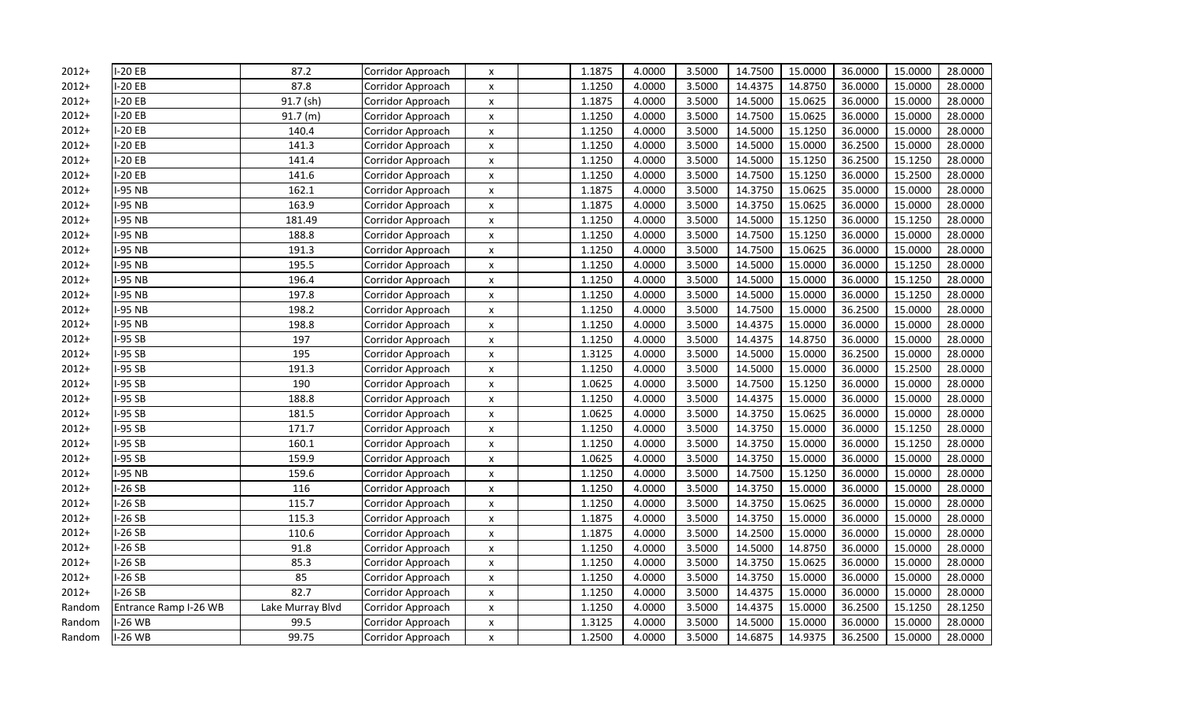| | | | | | | | | | | | | | |
|---|---|---|---|---|---|---|---|---|---|---|---|---|---|
| 2012+ | I-20 EB | 87.2 | Corridor Approach | x | | 1.1875 | 4.0000 | 3.5000 | 14.7500 | 15.0000 | 36.0000 | 15.0000 | 28.0000 |
| 2012+ | I-20 EB | 87.8 | Corridor Approach | x | | 1.1250 | 4.0000 | 3.5000 | 14.4375 | 14.8750 | 36.0000 | 15.0000 | 28.0000 |
| 2012+ | I-20 EB | 91.7 (sh) | Corridor Approach | x | | 1.1875 | 4.0000 | 3.5000 | 14.5000 | 15.0625 | 36.0000 | 15.0000 | 28.0000 |
| 2012+ | I-20 EB | 91.7 (m) | Corridor Approach | x | | 1.1250 | 4.0000 | 3.5000 | 14.7500 | 15.0625 | 36.0000 | 15.0000 | 28.0000 |
| 2012+ | I-20 EB | 140.4 | Corridor Approach | x | | 1.1250 | 4.0000 | 3.5000 | 14.5000 | 15.1250 | 36.0000 | 15.0000 | 28.0000 |
| 2012+ | I-20 EB | 141.3 | Corridor Approach | x | | 1.1250 | 4.0000 | 3.5000 | 14.5000 | 15.0000 | 36.2500 | 15.0000 | 28.0000 |
| 2012+ | I-20 EB | 141.4 | Corridor Approach | x | | 1.1250 | 4.0000 | 3.5000 | 14.5000 | 15.1250 | 36.2500 | 15.1250 | 28.0000 |
| 2012+ | I-20 EB | 141.6 | Corridor Approach | x | | 1.1250 | 4.0000 | 3.5000 | 14.7500 | 15.1250 | 36.0000 | 15.2500 | 28.0000 |
| 2012+ | I-95 NB | 162.1 | Corridor Approach | x | | 1.1875 | 4.0000 | 3.5000 | 14.3750 | 15.0625 | 35.0000 | 15.0000 | 28.0000 |
| 2012+ | I-95 NB | 163.9 | Corridor Approach | x | | 1.1875 | 4.0000 | 3.5000 | 14.3750 | 15.0625 | 36.0000 | 15.0000 | 28.0000 |
| 2012+ | I-95 NB | 181.49 | Corridor Approach | x | | 1.1250 | 4.0000 | 3.5000 | 14.5000 | 15.1250 | 36.0000 | 15.1250 | 28.0000 |
| 2012+ | I-95 NB | 188.8 | Corridor Approach | x | | 1.1250 | 4.0000 | 3.5000 | 14.7500 | 15.1250 | 36.0000 | 15.0000 | 28.0000 |
| 2012+ | I-95 NB | 191.3 | Corridor Approach | x | | 1.1250 | 4.0000 | 3.5000 | 14.7500 | 15.0625 | 36.0000 | 15.0000 | 28.0000 |
| 2012+ | I-95 NB | 195.5 | Corridor Approach | x | | 1.1250 | 4.0000 | 3.5000 | 14.5000 | 15.0000 | 36.0000 | 15.1250 | 28.0000 |
| 2012+ | I-95 NB | 196.4 | Corridor Approach | x | | 1.1250 | 4.0000 | 3.5000 | 14.5000 | 15.0000 | 36.0000 | 15.1250 | 28.0000 |
| 2012+ | I-95 NB | 197.8 | Corridor Approach | x | | 1.1250 | 4.0000 | 3.5000 | 14.5000 | 15.0000 | 36.0000 | 15.1250 | 28.0000 |
| 2012+ | I-95 NB | 198.2 | Corridor Approach | x | | 1.1250 | 4.0000 | 3.5000 | 14.7500 | 15.0000 | 36.2500 | 15.0000 | 28.0000 |
| 2012+ | I-95 NB | 198.8 | Corridor Approach | x | | 1.1250 | 4.0000 | 3.5000 | 14.4375 | 15.0000 | 36.0000 | 15.0000 | 28.0000 |
| 2012+ | I-95 SB | 197 | Corridor Approach | x | | 1.1250 | 4.0000 | 3.5000 | 14.4375 | 14.8750 | 36.0000 | 15.0000 | 28.0000 |
| 2012+ | I-95 SB | 195 | Corridor Approach | x | | 1.3125 | 4.0000 | 3.5000 | 14.5000 | 15.0000 | 36.2500 | 15.0000 | 28.0000 |
| 2012+ | I-95 SB | 191.3 | Corridor Approach | x | | 1.1250 | 4.0000 | 3.5000 | 14.5000 | 15.0000 | 36.0000 | 15.2500 | 28.0000 |
| 2012+ | I-95 SB | 190 | Corridor Approach | x | | 1.0625 | 4.0000 | 3.5000 | 14.7500 | 15.1250 | 36.0000 | 15.0000 | 28.0000 |
| 2012+ | I-95 SB | 188.8 | Corridor Approach | x | | 1.1250 | 4.0000 | 3.5000 | 14.4375 | 15.0000 | 36.0000 | 15.0000 | 28.0000 |
| 2012+ | I-95 SB | 181.5 | Corridor Approach | x | | 1.0625 | 4.0000 | 3.5000 | 14.3750 | 15.0625 | 36.0000 | 15.0000 | 28.0000 |
| 2012+ | I-95 SB | 171.7 | Corridor Approach | x | | 1.1250 | 4.0000 | 3.5000 | 14.3750 | 15.0000 | 36.0000 | 15.1250 | 28.0000 |
| 2012+ | I-95 SB | 160.1 | Corridor Approach | x | | 1.1250 | 4.0000 | 3.5000 | 14.3750 | 15.0000 | 36.0000 | 15.1250 | 28.0000 |
| 2012+ | I-95 SB | 159.9 | Corridor Approach | x | | 1.0625 | 4.0000 | 3.5000 | 14.3750 | 15.0000 | 36.0000 | 15.0000 | 28.0000 |
| 2012+ | I-95 NB | 159.6 | Corridor Approach | x | | 1.1250 | 4.0000 | 3.5000 | 14.7500 | 15.1250 | 36.0000 | 15.0000 | 28.0000 |
| 2012+ | I-26 SB | 116 | Corridor Approach | x | | 1.1250 | 4.0000 | 3.5000 | 14.3750 | 15.0000 | 36.0000 | 15.0000 | 28.0000 |
| 2012+ | I-26 SB | 115.7 | Corridor Approach | x | | 1.1250 | 4.0000 | 3.5000 | 14.3750 | 15.0625 | 36.0000 | 15.0000 | 28.0000 |
| 2012+ | I-26 SB | 115.3 | Corridor Approach | x | | 1.1875 | 4.0000 | 3.5000 | 14.3750 | 15.0000 | 36.0000 | 15.0000 | 28.0000 |
| 2012+ | I-26 SB | 110.6 | Corridor Approach | x | | 1.1875 | 4.0000 | 3.5000 | 14.2500 | 15.0000 | 36.0000 | 15.0000 | 28.0000 |
| 2012+ | I-26 SB | 91.8 | Corridor Approach | x | | 1.1250 | 4.0000 | 3.5000 | 14.5000 | 14.8750 | 36.0000 | 15.0000 | 28.0000 |
| 2012+ | I-26 SB | 85.3 | Corridor Approach | x | | 1.1250 | 4.0000 | 3.5000 | 14.3750 | 15.0625 | 36.0000 | 15.0000 | 28.0000 |
| 2012+ | I-26 SB | 85 | Corridor Approach | x | | 1.1250 | 4.0000 | 3.5000 | 14.3750 | 15.0000 | 36.0000 | 15.0000 | 28.0000 |
| 2012+ | I-26 SB | 82.7 | Corridor Approach | x | | 1.1250 | 4.0000 | 3.5000 | 14.4375 | 15.0000 | 36.0000 | 15.0000 | 28.0000 |
| Random | Entrance Ramp I-26 WB | Lake Murray Blvd | Corridor Approach | x | | 1.1250 | 4.0000 | 3.5000 | 14.4375 | 15.0000 | 36.2500 | 15.1250 | 28.1250 |
| Random | I-26 WB | 99.5 | Corridor Approach | x | | 1.3125 | 4.0000 | 3.5000 | 14.5000 | 15.0000 | 36.0000 | 15.0000 | 28.0000 |
| Random | I-26 WB | 99.75 | Corridor Approach | x | | 1.2500 | 4.0000 | 3.5000 | 14.6875 | 14.9375 | 36.2500 | 15.0000 | 28.0000 |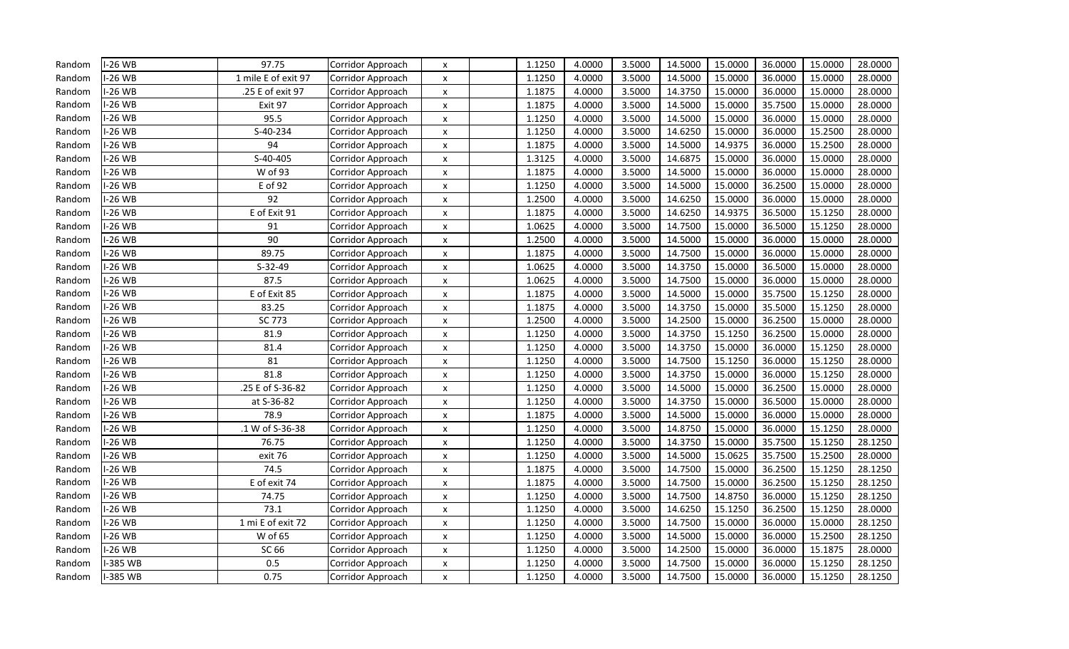| | | | | | | | | | | | | | |
|---|---|---|---|---|---|---|---|---|---|---|---|---|---|
| Random | I-26 WB | 97.75 | Corridor Approach | x | | 1.1250 | 4.0000 | 3.5000 | 14.5000 | 15.0000 | 36.0000 | 15.0000 | 28.0000 |
| Random | I-26 WB | 1 mile E of exit 97 | Corridor Approach | x | | 1.1250 | 4.0000 | 3.5000 | 14.5000 | 15.0000 | 36.0000 | 15.0000 | 28.0000 |
| Random | I-26 WB | .25 E of exit 97 | Corridor Approach | x | | 1.1875 | 4.0000 | 3.5000 | 14.3750 | 15.0000 | 36.0000 | 15.0000 | 28.0000 |
| Random | I-26 WB | Exit 97 | Corridor Approach | x | | 1.1875 | 4.0000 | 3.5000 | 14.5000 | 15.0000 | 35.7500 | 15.0000 | 28.0000 |
| Random | I-26 WB | 95.5 | Corridor Approach | x | | 1.1250 | 4.0000 | 3.5000 | 14.5000 | 15.0000 | 36.0000 | 15.0000 | 28.0000 |
| Random | I-26 WB | S-40-234 | Corridor Approach | x | | 1.1250 | 4.0000 | 3.5000 | 14.6250 | 15.0000 | 36.0000 | 15.2500 | 28.0000 |
| Random | I-26 WB | 94 | Corridor Approach | x | | 1.1875 | 4.0000 | 3.5000 | 14.5000 | 14.9375 | 36.0000 | 15.2500 | 28.0000 |
| Random | I-26 WB | S-40-405 | Corridor Approach | x | | 1.3125 | 4.0000 | 3.5000 | 14.6875 | 15.0000 | 36.0000 | 15.0000 | 28.0000 |
| Random | I-26 WB | W of 93 | Corridor Approach | x | | 1.1875 | 4.0000 | 3.5000 | 14.5000 | 15.0000 | 36.0000 | 15.0000 | 28.0000 |
| Random | I-26 WB | E of 92 | Corridor Approach | x | | 1.1250 | 4.0000 | 3.5000 | 14.5000 | 15.0000 | 36.2500 | 15.0000 | 28.0000 |
| Random | I-26 WB | 92 | Corridor Approach | x | | 1.2500 | 4.0000 | 3.5000 | 14.6250 | 15.0000 | 36.0000 | 15.0000 | 28.0000 |
| Random | I-26 WB | E of Exit 91 | Corridor Approach | x | | 1.1875 | 4.0000 | 3.5000 | 14.6250 | 14.9375 | 36.5000 | 15.1250 | 28.0000 |
| Random | I-26 WB | 91 | Corridor Approach | x | | 1.0625 | 4.0000 | 3.5000 | 14.7500 | 15.0000 | 36.5000 | 15.1250 | 28.0000 |
| Random | I-26 WB | 90 | Corridor Approach | x | | 1.2500 | 4.0000 | 3.5000 | 14.5000 | 15.0000 | 36.0000 | 15.0000 | 28.0000 |
| Random | I-26 WB | 89.75 | Corridor Approach | x | | 1.1875 | 4.0000 | 3.5000 | 14.7500 | 15.0000 | 36.0000 | 15.0000 | 28.0000 |
| Random | I-26 WB | S-32-49 | Corridor Approach | x | | 1.0625 | 4.0000 | 3.5000 | 14.3750 | 15.0000 | 36.5000 | 15.0000 | 28.0000 |
| Random | I-26 WB | 87.5 | Corridor Approach | x | | 1.0625 | 4.0000 | 3.5000 | 14.7500 | 15.0000 | 36.0000 | 15.0000 | 28.0000 |
| Random | I-26 WB | E of Exit 85 | Corridor Approach | x | | 1.1875 | 4.0000 | 3.5000 | 14.5000 | 15.0000 | 35.7500 | 15.1250 | 28.0000 |
| Random | I-26 WB | 83.25 | Corridor Approach | x | | 1.1875 | 4.0000 | 3.5000 | 14.3750 | 15.0000 | 35.5000 | 15.1250 | 28.0000 |
| Random | I-26 WB | SC 773 | Corridor Approach | x | | 1.2500 | 4.0000 | 3.5000 | 14.2500 | 15.0000 | 36.2500 | 15.0000 | 28.0000 |
| Random | I-26 WB | 81.9 | Corridor Approach | x | | 1.1250 | 4.0000 | 3.5000 | 14.3750 | 15.1250 | 36.2500 | 15.0000 | 28.0000 |
| Random | I-26 WB | 81.4 | Corridor Approach | x | | 1.1250 | 4.0000 | 3.5000 | 14.3750 | 15.0000 | 36.0000 | 15.1250 | 28.0000 |
| Random | I-26 WB | 81 | Corridor Approach | x | | 1.1250 | 4.0000 | 3.5000 | 14.7500 | 15.1250 | 36.0000 | 15.1250 | 28.0000 |
| Random | I-26 WB | 81.8 | Corridor Approach | x | | 1.1250 | 4.0000 | 3.5000 | 14.3750 | 15.0000 | 36.0000 | 15.1250 | 28.0000 |
| Random | I-26 WB | .25 E of S-36-82 | Corridor Approach | x | | 1.1250 | 4.0000 | 3.5000 | 14.5000 | 15.0000 | 36.2500 | 15.0000 | 28.0000 |
| Random | I-26 WB | at S-36-82 | Corridor Approach | x | | 1.1250 | 4.0000 | 3.5000 | 14.3750 | 15.0000 | 36.5000 | 15.0000 | 28.0000 |
| Random | I-26 WB | 78.9 | Corridor Approach | x | | 1.1875 | 4.0000 | 3.5000 | 14.5000 | 15.0000 | 36.0000 | 15.0000 | 28.0000 |
| Random | I-26 WB | .1 W of S-36-38 | Corridor Approach | x | | 1.1250 | 4.0000 | 3.5000 | 14.8750 | 15.0000 | 36.0000 | 15.1250 | 28.0000 |
| Random | I-26 WB | 76.75 | Corridor Approach | x | | 1.1250 | 4.0000 | 3.5000 | 14.3750 | 15.0000 | 35.7500 | 15.1250 | 28.1250 |
| Random | I-26 WB | exit 76 | Corridor Approach | x | | 1.1250 | 4.0000 | 3.5000 | 14.5000 | 15.0625 | 35.7500 | 15.2500 | 28.0000 |
| Random | I-26 WB | 74.5 | Corridor Approach | x | | 1.1875 | 4.0000 | 3.5000 | 14.7500 | 15.0000 | 36.2500 | 15.1250 | 28.1250 |
| Random | I-26 WB | E of exit 74 | Corridor Approach | x | | 1.1875 | 4.0000 | 3.5000 | 14.7500 | 15.0000 | 36.2500 | 15.1250 | 28.1250 |
| Random | I-26 WB | 74.75 | Corridor Approach | x | | 1.1250 | 4.0000 | 3.5000 | 14.7500 | 14.8750 | 36.0000 | 15.1250 | 28.1250 |
| Random | I-26 WB | 73.1 | Corridor Approach | x | | 1.1250 | 4.0000 | 3.5000 | 14.6250 | 15.1250 | 36.2500 | 15.1250 | 28.0000 |
| Random | I-26 WB | 1 mi E of exit 72 | Corridor Approach | x | | 1.1250 | 4.0000 | 3.5000 | 14.7500 | 15.0000 | 36.0000 | 15.0000 | 28.1250 |
| Random | I-26 WB | W of 65 | Corridor Approach | x | | 1.1250 | 4.0000 | 3.5000 | 14.5000 | 15.0000 | 36.0000 | 15.2500 | 28.1250 |
| Random | I-26 WB | SC 66 | Corridor Approach | x | | 1.1250 | 4.0000 | 3.5000 | 14.2500 | 15.0000 | 36.0000 | 15.1875 | 28.0000 |
| Random | I-385 WB | 0.5 | Corridor Approach | x | | 1.1250 | 4.0000 | 3.5000 | 14.7500 | 15.0000 | 36.0000 | 15.1250 | 28.1250 |
| Random | I-385 WB | 0.75 | Corridor Approach | x | | 1.1250 | 4.0000 | 3.5000 | 14.7500 | 15.0000 | 36.0000 | 15.1250 | 28.1250 |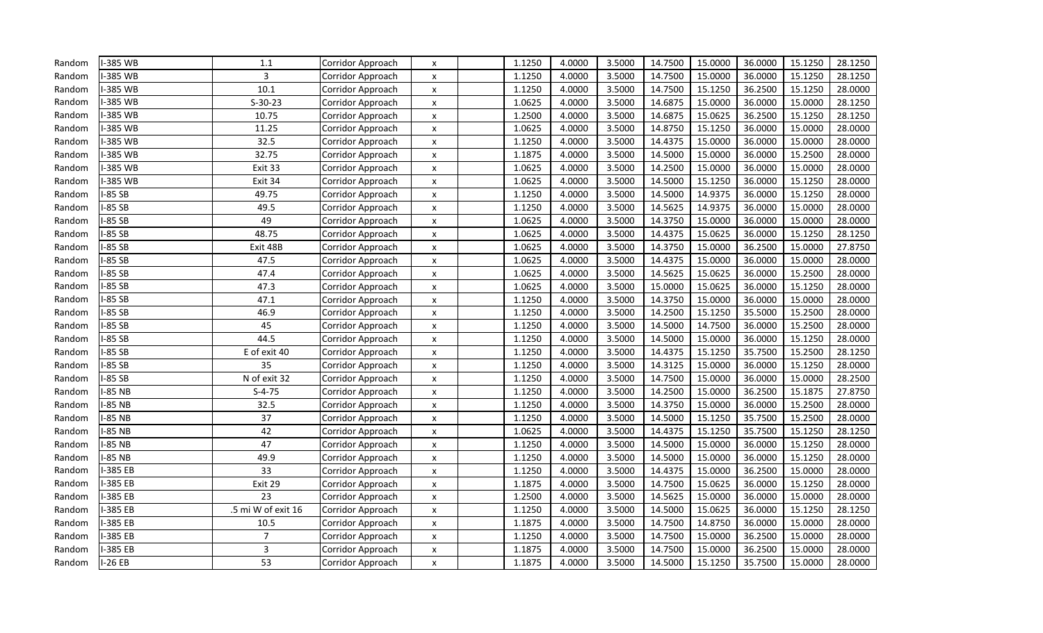| | | | | | | | | | | | | | |
|---|---|---|---|---|---|---|---|---|---|---|---|---|---|
| Random | I-385 WB | 1.1 | Corridor Approach | x | | 1.1250 | 4.0000 | 3.5000 | 14.7500 | 15.0000 | 36.0000 | 15.1250 | 28.1250 |
| Random | I-385 WB | 3 | Corridor Approach | x | | 1.1250 | 4.0000 | 3.5000 | 14.7500 | 15.0000 | 36.0000 | 15.1250 | 28.1250 |
| Random | I-385 WB | 10.1 | Corridor Approach | x | | 1.1250 | 4.0000 | 3.5000 | 14.7500 | 15.1250 | 36.2500 | 15.1250 | 28.0000 |
| Random | I-385 WB | S-30-23 | Corridor Approach | x | | 1.0625 | 4.0000 | 3.5000 | 14.6875 | 15.0000 | 36.0000 | 15.0000 | 28.1250 |
| Random | I-385 WB | 10.75 | Corridor Approach | x | | 1.2500 | 4.0000 | 3.5000 | 14.6875 | 15.0625 | 36.2500 | 15.1250 | 28.1250 |
| Random | I-385 WB | 11.25 | Corridor Approach | x | | 1.0625 | 4.0000 | 3.5000 | 14.8750 | 15.1250 | 36.0000 | 15.0000 | 28.0000 |
| Random | I-385 WB | 32.5 | Corridor Approach | x | | 1.1250 | 4.0000 | 3.5000 | 14.4375 | 15.0000 | 36.0000 | 15.0000 | 28.0000 |
| Random | I-385 WB | 32.75 | Corridor Approach | x | | 1.1875 | 4.0000 | 3.5000 | 14.5000 | 15.0000 | 36.0000 | 15.2500 | 28.0000 |
| Random | I-385 WB | Exit 33 | Corridor Approach | x | | 1.0625 | 4.0000 | 3.5000 | 14.2500 | 15.0000 | 36.0000 | 15.0000 | 28.0000 |
| Random | I-385 WB | Exit 34 | Corridor Approach | x | | 1.0625 | 4.0000 | 3.5000 | 14.5000 | 15.1250 | 36.0000 | 15.1250 | 28.0000 |
| Random | I-85 SB | 49.75 | Corridor Approach | x | | 1.1250 | 4.0000 | 3.5000 | 14.5000 | 14.9375 | 36.0000 | 15.1250 | 28.0000 |
| Random | I-85 SB | 49.5 | Corridor Approach | x | | 1.1250 | 4.0000 | 3.5000 | 14.5625 | 14.9375 | 36.0000 | 15.0000 | 28.0000 |
| Random | I-85 SB | 49 | Corridor Approach | x | | 1.0625 | 4.0000 | 3.5000 | 14.3750 | 15.0000 | 36.0000 | 15.0000 | 28.0000 |
| Random | I-85 SB | 48.75 | Corridor Approach | x | | 1.0625 | 4.0000 | 3.5000 | 14.4375 | 15.0625 | 36.0000 | 15.1250 | 28.1250 |
| Random | I-85 SB | Exit 48B | Corridor Approach | x | | 1.0625 | 4.0000 | 3.5000 | 14.3750 | 15.0000 | 36.2500 | 15.0000 | 27.8750 |
| Random | I-85 SB | 47.5 | Corridor Approach | x | | 1.0625 | 4.0000 | 3.5000 | 14.4375 | 15.0000 | 36.0000 | 15.0000 | 28.0000 |
| Random | I-85 SB | 47.4 | Corridor Approach | x | | 1.0625 | 4.0000 | 3.5000 | 14.5625 | 15.0625 | 36.0000 | 15.2500 | 28.0000 |
| Random | I-85 SB | 47.3 | Corridor Approach | x | | 1.0625 | 4.0000 | 3.5000 | 15.0000 | 15.0625 | 36.0000 | 15.1250 | 28.0000 |
| Random | I-85 SB | 47.1 | Corridor Approach | x | | 1.1250 | 4.0000 | 3.5000 | 14.3750 | 15.0000 | 36.0000 | 15.0000 | 28.0000 |
| Random | I-85 SB | 46.9 | Corridor Approach | x | | 1.1250 | 4.0000 | 3.5000 | 14.2500 | 15.1250 | 35.5000 | 15.2500 | 28.0000 |
| Random | I-85 SB | 45 | Corridor Approach | x | | 1.1250 | 4.0000 | 3.5000 | 14.5000 | 14.7500 | 36.0000 | 15.2500 | 28.0000 |
| Random | I-85 SB | 44.5 | Corridor Approach | x | | 1.1250 | 4.0000 | 3.5000 | 14.5000 | 15.0000 | 36.0000 | 15.1250 | 28.0000 |
| Random | I-85 SB | E of exit 40 | Corridor Approach | x | | 1.1250 | 4.0000 | 3.5000 | 14.4375 | 15.1250 | 35.7500 | 15.2500 | 28.1250 |
| Random | I-85 SB | 35 | Corridor Approach | x | | 1.1250 | 4.0000 | 3.5000 | 14.3125 | 15.0000 | 36.0000 | 15.1250 | 28.0000 |
| Random | I-85 SB | N of exit 32 | Corridor Approach | x | | 1.1250 | 4.0000 | 3.5000 | 14.7500 | 15.0000 | 36.0000 | 15.0000 | 28.2500 |
| Random | I-85 NB | S-4-75 | Corridor Approach | x | | 1.1250 | 4.0000 | 3.5000 | 14.2500 | 15.0000 | 36.2500 | 15.1875 | 27.8750 |
| Random | I-85 NB | 32.5 | Corridor Approach | x | | 1.1250 | 4.0000 | 3.5000 | 14.3750 | 15.0000 | 36.0000 | 15.2500 | 28.0000 |
| Random | I-85 NB | 37 | Corridor Approach | x | | 1.1250 | 4.0000 | 3.5000 | 14.5000 | 15.1250 | 35.7500 | 15.2500 | 28.0000 |
| Random | I-85 NB | 42 | Corridor Approach | x | | 1.0625 | 4.0000 | 3.5000 | 14.4375 | 15.1250 | 35.7500 | 15.1250 | 28.1250 |
| Random | I-85 NB | 47 | Corridor Approach | x | | 1.1250 | 4.0000 | 3.5000 | 14.5000 | 15.0000 | 36.0000 | 15.1250 | 28.0000 |
| Random | I-85 NB | 49.9 | Corridor Approach | x | | 1.1250 | 4.0000 | 3.5000 | 14.5000 | 15.0000 | 36.0000 | 15.1250 | 28.0000 |
| Random | I-385 EB | 33 | Corridor Approach | x | | 1.1250 | 4.0000 | 3.5000 | 14.4375 | 15.0000 | 36.2500 | 15.0000 | 28.0000 |
| Random | I-385 EB | Exit 29 | Corridor Approach | x | | 1.1875 | 4.0000 | 3.5000 | 14.7500 | 15.0625 | 36.0000 | 15.1250 | 28.0000 |
| Random | I-385 EB | 23 | Corridor Approach | x | | 1.2500 | 4.0000 | 3.5000 | 14.5625 | 15.0000 | 36.0000 | 15.0000 | 28.0000 |
| Random | I-385 EB | .5 mi W of exit 16 | Corridor Approach | x | | 1.1250 | 4.0000 | 3.5000 | 14.5000 | 15.0625 | 36.0000 | 15.1250 | 28.1250 |
| Random | I-385 EB | 10.5 | Corridor Approach | x | | 1.1875 | 4.0000 | 3.5000 | 14.7500 | 14.8750 | 36.0000 | 15.0000 | 28.0000 |
| Random | I-385 EB | 7 | Corridor Approach | x | | 1.1250 | 4.0000 | 3.5000 | 14.7500 | 15.0000 | 36.2500 | 15.0000 | 28.0000 |
| Random | I-385 EB | 3 | Corridor Approach | x | | 1.1875 | 4.0000 | 3.5000 | 14.7500 | 15.0000 | 36.2500 | 15.0000 | 28.0000 |
| Random | I-26 EB | 53 | Corridor Approach | x | | 1.1875 | 4.0000 | 3.5000 | 14.5000 | 15.1250 | 35.7500 | 15.0000 | 28.0000 |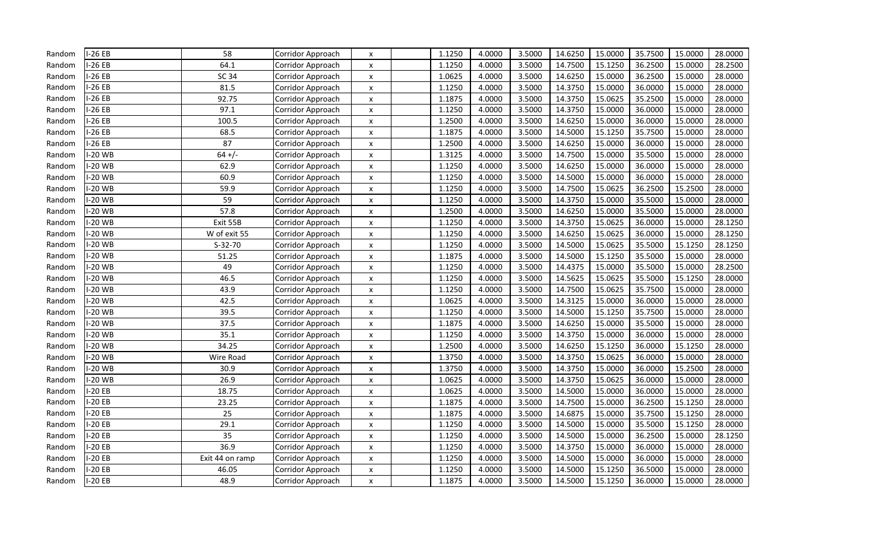| | | | | | | | | | | | | | |
|---|---|---|---|---|---|---|---|---|---|---|---|---|---|
| Random | I-26 EB | 58 | Corridor Approach | x | | 1.1250 | 4.0000 | 3.5000 | 14.6250 | 15.0000 | 35.7500 | 15.0000 | 28.0000 |
| Random | I-26 EB | 64.1 | Corridor Approach | x | | 1.1250 | 4.0000 | 3.5000 | 14.7500 | 15.1250 | 36.2500 | 15.0000 | 28.2500 |
| Random | I-26 EB | SC 34 | Corridor Approach | x | | 1.0625 | 4.0000 | 3.5000 | 14.6250 | 15.0000 | 36.2500 | 15.0000 | 28.0000 |
| Random | I-26 EB | 81.5 | Corridor Approach | x | | 1.1250 | 4.0000 | 3.5000 | 14.3750 | 15.0000 | 36.0000 | 15.0000 | 28.0000 |
| Random | I-26 EB | 92.75 | Corridor Approach | x | | 1.1875 | 4.0000 | 3.5000 | 14.3750 | 15.0625 | 35.2500 | 15.0000 | 28.0000 |
| Random | I-26 EB | 97.1 | Corridor Approach | x | | 1.1250 | 4.0000 | 3.5000 | 14.3750 | 15.0000 | 36.0000 | 15.0000 | 28.0000 |
| Random | I-26 EB | 100.5 | Corridor Approach | x | | 1.2500 | 4.0000 | 3.5000 | 14.6250 | 15.0000 | 36.0000 | 15.0000 | 28.0000 |
| Random | I-26 EB | 68.5 | Corridor Approach | x | | 1.1875 | 4.0000 | 3.5000 | 14.5000 | 15.1250 | 35.7500 | 15.0000 | 28.0000 |
| Random | I-26 EB | 87 | Corridor Approach | x | | 1.2500 | 4.0000 | 3.5000 | 14.6250 | 15.0000 | 36.0000 | 15.0000 | 28.0000 |
| Random | I-20 WB | 64 +/- | Corridor Approach | x | | 1.3125 | 4.0000 | 3.5000 | 14.7500 | 15.0000 | 35.5000 | 15.0000 | 28.0000 |
| Random | I-20 WB | 62.9 | Corridor Approach | x | | 1.1250 | 4.0000 | 3.5000 | 14.6250 | 15.0000 | 36.0000 | 15.0000 | 28.0000 |
| Random | I-20 WB | 60.9 | Corridor Approach | x | | 1.1250 | 4.0000 | 3.5000 | 14.5000 | 15.0000 | 36.0000 | 15.0000 | 28.0000 |
| Random | I-20 WB | 59.9 | Corridor Approach | x | | 1.1250 | 4.0000 | 3.5000 | 14.7500 | 15.0625 | 36.2500 | 15.2500 | 28.0000 |
| Random | I-20 WB | 59 | Corridor Approach | x | | 1.1250 | 4.0000 | 3.5000 | 14.3750 | 15.0000 | 35.5000 | 15.0000 | 28.0000 |
| Random | I-20 WB | 57.8 | Corridor Approach | x | | 1.2500 | 4.0000 | 3.5000 | 14.6250 | 15.0000 | 35.5000 | 15.0000 | 28.0000 |
| Random | I-20 WB | Exit 55B | Corridor Approach | x | | 1.1250 | 4.0000 | 3.5000 | 14.3750 | 15.0625 | 36.0000 | 15.0000 | 28.1250 |
| Random | I-20 WB | W of exit 55 | Corridor Approach | x | | 1.1250 | 4.0000 | 3.5000 | 14.6250 | 15.0625 | 36.0000 | 15.0000 | 28.1250 |
| Random | I-20 WB | S-32-70 | Corridor Approach | x | | 1.1250 | 4.0000 | 3.5000 | 14.5000 | 15.0625 | 35.5000 | 15.1250 | 28.1250 |
| Random | I-20 WB | 51.25 | Corridor Approach | x | | 1.1875 | 4.0000 | 3.5000 | 14.5000 | 15.1250 | 35.5000 | 15.0000 | 28.0000 |
| Random | I-20 WB | 49 | Corridor Approach | x | | 1.1250 | 4.0000 | 3.5000 | 14.4375 | 15.0000 | 35.5000 | 15.0000 | 28.2500 |
| Random | I-20 WB | 46.5 | Corridor Approach | x | | 1.1250 | 4.0000 | 3.5000 | 14.5625 | 15.0625 | 35.5000 | 15.1250 | 28.0000 |
| Random | I-20 WB | 43.9 | Corridor Approach | x | | 1.1250 | 4.0000 | 3.5000 | 14.7500 | 15.0625 | 35.7500 | 15.0000 | 28.0000 |
| Random | I-20 WB | 42.5 | Corridor Approach | x | | 1.0625 | 4.0000 | 3.5000 | 14.3125 | 15.0000 | 36.0000 | 15.0000 | 28.0000 |
| Random | I-20 WB | 39.5 | Corridor Approach | x | | 1.1250 | 4.0000 | 3.5000 | 14.5000 | 15.1250 | 35.7500 | 15.0000 | 28.0000 |
| Random | I-20 WB | 37.5 | Corridor Approach | x | | 1.1875 | 4.0000 | 3.5000 | 14.6250 | 15.0000 | 35.5000 | 15.0000 | 28.0000 |
| Random | I-20 WB | 35.1 | Corridor Approach | x | | 1.1250 | 4.0000 | 3.5000 | 14.3750 | 15.0000 | 36.0000 | 15.0000 | 28.0000 |
| Random | I-20 WB | 34.25 | Corridor Approach | x | | 1.2500 | 4.0000 | 3.5000 | 14.6250 | 15.1250 | 36.0000 | 15.1250 | 28.0000 |
| Random | I-20 WB | Wire Road | Corridor Approach | x | | 1.3750 | 4.0000 | 3.5000 | 14.3750 | 15.0625 | 36.0000 | 15.0000 | 28.0000 |
| Random | I-20 WB | 30.9 | Corridor Approach | x | | 1.3750 | 4.0000 | 3.5000 | 14.3750 | 15.0000 | 36.0000 | 15.2500 | 28.0000 |
| Random | I-20 WB | 26.9 | Corridor Approach | x | | 1.0625 | 4.0000 | 3.5000 | 14.3750 | 15.0625 | 36.0000 | 15.0000 | 28.0000 |
| Random | I-20 EB | 18.75 | Corridor Approach | x | | 1.0625 | 4.0000 | 3.5000 | 14.5000 | 15.0000 | 36.0000 | 15.0000 | 28.0000 |
| Random | I-20 EB | 23.25 | Corridor Approach | x | | 1.1875 | 4.0000 | 3.5000 | 14.7500 | 15.0000 | 36.2500 | 15.1250 | 28.0000 |
| Random | I-20 EB | 25 | Corridor Approach | x | | 1.1875 | 4.0000 | 3.5000 | 14.6875 | 15.0000 | 35.7500 | 15.1250 | 28.0000 |
| Random | I-20 EB | 29.1 | Corridor Approach | x | | 1.1250 | 4.0000 | 3.5000 | 14.5000 | 15.0000 | 35.5000 | 15.1250 | 28.0000 |
| Random | I-20 EB | 35 | Corridor Approach | x | | 1.1250 | 4.0000 | 3.5000 | 14.5000 | 15.0000 | 36.2500 | 15.0000 | 28.1250 |
| Random | I-20 EB | 36.9 | Corridor Approach | x | | 1.1250 | 4.0000 | 3.5000 | 14.3750 | 15.0000 | 36.0000 | 15.0000 | 28.0000 |
| Random | I-20 EB | Exit 44 on ramp | Corridor Approach | x | | 1.1250 | 4.0000 | 3.5000 | 14.5000 | 15.0000 | 36.0000 | 15.0000 | 28.0000 |
| Random | I-20 EB | 46.05 | Corridor Approach | x | | 1.1250 | 4.0000 | 3.5000 | 14.5000 | 15.1250 | 36.5000 | 15.0000 | 28.0000 |
| Random | I-20 EB | 48.9 | Corridor Approach | x | | 1.1875 | 4.0000 | 3.5000 | 14.5000 | 15.1250 | 36.0000 | 15.0000 | 28.0000 |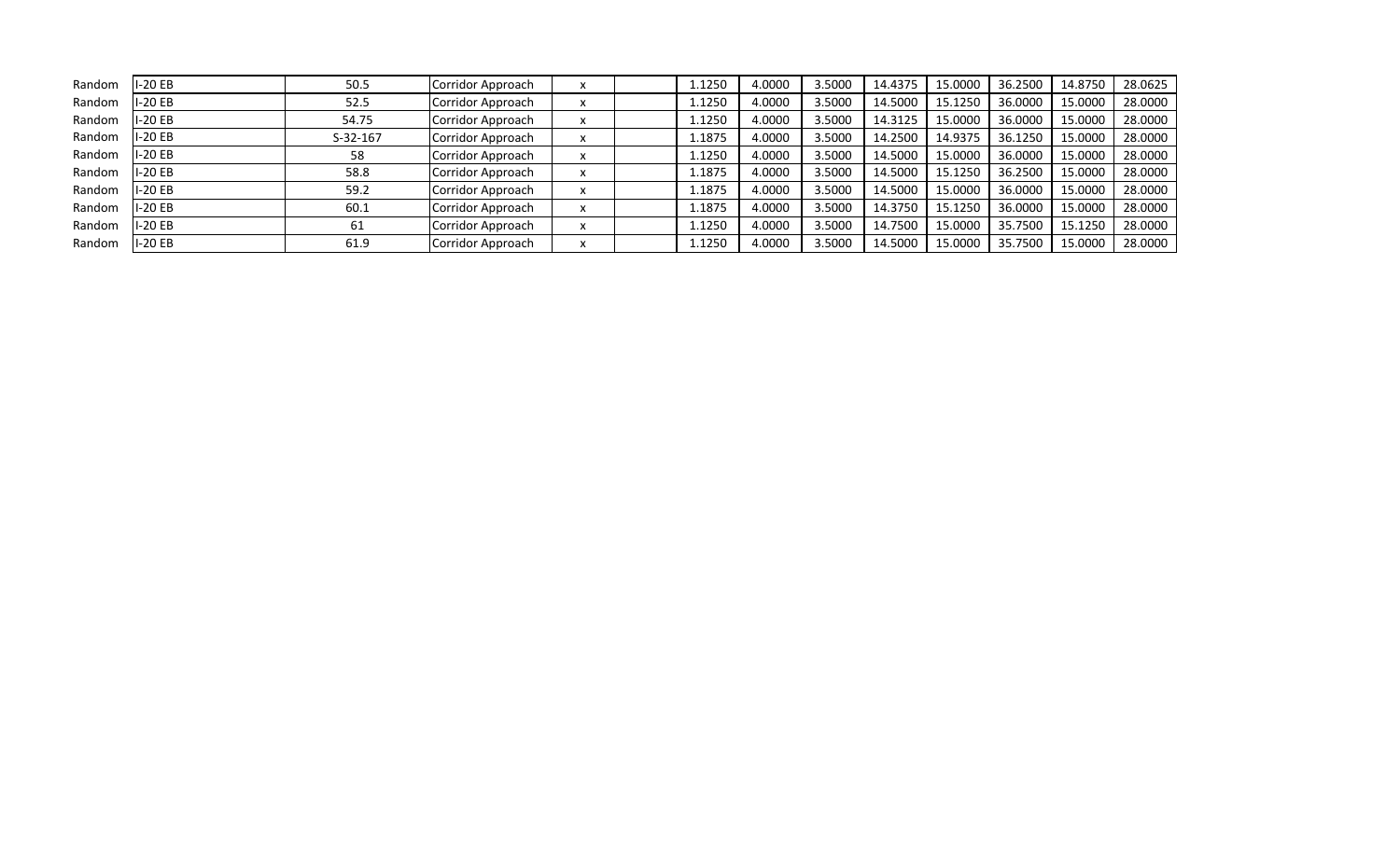| | | | | | | | | | | | | | |
|---|---|---|---|---|---|---|---|---|---|---|---|---|---|
| Random | I-20 EB | 50.5 | Corridor Approach | x | | 1.1250 | 4.0000 | 3.5000 | 14.4375 | 15.0000 | 36.2500 | 14.8750 | 28.0625 |
| Random | I-20 EB | 52.5 | Corridor Approach | x | | 1.1250 | 4.0000 | 3.5000 | 14.5000 | 15.1250 | 36.0000 | 15.0000 | 28.0000 |
| Random | I-20 EB | 54.75 | Corridor Approach | x | | 1.1250 | 4.0000 | 3.5000 | 14.3125 | 15.0000 | 36.0000 | 15.0000 | 28.0000 |
| Random | I-20 EB | S-32-167 | Corridor Approach | x | | 1.1875 | 4.0000 | 3.5000 | 14.2500 | 14.9375 | 36.1250 | 15.0000 | 28.0000 |
| Random | I-20 EB | 58 | Corridor Approach | x | | 1.1250 | 4.0000 | 3.5000 | 14.5000 | 15.0000 | 36.0000 | 15.0000 | 28.0000 |
| Random | I-20 EB | 58.8 | Corridor Approach | x | | 1.1875 | 4.0000 | 3.5000 | 14.5000 | 15.1250 | 36.2500 | 15.0000 | 28.0000 |
| Random | I-20 EB | 59.2 | Corridor Approach | x | | 1.1875 | 4.0000 | 3.5000 | 14.5000 | 15.0000 | 36.0000 | 15.0000 | 28.0000 |
| Random | I-20 EB | 60.1 | Corridor Approach | x | | 1.1875 | 4.0000 | 3.5000 | 14.3750 | 15.1250 | 36.0000 | 15.0000 | 28.0000 |
| Random | I-20 EB | 61 | Corridor Approach | x | | 1.1250 | 4.0000 | 3.5000 | 14.7500 | 15.0000 | 35.7500 | 15.1250 | 28.0000 |
| Random | I-20 EB | 61.9 | Corridor Approach | x | | 1.1250 | 4.0000 | 3.5000 | 14.5000 | 15.0000 | 35.7500 | 15.0000 | 28.0000 |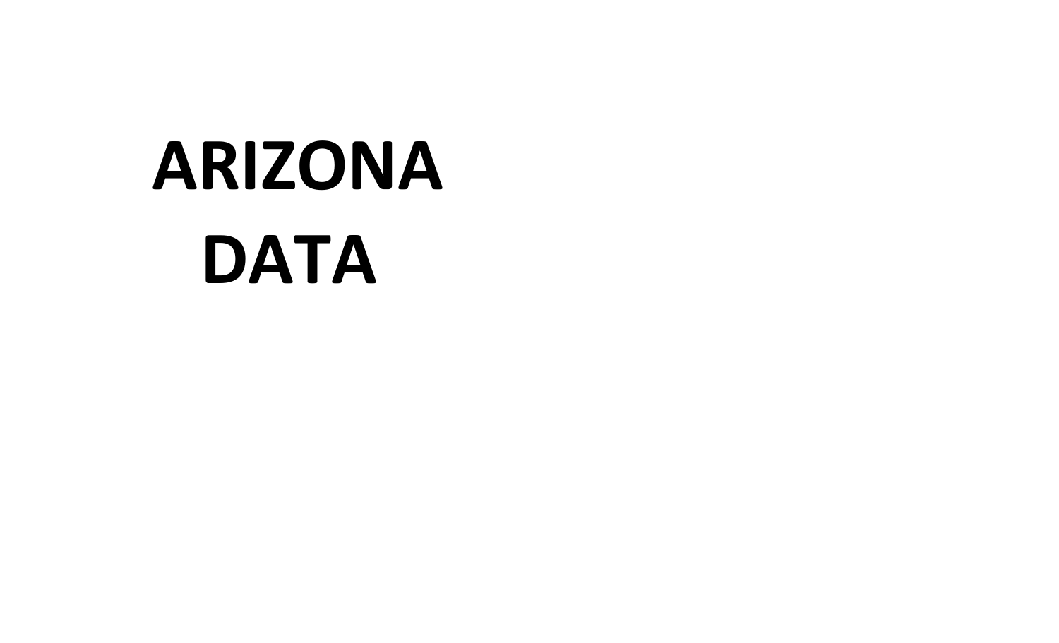# ARIZONA DATA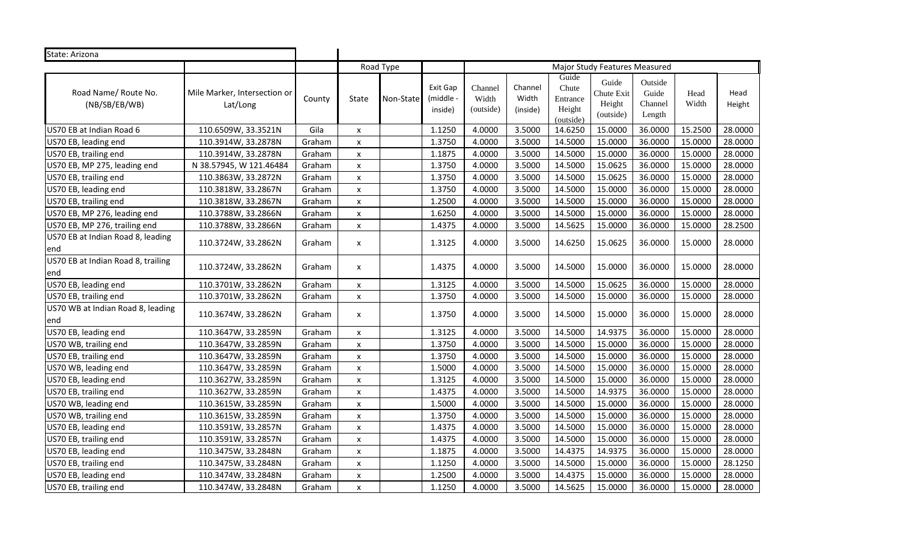| State: Arizona | | | | | | | | | | | | | |
|---|---|---|---|---|---|---|---|---|---|---|---|---|---|
| | | | Road Type | | | Major Study Features Measured | | | | | | | |
| Road Name/ Route No. (NB/SB/EB/WB) | Mile Marker, Intersection or Lat/Long | County | State | Non-State | Exit Gap (middle - inside) | Channel Width (outside) | Channel Width (inside) | Guide Chute Entrance Height (outside) | Guide Chute Exit Height (outside) | Outside Guide Channel Length | Head Width | Head Height |
| US70 EB at Indian Road 6 | 110.6509W, 33.3521N | Gila | x | | 1.1250 | 4.0000 | 3.5000 | 14.6250 | 15.0000 | 36.0000 | 15.2500 | 28.0000 |
| US70 EB, leading end | 110.3914W, 33.2878N | Graham | x | | 1.3750 | 4.0000 | 3.5000 | 14.5000 | 15.0000 | 36.0000 | 15.0000 | 28.0000 |
| US70 EB, trailing end | 110.3914W, 33.2878N | Graham | x | | 1.1875 | 4.0000 | 3.5000 | 14.5000 | 15.0000 | 36.0000 | 15.0000 | 28.0000 |
| US70 EB, MP 275, leading end | N 38.57945, W 121.46484 | Graham | x | | 1.3750 | 4.0000 | 3.5000 | 14.5000 | 15.0625 | 36.0000 | 15.0000 | 28.0000 |
| US70 EB, trailing end | 110.3863W, 33.2872N | Graham | x | | 1.3750 | 4.0000 | 3.5000 | 14.5000 | 15.0625 | 36.0000 | 15.0000 | 28.0000 |
| US70 EB, leading end | 110.3818W, 33.2867N | Graham | x | | 1.3750 | 4.0000 | 3.5000 | 14.5000 | 15.0000 | 36.0000 | 15.0000 | 28.0000 |
| US70 EB, trailing end | 110.3818W, 33.2867N | Graham | x | | 1.2500 | 4.0000 | 3.5000 | 14.5000 | 15.0000 | 36.0000 | 15.0000 | 28.0000 |
| US70 EB, MP 276, leading end | 110.3788W, 33.2866N | Graham | x | | 1.6250 | 4.0000 | 3.5000 | 14.5000 | 15.0000 | 36.0000 | 15.0000 | 28.0000 |
| US70 EB, MP 276, trailing end | 110.3788W, 33.2866N | Graham | x | | 1.4375 | 4.0000 | 3.5000 | 14.5625 | 15.0000 | 36.0000 | 15.0000 | 28.2500 |
| US70 EB at Indian Road 8, leading end | 110.3724W, 33.2862N | Graham | x | | 1.3125 | 4.0000 | 3.5000 | 14.6250 | 15.0625 | 36.0000 | 15.0000 | 28.0000 |
| US70 EB at Indian Road 8, trailing end | 110.3724W, 33.2862N | Graham | x | | 1.4375 | 4.0000 | 3.5000 | 14.5000 | 15.0000 | 36.0000 | 15.0000 | 28.0000 |
| US70 EB, leading end | 110.3701W, 33.2862N | Graham | x | | 1.3125 | 4.0000 | 3.5000 | 14.5000 | 15.0625 | 36.0000 | 15.0000 | 28.0000 |
| US70 EB, trailing end | 110.3701W, 33.2862N | Graham | x | | 1.3750 | 4.0000 | 3.5000 | 14.5000 | 15.0000 | 36.0000 | 15.0000 | 28.0000 |
| US70 WB at Indian Road 8, leading end | 110.3674W, 33.2862N | Graham | x | | 1.3750 | 4.0000 | 3.5000 | 14.5000 | 15.0000 | 36.0000 | 15.0000 | 28.0000 |
| US70 EB, leading end | 110.3647W, 33.2859N | Graham | x | | 1.3125 | 4.0000 | 3.5000 | 14.5000 | 14.9375 | 36.0000 | 15.0000 | 28.0000 |
| US70 WB, trailing end | 110.3647W, 33.2859N | Graham | x | | 1.3750 | 4.0000 | 3.5000 | 14.5000 | 15.0000 | 36.0000 | 15.0000 | 28.0000 |
| US70 EB, trailing end | 110.3647W, 33.2859N | Graham | x | | 1.3750 | 4.0000 | 3.5000 | 14.5000 | 15.0000 | 36.0000 | 15.0000 | 28.0000 |
| US70 WB, leading end | 110.3647W, 33.2859N | Graham | x | | 1.5000 | 4.0000 | 3.5000 | 14.5000 | 15.0000 | 36.0000 | 15.0000 | 28.0000 |
| US70 EB, leading end | 110.3627W, 33.2859N | Graham | x | | 1.3125 | 4.0000 | 3.5000 | 14.5000 | 15.0000 | 36.0000 | 15.0000 | 28.0000 |
| US70 EB, trailing end | 110.3627W, 33.2859N | Graham | x | | 1.4375 | 4.0000 | 3.5000 | 14.5000 | 14.9375 | 36.0000 | 15.0000 | 28.0000 |
| US70 WB, leading end | 110.3615W, 33.2859N | Graham | x | | 1.5000 | 4.0000 | 3.5000 | 14.5000 | 15.0000 | 36.0000 | 15.0000 | 28.0000 |
| US70 WB, trailing end | 110.3615W, 33.2859N | Graham | x | | 1.3750 | 4.0000 | 3.5000 | 14.5000 | 15.0000 | 36.0000 | 15.0000 | 28.0000 |
| US70 EB, leading end | 110.3591W, 33.2857N | Graham | x | | 1.4375 | 4.0000 | 3.5000 | 14.5000 | 15.0000 | 36.0000 | 15.0000 | 28.0000 |
| US70 EB, trailing end | 110.3591W, 33.2857N | Graham | x | | 1.4375 | 4.0000 | 3.5000 | 14.5000 | 15.0000 | 36.0000 | 15.0000 | 28.0000 |
| US70 EB, leading end | 110.3475W, 33.2848N | Graham | x | | 1.1875 | 4.0000 | 3.5000 | 14.4375 | 14.9375 | 36.0000 | 15.0000 | 28.0000 |
| US70 EB, trailing end | 110.3475W, 33.2848N | Graham | x | | 1.1250 | 4.0000 | 3.5000 | 14.5000 | 15.0000 | 36.0000 | 15.0000 | 28.1250 |
| US70 EB, leading end | 110.3474W, 33.2848N | Graham | x | | 1.2500 | 4.0000 | 3.5000 | 14.4375 | 15.0000 | 36.0000 | 15.0000 | 28.0000 |
| US70 EB, trailing end | 110.3474W, 33.2848N | Graham | x | | 1.1250 | 4.0000 | 3.5000 | 14.5625 | 15.0000 | 36.0000 | 15.0000 | 28.0000 |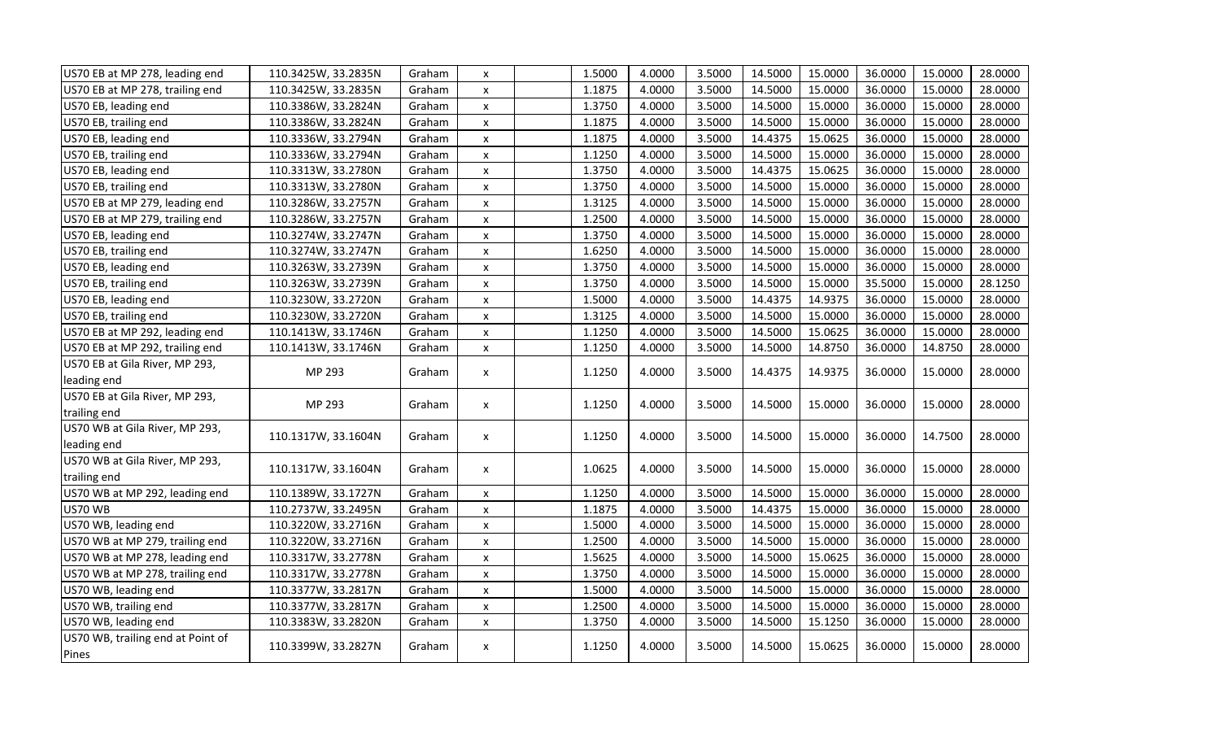| | | | | | | | | | | | | |
|---|---|---|---|---|---|---|---|---|---|---|---|---|
| US70 EB at MP 278, leading end | 110.3425W, 33.2835N | Graham | x | | 1.5000 | 4.0000 | 3.5000 | 14.5000 | 15.0000 | 36.0000 | 15.0000 | 28.0000 |
| US70 EB at MP 278, trailing end | 110.3425W, 33.2835N | Graham | x | | 1.1875 | 4.0000 | 3.5000 | 14.5000 | 15.0000 | 36.0000 | 15.0000 | 28.0000 |
| US70 EB, leading end | 110.3386W, 33.2824N | Graham | x | | 1.3750 | 4.0000 | 3.5000 | 14.5000 | 15.0000 | 36.0000 | 15.0000 | 28.0000 |
| US70 EB, trailing end | 110.3386W, 33.2824N | Graham | x | | 1.1875 | 4.0000 | 3.5000 | 14.5000 | 15.0000 | 36.0000 | 15.0000 | 28.0000 |
| US70 EB, leading end | 110.3336W, 33.2794N | Graham | x | | 1.1875 | 4.0000 | 3.5000 | 14.4375 | 15.0625 | 36.0000 | 15.0000 | 28.0000 |
| US70 EB, trailing end | 110.3336W, 33.2794N | Graham | x | | 1.1250 | 4.0000 | 3.5000 | 14.5000 | 15.0000 | 36.0000 | 15.0000 | 28.0000 |
| US70 EB, leading end | 110.3313W, 33.2780N | Graham | x | | 1.3750 | 4.0000 | 3.5000 | 14.4375 | 15.0625 | 36.0000 | 15.0000 | 28.0000 |
| US70 EB, trailing end | 110.3313W, 33.2780N | Graham | x | | 1.3750 | 4.0000 | 3.5000 | 14.5000 | 15.0000 | 36.0000 | 15.0000 | 28.0000 |
| US70 EB at MP 279, leading end | 110.3286W, 33.2757N | Graham | x | | 1.3125 | 4.0000 | 3.5000 | 14.5000 | 15.0000 | 36.0000 | 15.0000 | 28.0000 |
| US70 EB at MP 279, trailing end | 110.3286W, 33.2757N | Graham | x | | 1.2500 | 4.0000 | 3.5000 | 14.5000 | 15.0000 | 36.0000 | 15.0000 | 28.0000 |
| US70 EB, leading end | 110.3274W, 33.2747N | Graham | x | | 1.3750 | 4.0000 | 3.5000 | 14.5000 | 15.0000 | 36.0000 | 15.0000 | 28.0000 |
| US70 EB, trailing end | 110.3274W, 33.2747N | Graham | x | | 1.6250 | 4.0000 | 3.5000 | 14.5000 | 15.0000 | 36.0000 | 15.0000 | 28.0000 |
| US70 EB, leading end | 110.3263W, 33.2739N | Graham | x | | 1.3750 | 4.0000 | 3.5000 | 14.5000 | 15.0000 | 36.0000 | 15.0000 | 28.0000 |
| US70 EB, trailing end | 110.3263W, 33.2739N | Graham | x | | 1.3750 | 4.0000 | 3.5000 | 14.5000 | 15.0000 | 35.5000 | 15.0000 | 28.1250 |
| US70 EB, leading end | 110.3230W, 33.2720N | Graham | x | | 1.5000 | 4.0000 | 3.5000 | 14.4375 | 14.9375 | 36.0000 | 15.0000 | 28.0000 |
| US70 EB, trailing end | 110.3230W, 33.2720N | Graham | x | | 1.3125 | 4.0000 | 3.5000 | 14.5000 | 15.0000 | 36.0000 | 15.0000 | 28.0000 |
| US70 EB at MP 292, leading end | 110.1413W, 33.1746N | Graham | x | | 1.1250 | 4.0000 | 3.5000 | 14.5000 | 15.0625 | 36.0000 | 15.0000 | 28.0000 |
| US70 EB at MP 292, trailing end | 110.1413W, 33.1746N | Graham | x | | 1.1250 | 4.0000 | 3.5000 | 14.5000 | 14.8750 | 36.0000 | 14.8750 | 28.0000 |
| US70 EB at Gila River, MP 293, leading end | MP 293 | Graham | x | | 1.1250 | 4.0000 | 3.5000 | 14.4375 | 14.9375 | 36.0000 | 15.0000 | 28.0000 |
| US70 EB at Gila River, MP 293, trailing end | MP 293 | Graham | x | | 1.1250 | 4.0000 | 3.5000 | 14.5000 | 15.0000 | 36.0000 | 15.0000 | 28.0000 |
| US70 WB at Gila River, MP 293, leading end | 110.1317W, 33.1604N | Graham | x | | 1.1250 | 4.0000 | 3.5000 | 14.5000 | 15.0000 | 36.0000 | 14.7500 | 28.0000 |
| US70 WB at Gila River, MP 293, trailing end | 110.1317W, 33.1604N | Graham | x | | 1.0625 | 4.0000 | 3.5000 | 14.5000 | 15.0000 | 36.0000 | 15.0000 | 28.0000 |
| US70 WB at MP 292, leading end | 110.1389W, 33.1727N | Graham | x | | 1.1250 | 4.0000 | 3.5000 | 14.5000 | 15.0000 | 36.0000 | 15.0000 | 28.0000 |
| US70 WB | 110.2737W, 33.2495N | Graham | x | | 1.1875 | 4.0000 | 3.5000 | 14.4375 | 15.0000 | 36.0000 | 15.0000 | 28.0000 |
| US70 WB, leading end | 110.3220W, 33.2716N | Graham | x | | 1.5000 | 4.0000 | 3.5000 | 14.5000 | 15.0000 | 36.0000 | 15.0000 | 28.0000 |
| US70 WB at MP 279, trailing end | 110.3220W, 33.2716N | Graham | x | | 1.2500 | 4.0000 | 3.5000 | 14.5000 | 15.0000 | 36.0000 | 15.0000 | 28.0000 |
| US70 WB at MP 278, leading end | 110.3317W, 33.2778N | Graham | x | | 1.5625 | 4.0000 | 3.5000 | 14.5000 | 15.0625 | 36.0000 | 15.0000 | 28.0000 |
| US70 WB at MP 278, trailing end | 110.3317W, 33.2778N | Graham | x | | 1.3750 | 4.0000 | 3.5000 | 14.5000 | 15.0000 | 36.0000 | 15.0000 | 28.0000 |
| US70 WB, leading end | 110.3377W, 33.2817N | Graham | x | | 1.5000 | 4.0000 | 3.5000 | 14.5000 | 15.0000 | 36.0000 | 15.0000 | 28.0000 |
| US70 WB, trailing end | 110.3377W, 33.2817N | Graham | x | | 1.2500 | 4.0000 | 3.5000 | 14.5000 | 15.0000 | 36.0000 | 15.0000 | 28.0000 |
| US70 WB, leading end | 110.3383W, 33.2820N | Graham | x | | 1.3750 | 4.0000 | 3.5000 | 14.5000 | 15.1250 | 36.0000 | 15.0000 | 28.0000 |
| US70 WB, trailing end at Point of Pines | 110.3399W, 33.2827N | Graham | x | | 1.1250 | 4.0000 | 3.5000 | 14.5000 | 15.0625 | 36.0000 | 15.0000 | 28.0000 |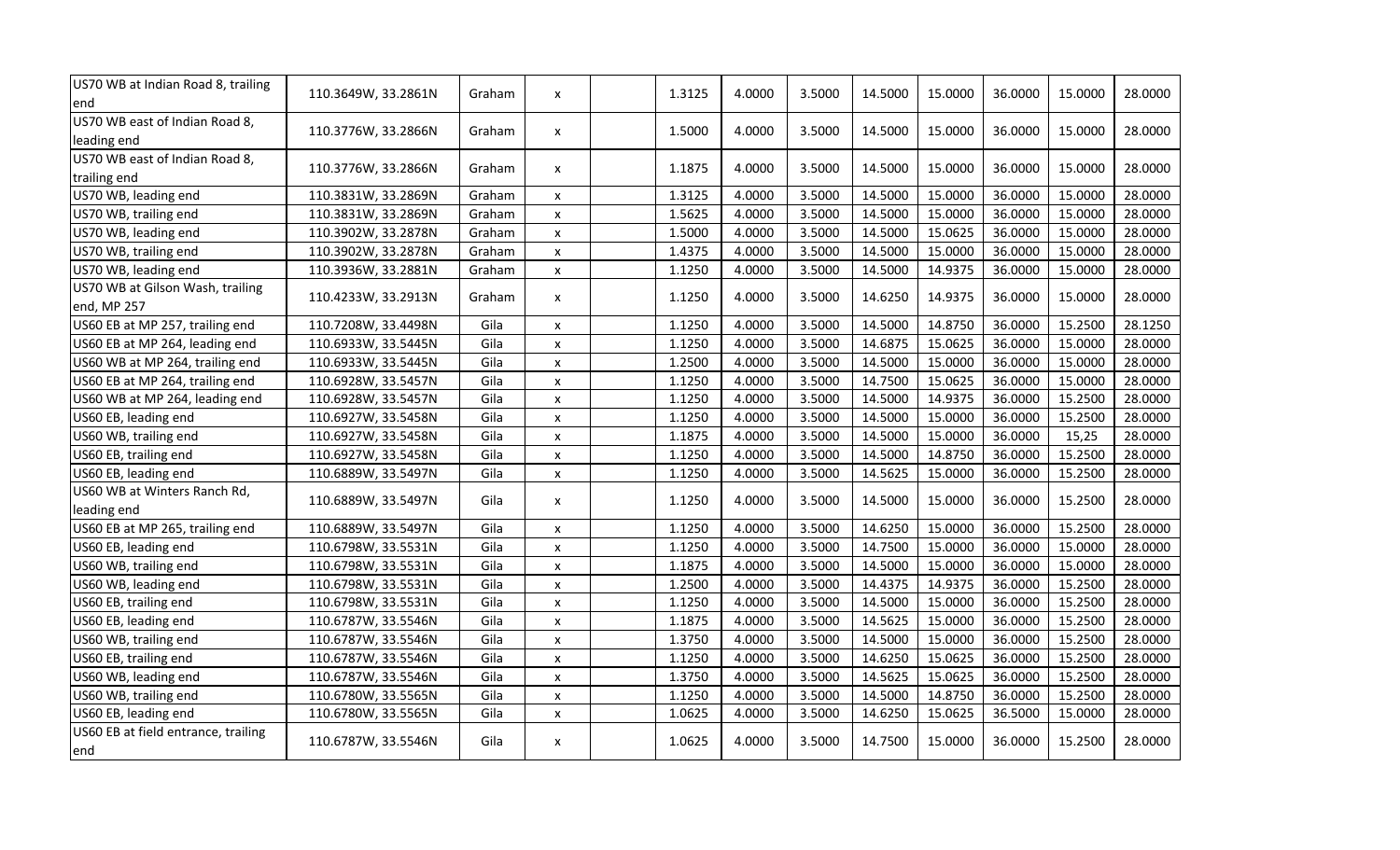| | | | | | | | | | | | | |
|---|---|---|---|---|---|---|---|---|---|---|---|---|
| US70 WB at Indian Road 8, trailing end | 110.3649W, 33.2861N | Graham | x | | 1.3125 | 4.0000 | 3.5000 | 14.5000 | 15.0000 | 36.0000 | 15.0000 | 28.0000 |
| US70 WB east of Indian Road 8, leading end | 110.3776W, 33.2866N | Graham | x | | 1.5000 | 4.0000 | 3.5000 | 14.5000 | 15.0000 | 36.0000 | 15.0000 | 28.0000 |
| US70 WB east of Indian Road 8, trailing end | 110.3776W, 33.2866N | Graham | x | | 1.1875 | 4.0000 | 3.5000 | 14.5000 | 15.0000 | 36.0000 | 15.0000 | 28.0000 |
| US70 WB, leading end | 110.3831W, 33.2869N | Graham | x | | 1.3125 | 4.0000 | 3.5000 | 14.5000 | 15.0000 | 36.0000 | 15.0000 | 28.0000 |
| US70 WB, trailing end | 110.3831W, 33.2869N | Graham | x | | 1.5625 | 4.0000 | 3.5000 | 14.5000 | 15.0000 | 36.0000 | 15.0000 | 28.0000 |
| US70 WB, leading end | 110.3902W, 33.2878N | Graham | x | | 1.5000 | 4.0000 | 3.5000 | 14.5000 | 15.0625 | 36.0000 | 15.0000 | 28.0000 |
| US70 WB, trailing end | 110.3902W, 33.2878N | Graham | x | | 1.4375 | 4.0000 | 3.5000 | 14.5000 | 15.0000 | 36.0000 | 15.0000 | 28.0000 |
| US70 WB, leading end | 110.3936W, 33.2881N | Graham | x | | 1.1250 | 4.0000 | 3.5000 | 14.5000 | 14.9375 | 36.0000 | 15.0000 | 28.0000 |
| US70 WB at Gilson Wash, trailing end, MP 257 | 110.4233W, 33.2913N | Graham | x | | 1.1250 | 4.0000 | 3.5000 | 14.6250 | 14.9375 | 36.0000 | 15.0000 | 28.0000 |
| US60 EB at MP 257, trailing end | 110.7208W, 33.4498N | Gila | x | | 1.1250 | 4.0000 | 3.5000 | 14.5000 | 14.8750 | 36.0000 | 15.2500 | 28.1250 |
| US60 EB at MP 264, leading end | 110.6933W, 33.5445N | Gila | x | | 1.1250 | 4.0000 | 3.5000 | 14.6875 | 15.0625 | 36.0000 | 15.0000 | 28.0000 |
| US60 WB at MP 264, trailing end | 110.6933W, 33.5445N | Gila | x | | 1.2500 | 4.0000 | 3.5000 | 14.5000 | 15.0000 | 36.0000 | 15.0000 | 28.0000 |
| US60 EB at MP 264, trailing end | 110.6928W, 33.5457N | Gila | x | | 1.1250 | 4.0000 | 3.5000 | 14.7500 | 15.0625 | 36.0000 | 15.0000 | 28.0000 |
| US60 WB at MP 264, leading end | 110.6928W, 33.5457N | Gila | x | | 1.1250 | 4.0000 | 3.5000 | 14.5000 | 14.9375 | 36.0000 | 15.2500 | 28.0000 |
| US60 EB, leading end | 110.6927W, 33.5458N | Gila | x | | 1.1250 | 4.0000 | 3.5000 | 14.5000 | 15.0000 | 36.0000 | 15.2500 | 28.0000 |
| US60 WB, trailing end | 110.6927W, 33.5458N | Gila | x | | 1.1875 | 4.0000 | 3.5000 | 14.5000 | 15.0000 | 36.0000 | 15,25 | 28.0000 |
| US60 EB, trailing end | 110.6927W, 33.5458N | Gila | x | | 1.1250 | 4.0000 | 3.5000 | 14.5000 | 14.8750 | 36.0000 | 15.2500 | 28.0000 |
| US60 EB, leading end | 110.6889W, 33.5497N | Gila | x | | 1.1250 | 4.0000 | 3.5000 | 14.5625 | 15.0000 | 36.0000 | 15.2500 | 28.0000 |
| US60 WB at Winters Ranch Rd, leading end | 110.6889W, 33.5497N | Gila | x | | 1.1250 | 4.0000 | 3.5000 | 14.5000 | 15.0000 | 36.0000 | 15.2500 | 28.0000 |
| US60 EB at MP 265, trailing end | 110.6889W, 33.5497N | Gila | x | | 1.1250 | 4.0000 | 3.5000 | 14.6250 | 15.0000 | 36.0000 | 15.2500 | 28.0000 |
| US60 EB, leading end | 110.6798W, 33.5531N | Gila | x | | 1.1250 | 4.0000 | 3.5000 | 14.7500 | 15.0000 | 36.0000 | 15.0000 | 28.0000 |
| US60 WB, trailing end | 110.6798W, 33.5531N | Gila | x | | 1.1875 | 4.0000 | 3.5000 | 14.5000 | 15.0000 | 36.0000 | 15.0000 | 28.0000 |
| US60 WB, leading end | 110.6798W, 33.5531N | Gila | x | | 1.2500 | 4.0000 | 3.5000 | 14.4375 | 14.9375 | 36.0000 | 15.2500 | 28.0000 |
| US60 EB, trailing end | 110.6798W, 33.5531N | Gila | x | | 1.1250 | 4.0000 | 3.5000 | 14.5000 | 15.0000 | 36.0000 | 15.2500 | 28.0000 |
| US60 EB, leading end | 110.6787W, 33.5546N | Gila | x | | 1.1875 | 4.0000 | 3.5000 | 14.5625 | 15.0000 | 36.0000 | 15.2500 | 28.0000 |
| US60 WB, trailing end | 110.6787W, 33.5546N | Gila | x | | 1.3750 | 4.0000 | 3.5000 | 14.5000 | 15.0000 | 36.0000 | 15.2500 | 28.0000 |
| US60 EB, trailing end | 110.6787W, 33.5546N | Gila | x | | 1.1250 | 4.0000 | 3.5000 | 14.6250 | 15.0625 | 36.0000 | 15.2500 | 28.0000 |
| US60 WB, leading end | 110.6787W, 33.5546N | Gila | x | | 1.3750 | 4.0000 | 3.5000 | 14.5625 | 15.0625 | 36.0000 | 15.2500 | 28.0000 |
| US60 WB, trailing end | 110.6780W, 33.5565N | Gila | x | | 1.1250 | 4.0000 | 3.5000 | 14.5000 | 14.8750 | 36.0000 | 15.2500 | 28.0000 |
| US60 EB, leading end | 110.6780W, 33.5565N | Gila | x | | 1.0625 | 4.0000 | 3.5000 | 14.6250 | 15.0625 | 36.5000 | 15.0000 | 28.0000 |
| US60 EB at field entrance, trailing end | 110.6787W, 33.5546N | Gila | x | | 1.0625 | 4.0000 | 3.5000 | 14.7500 | 15.0000 | 36.0000 | 15.2500 | 28.0000 |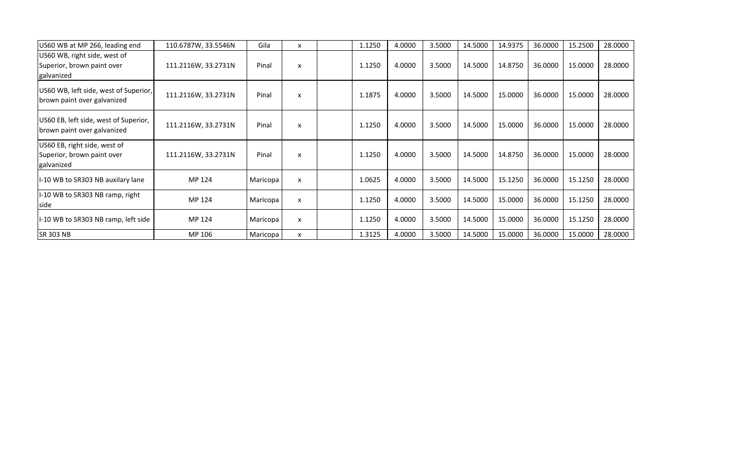| | | | | | | | | | | | | |
|---|---|---|---|---|---|---|---|---|---|---|---|---|
| US60 WB at MP 266, leading end | 110.6787W, 33.5546N | Gila | x | | 1.1250 | 4.0000 | 3.5000 | 14.5000 | 14.9375 | 36.0000 | 15.2500 | 28.0000 |
| US60 WB, right side, west of Superior, brown paint over galvanized | 111.2116W, 33.2731N | Pinal | x | | 1.1250 | 4.0000 | 3.5000 | 14.5000 | 14.8750 | 36.0000 | 15.0000 | 28.0000 |
| US60 WB, left side, west of Superior, brown paint over galvanized | 111.2116W, 33.2731N | Pinal | x | | 1.1875 | 4.0000 | 3.5000 | 14.5000 | 15.0000 | 36.0000 | 15.0000 | 28.0000 |
| US60 EB, left side, west of Superior, brown paint over galvanized | 111.2116W, 33.2731N | Pinal | x | | 1.1250 | 4.0000 | 3.5000 | 14.5000 | 15.0000 | 36.0000 | 15.0000 | 28.0000 |
| US60 EB, right side, west of Superior, brown paint over galvanized | 111.2116W, 33.2731N | Pinal | x | | 1.1250 | 4.0000 | 3.5000 | 14.5000 | 14.8750 | 36.0000 | 15.0000 | 28.0000 |
| I-10 WB to SR303 NB auxilary lane | MP 124 | Maricopa | x | | 1.0625 | 4.0000 | 3.5000 | 14.5000 | 15.1250 | 36.0000 | 15.1250 | 28.0000 |
| I-10 WB to SR303 NB ramp, right side | MP 124 | Maricopa | x | | 1.1250 | 4.0000 | 3.5000 | 14.5000 | 15.0000 | 36.0000 | 15.1250 | 28.0000 |
| I-10 WB to SR303 NB ramp, left side | MP 124 | Maricopa | x | | 1.1250 | 4.0000 | 3.5000 | 14.5000 | 15.0000 | 36.0000 | 15.1250 | 28.0000 |
| SR 303 NB | MP 106 | Maricopa | x | | 1.3125 | 4.0000 | 3.5000 | 14.5000 | 15.0000 | 36.0000 | 15.0000 | 28.0000 |